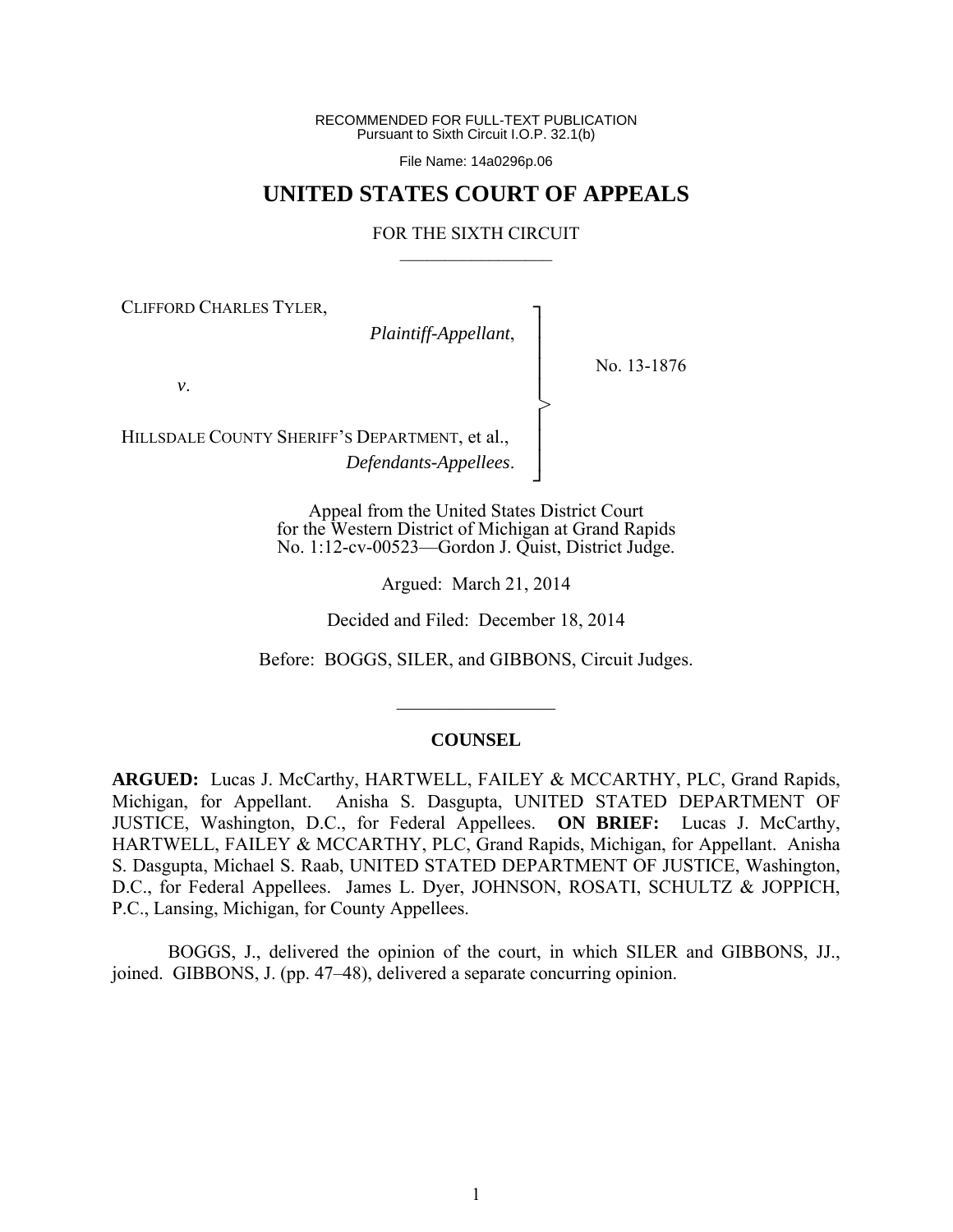RECOMMENDED FOR FULL-TEXT PUBLICATION
Pursuant to Sixth Circuit I.O.P. 32.1(b)

File Name: 14a0296p.06

# UNITED STATES COURT OF APPEALS

FOR THE SIXTH CIRCUIT

---

CLIFFORD CHARLES TYLER,
*Plaintiff-Appellant*,

*v*.

HILLSDALE COUNTY SHERIFF'S DEPARTMENT, et al.,
*Defendants-Appellees*.

No. 13-1876

Appeal from the United States District Court
for the Western District of Michigan at Grand Rapids
No. 1:12-cv-00523—Gordon J. Quist, District Judge.

Argued: March 21, 2014

Decided and Filed: December 18, 2014

Before: BOGGS, SILER, and GIBBONS, Circuit Judges.

---

## COUNSEL

**ARGUED:** Lucas J. McCarthy, HARTWELL, FAILEY & MCCARTHY, PLC, Grand Rapids, Michigan, for Appellant. Anisha S. Dasgupta, UNITED STATED DEPARTMENT OF JUSTICE, Washington, D.C., for Federal Appellees. **ON BRIEF:** Lucas J. McCarthy, HARTWELL, FAILEY & MCCARTHY, PLC, Grand Rapids, Michigan, for Appellant. Anisha S. Dasgupta, Michael S. Raab, UNITED STATED DEPARTMENT OF JUSTICE, Washington, D.C., for Federal Appellees. James L. Dyer, JOHNSON, ROSATI, SCHULTZ & JOPPICH, P.C., Lansing, Michigan, for County Appellees.

BOGGS, J., delivered the opinion of the court, in which SILER and GIBBONS, JJ., joined. GIBBONS, J. (pp. 47–48), delivered a separate concurring opinion.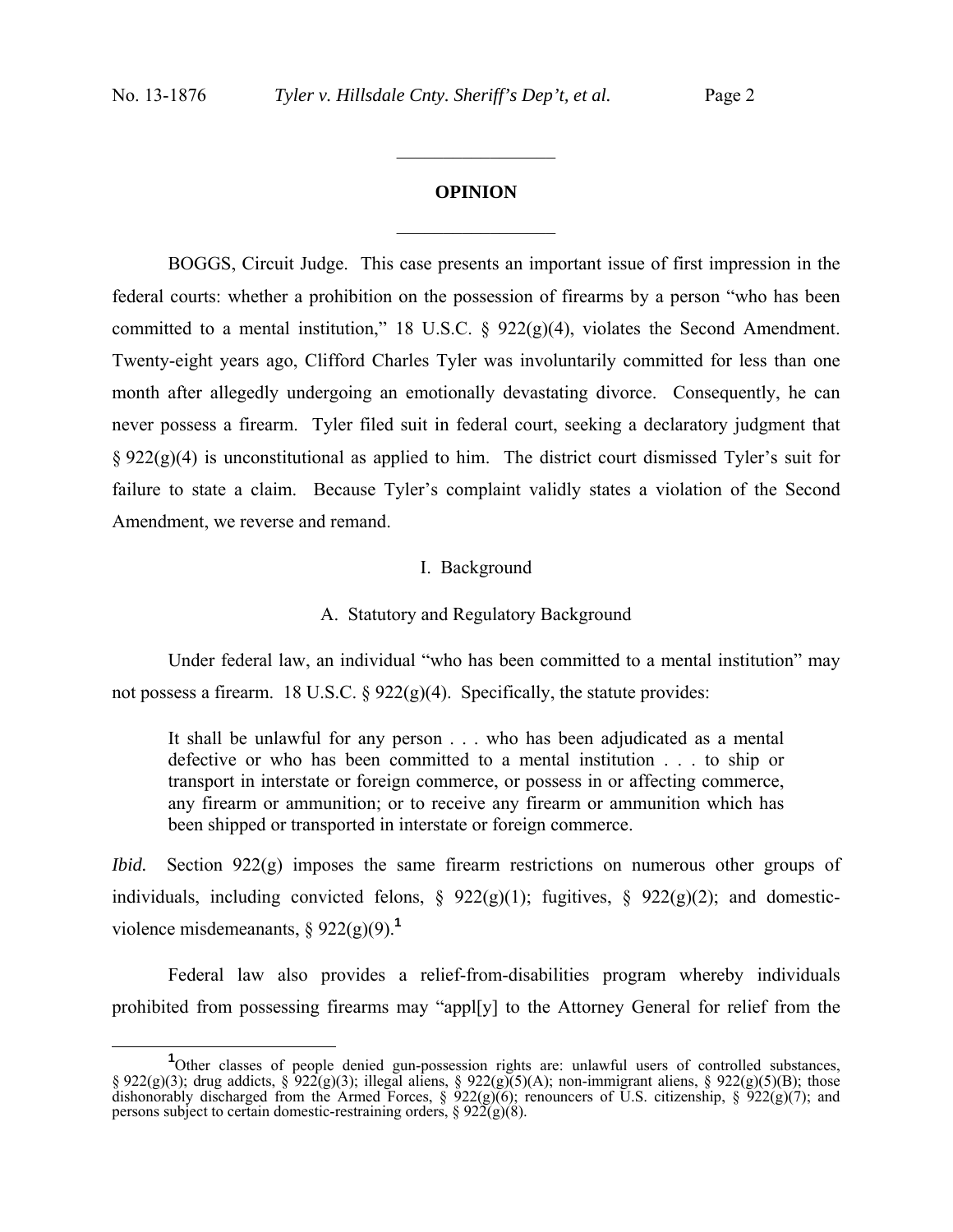## OPINION

BOGGS, Circuit Judge. This case presents an important issue of first impression in the federal courts: whether a prohibition on the possession of firearms by a person "who has been committed to a mental institution," 18 U.S.C. § 922(g)(4), violates the Second Amendment. Twenty-eight years ago, Clifford Charles Tyler was involuntarily committed for less than one month after allegedly undergoing an emotionally devastating divorce. Consequently, he can never possess a firearm. Tyler filed suit in federal court, seeking a declaratory judgment that § 922(g)(4) is unconstitutional as applied to him. The district court dismissed Tyler's suit for failure to state a claim. Because Tyler's complaint validly states a violation of the Second Amendment, we reverse and remand.

### I. Background

#### A. Statutory and Regulatory Background

Under federal law, an individual "who has been committed to a mental institution" may not possess a firearm. 18 U.S.C. § 922(g)(4). Specifically, the statute provides:

> It shall be unlawful for any person . . . who has been adjudicated as a mental defective or who has been committed to a mental institution . . . to ship or transport in interstate or foreign commerce, or possess in or affecting commerce, any firearm or ammunition; or to receive any firearm or ammunition which has been shipped or transported in interstate or foreign commerce.

*Ibid.* Section 922(g) imposes the same firearm restrictions on numerous other groups of individuals, including convicted felons, § 922(g)(1); fugitives, § 922(g)(2); and domestic-violence misdemeanants, § 922(g)(9).[1]

Federal law also provides a relief-from-disabilities program whereby individuals prohibited from possessing firearms may "appl[y] to the Attorney General for relief from the

[1] Other classes of people denied gun-possession rights are: unlawful users of controlled substances, § 922(g)(3); drug addicts, § 922(g)(3); illegal aliens, § 922(g)(5)(A); non-immigrant aliens, § 922(g)(5)(B); those dishonorably discharged from the Armed Forces, § 922(g)(6); renouncers of U.S. citizenship, § 922(g)(7); and persons subject to certain domestic-restraining orders, § 922(g)(8).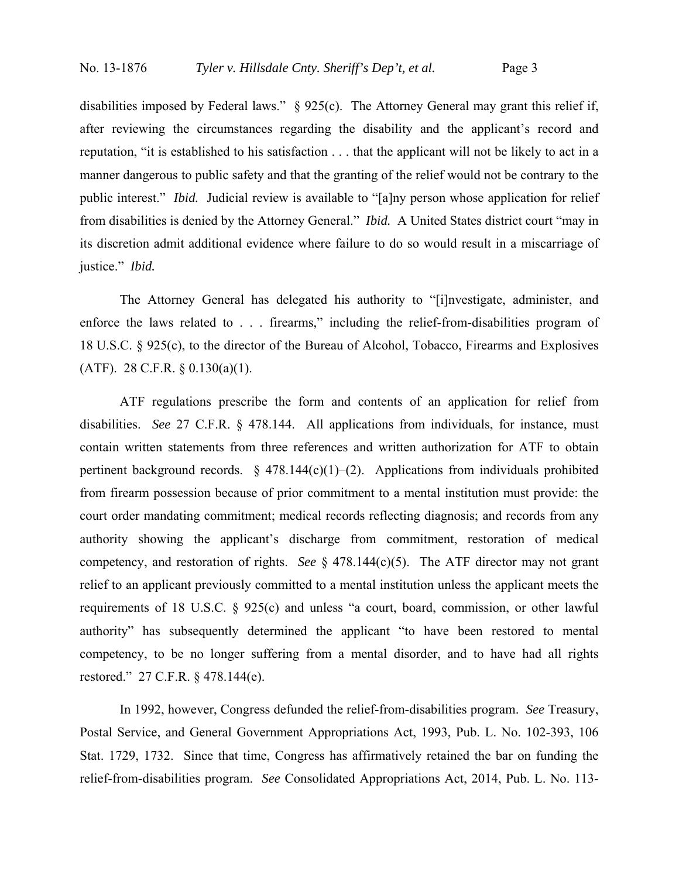disabilities imposed by Federal laws." § 925(c). The Attorney General may grant this relief if, after reviewing the circumstances regarding the disability and the applicant's record and reputation, "it is established to his satisfaction . . . that the applicant will not be likely to act in a manner dangerous to public safety and that the granting of the relief would not be contrary to the public interest." *Ibid.* Judicial review is available to "[a]ny person whose application for relief from disabilities is denied by the Attorney General." *Ibid.* A United States district court "may in its discretion admit additional evidence where failure to do so would result in a miscarriage of justice." *Ibid.*

The Attorney General has delegated his authority to "[i]nvestigate, administer, and enforce the laws related to . . . firearms," including the relief-from-disabilities program of 18 U.S.C. § 925(c), to the director of the Bureau of Alcohol, Tobacco, Firearms and Explosives (ATF). 28 C.F.R. § 0.130(a)(1).

ATF regulations prescribe the form and contents of an application for relief from disabilities. *See* 27 C.F.R. § 478.144. All applications from individuals, for instance, must contain written statements from three references and written authorization for ATF to obtain pertinent background records. § 478.144(c)(1)–(2). Applications from individuals prohibited from firearm possession because of prior commitment to a mental institution must provide: the court order mandating commitment; medical records reflecting diagnosis; and records from any authority showing the applicant's discharge from commitment, restoration of medical competency, and restoration of rights. *See* § 478.144(c)(5). The ATF director may not grant relief to an applicant previously committed to a mental institution unless the applicant meets the requirements of 18 U.S.C. § 925(c) and unless "a court, board, commission, or other lawful authority" has subsequently determined the applicant "to have been restored to mental competency, to be no longer suffering from a mental disorder, and to have had all rights restored." 27 C.F.R. § 478.144(e).

In 1992, however, Congress defunded the relief-from-disabilities program. *See* Treasury, Postal Service, and General Government Appropriations Act, 1993, Pub. L. No. 102-393, 106 Stat. 1729, 1732. Since that time, Congress has affirmatively retained the bar on funding the relief-from-disabilities program. *See* Consolidated Appropriations Act, 2014, Pub. L. No. 113-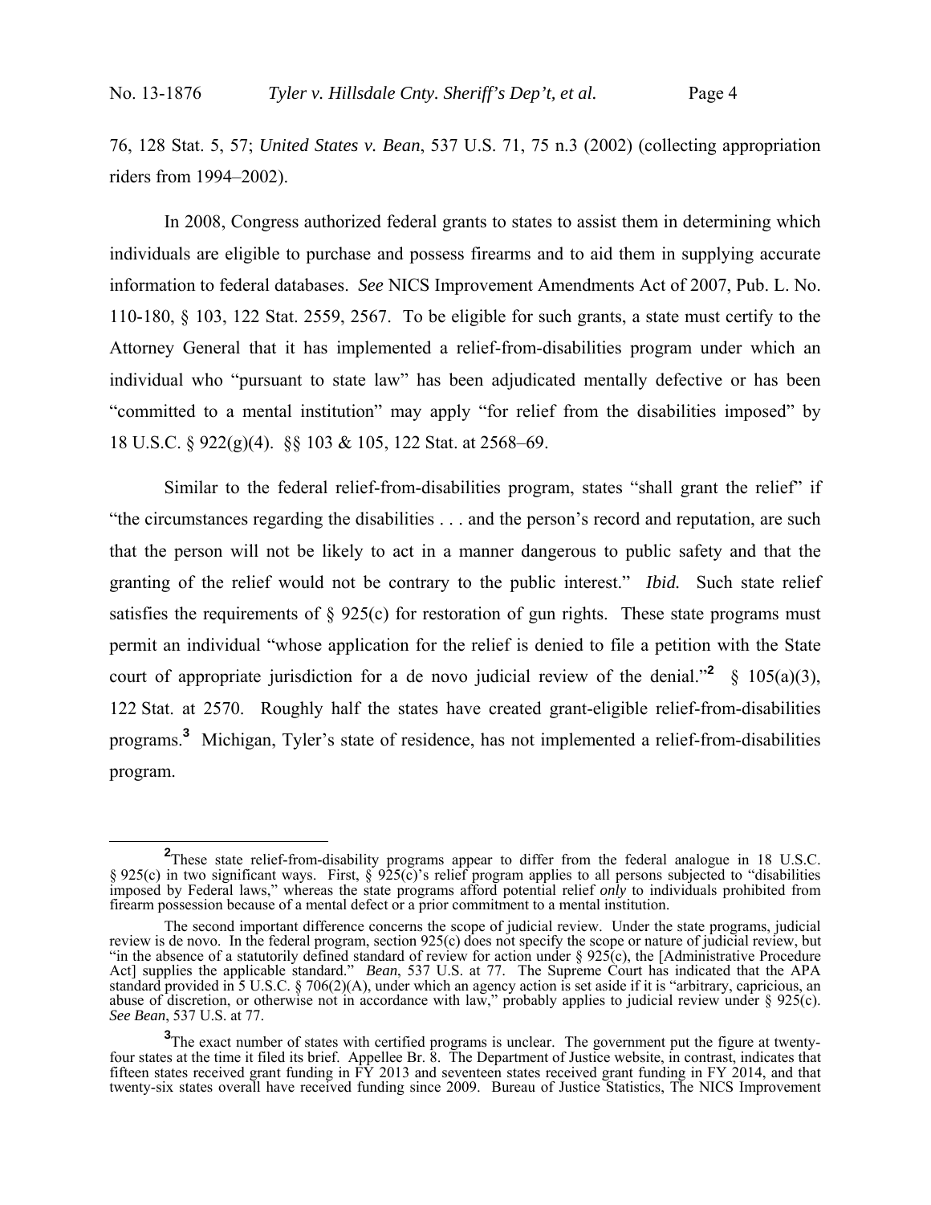76, 128 Stat. 5, 57; *United States v. Bean*, 537 U.S. 71, 75 n.3 (2002) (collecting appropriation riders from 1994–2002).

In 2008, Congress authorized federal grants to states to assist them in determining which individuals are eligible to purchase and possess firearms and to aid them in supplying accurate information to federal databases. *See* NICS Improvement Amendments Act of 2007, Pub. L. No. 110-180, § 103, 122 Stat. 2559, 2567. To be eligible for such grants, a state must certify to the Attorney General that it has implemented a relief-from-disabilities program under which an individual who "pursuant to state law" has been adjudicated mentally defective or has been "committed to a mental institution" may apply "for relief from the disabilities imposed" by 18 U.S.C. § 922(g)(4). §§ 103 & 105, 122 Stat. at 2568–69.

Similar to the federal relief-from-disabilities program, states "shall grant the relief" if "the circumstances regarding the disabilities . . . and the person's record and reputation, are such that the person will not be likely to act in a manner dangerous to public safety and that the granting of the relief would not be contrary to the public interest." *Ibid.* Such state relief satisfies the requirements of § 925(c) for restoration of gun rights. These state programs must permit an individual "whose application for the relief is denied to file a petition with the State court of appropriate jurisdiction for a de novo judicial review of the denial."[2] § 105(a)(3), 122 Stat. at 2570. Roughly half the states have created grant-eligible relief-from-disabilities programs.[3] Michigan, Tyler's state of residence, has not implemented a relief-from-disabilities program.

[2]These state relief-from-disability programs appear to differ from the federal analogue in 18 U.S.C. § 925(c) in two significant ways. First, § 925(c)'s relief program applies to all persons subjected to "disabilities imposed by Federal laws," whereas the state programs afford potential relief *only* to individuals prohibited from firearm possession because of a mental defect or a prior commitment to a mental institution.

The second important difference concerns the scope of judicial review. Under the state programs, judicial review is de novo. In the federal program, section 925(c) does not specify the scope or nature of judicial review, but "in the absence of a statutorily defined standard of review for action under § 925(c), the [Administrative Procedure Act] supplies the applicable standard." *Bean*, 537 U.S. at 77. The Supreme Court has indicated that the APA standard provided in 5 U.S.C. § 706(2)(A), under which an agency action is set aside if it is "arbitrary, capricious, an abuse of discretion, or otherwise not in accordance with law," probably applies to judicial review under § 925(c). *See Bean*, 537 U.S. at 77.

[3]The exact number of states with certified programs is unclear. The government put the figure at twenty-four states at the time it filed its brief. Appellee Br. 8. The Department of Justice website, in contrast, indicates that fifteen states received grant funding in FY 2013 and seventeen states received grant funding in FY 2014, and that twenty-six states overall have received funding since 2009. Bureau of Justice Statistics, The NICS Improvement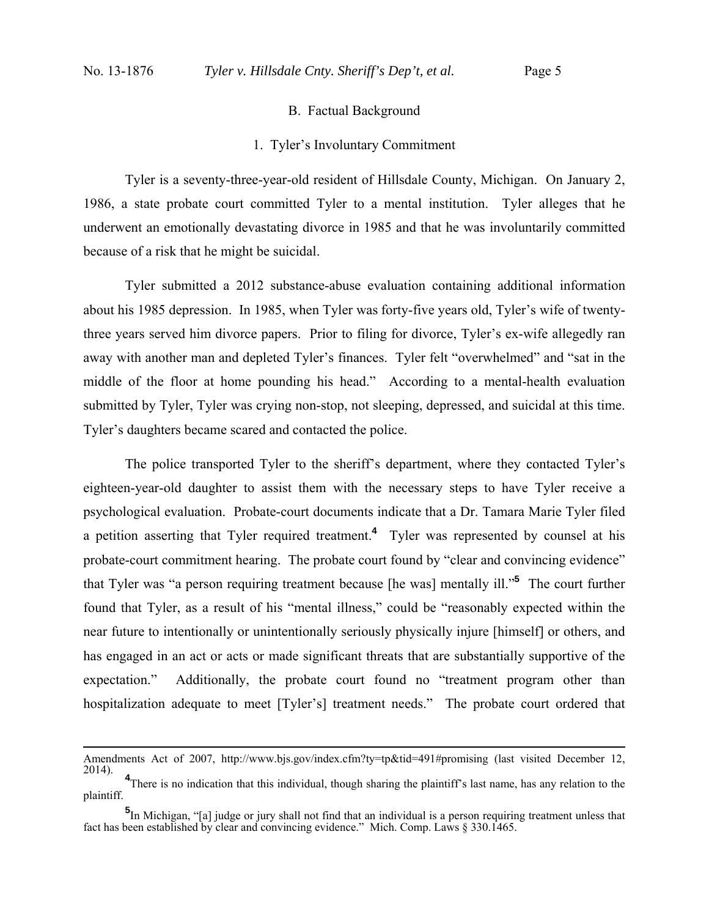## B. Factual Background

### 1. Tyler's Involuntary Commitment

Tyler is a seventy-three-year-old resident of Hillsdale County, Michigan. On January 2, 1986, a state probate court committed Tyler to a mental institution. Tyler alleges that he underwent an emotionally devastating divorce in 1985 and that he was involuntarily committed because of a risk that he might be suicidal.

Tyler submitted a 2012 substance-abuse evaluation containing additional information about his 1985 depression. In 1985, when Tyler was forty-five years old, Tyler's wife of twenty-three years served him divorce papers. Prior to filing for divorce, Tyler's ex-wife allegedly ran away with another man and depleted Tyler's finances. Tyler felt "overwhelmed" and "sat in the middle of the floor at home pounding his head." According to a mental-health evaluation submitted by Tyler, Tyler was crying non-stop, not sleeping, depressed, and suicidal at this time. Tyler's daughters became scared and contacted the police.

The police transported Tyler to the sheriff's department, where they contacted Tyler's eighteen-year-old daughter to assist them with the necessary steps to have Tyler receive a psychological evaluation. Probate-court documents indicate that a Dr. Tamara Marie Tyler filed a petition asserting that Tyler required treatment.[4] Tyler was represented by counsel at his probate-court commitment hearing. The probate court found by "clear and convincing evidence" that Tyler was "a person requiring treatment because [he was] mentally ill."[5] The court further found that Tyler, as a result of his "mental illness," could be "reasonably expected within the near future to intentionally or unintentionally seriously physically injure [himself] or others, and has engaged in an act or acts or made significant threats that are substantially supportive of the expectation." Additionally, the probate court found no "treatment program other than hospitalization adequate to meet [Tyler's] treatment needs." The probate court ordered that

---

Amendments Act of 2007, http://www.bjs.gov/index.cfm?ty=tp&tid=491#promising (last visited December 12, 2014).

[4] There is no indication that this individual, though sharing the plaintiff's last name, has any relation to the plaintiff.

[5] In Michigan, "[a] judge or jury shall not find that an individual is a person requiring treatment unless that fact has been established by clear and convincing evidence." Mich. Comp. Laws § 330.1465.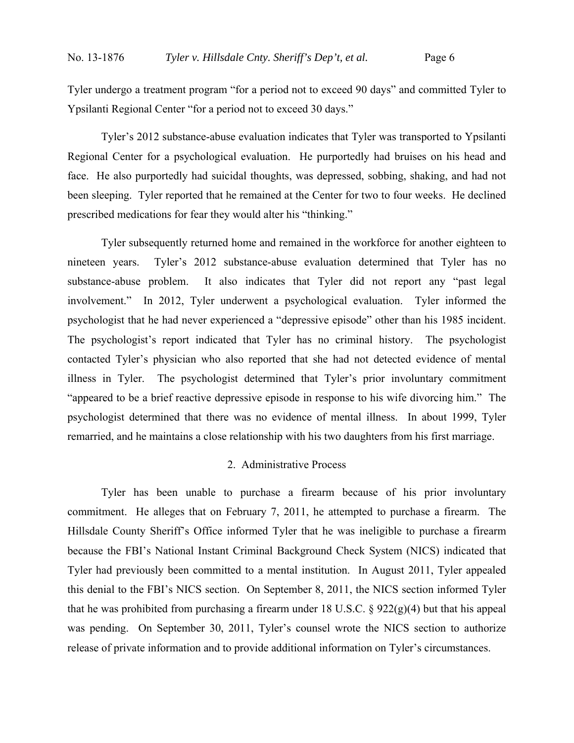Tyler undergo a treatment program "for a period not to exceed 90 days" and committed Tyler to Ypsilanti Regional Center "for a period not to exceed 30 days."

Tyler's 2012 substance-abuse evaluation indicates that Tyler was transported to Ypsilanti Regional Center for a psychological evaluation. He purportedly had bruises on his head and face. He also purportedly had suicidal thoughts, was depressed, sobbing, shaking, and had not been sleeping. Tyler reported that he remained at the Center for two to four weeks. He declined prescribed medications for fear they would alter his "thinking."

Tyler subsequently returned home and remained in the workforce for another eighteen to nineteen years. Tyler's 2012 substance-abuse evaluation determined that Tyler has no substance-abuse problem. It also indicates that Tyler did not report any "past legal involvement." In 2012, Tyler underwent a psychological evaluation. Tyler informed the psychologist that he had never experienced a "depressive episode" other than his 1985 incident. The psychologist's report indicated that Tyler has no criminal history. The psychologist contacted Tyler's physician who also reported that she had not detected evidence of mental illness in Tyler. The psychologist determined that Tyler's prior involuntary commitment "appeared to be a brief reactive depressive episode in response to his wife divorcing him." The psychologist determined that there was no evidence of mental illness. In about 1999, Tyler remarried, and he maintains a close relationship with his two daughters from his first marriage.

### 2. Administrative Process

Tyler has been unable to purchase a firearm because of his prior involuntary commitment. He alleges that on February 7, 2011, he attempted to purchase a firearm. The Hillsdale County Sheriff's Office informed Tyler that he was ineligible to purchase a firearm because the FBI's National Instant Criminal Background Check System (NICS) indicated that Tyler had previously been committed to a mental institution. In August 2011, Tyler appealed this denial to the FBI's NICS section. On September 8, 2011, the NICS section informed Tyler that he was prohibited from purchasing a firearm under 18 U.S.C. § 922(g)(4) but that his appeal was pending. On September 30, 2011, Tyler's counsel wrote the NICS section to authorize release of private information and to provide additional information on Tyler's circumstances.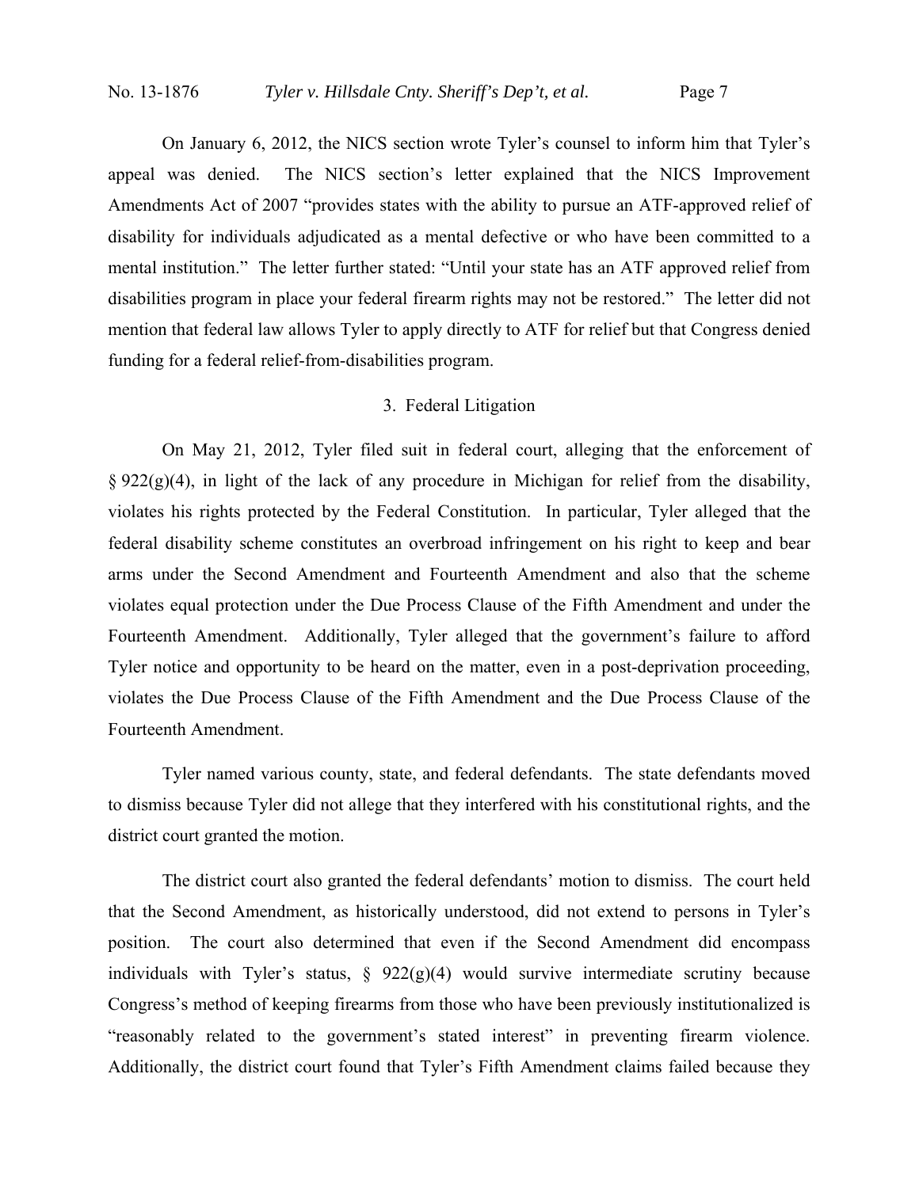On January 6, 2012, the NICS section wrote Tyler's counsel to inform him that Tyler's appeal was denied. The NICS section's letter explained that the NICS Improvement Amendments Act of 2007 "provides states with the ability to pursue an ATF-approved relief of disability for individuals adjudicated as a mental defective or who have been committed to a mental institution." The letter further stated: "Until your state has an ATF approved relief from disabilities program in place your federal firearm rights may not be restored." The letter did not mention that federal law allows Tyler to apply directly to ATF for relief but that Congress denied funding for a federal relief-from-disabilities program.

### 3. Federal Litigation

On May 21, 2012, Tyler filed suit in federal court, alleging that the enforcement of § 922(g)(4), in light of the lack of any procedure in Michigan for relief from the disability, violates his rights protected by the Federal Constitution. In particular, Tyler alleged that the federal disability scheme constitutes an overbroad infringement on his right to keep and bear arms under the Second Amendment and Fourteenth Amendment and also that the scheme violates equal protection under the Due Process Clause of the Fifth Amendment and under the Fourteenth Amendment. Additionally, Tyler alleged that the government's failure to afford Tyler notice and opportunity to be heard on the matter, even in a post-deprivation proceeding, violates the Due Process Clause of the Fifth Amendment and the Due Process Clause of the Fourteenth Amendment.

Tyler named various county, state, and federal defendants. The state defendants moved to dismiss because Tyler did not allege that they interfered with his constitutional rights, and the district court granted the motion.

The district court also granted the federal defendants' motion to dismiss. The court held that the Second Amendment, as historically understood, did not extend to persons in Tyler's position. The court also determined that even if the Second Amendment did encompass individuals with Tyler's status, § 922(g)(4) would survive intermediate scrutiny because Congress's method of keeping firearms from those who have been previously institutionalized is "reasonably related to the government's stated interest" in preventing firearm violence. Additionally, the district court found that Tyler's Fifth Amendment claims failed because they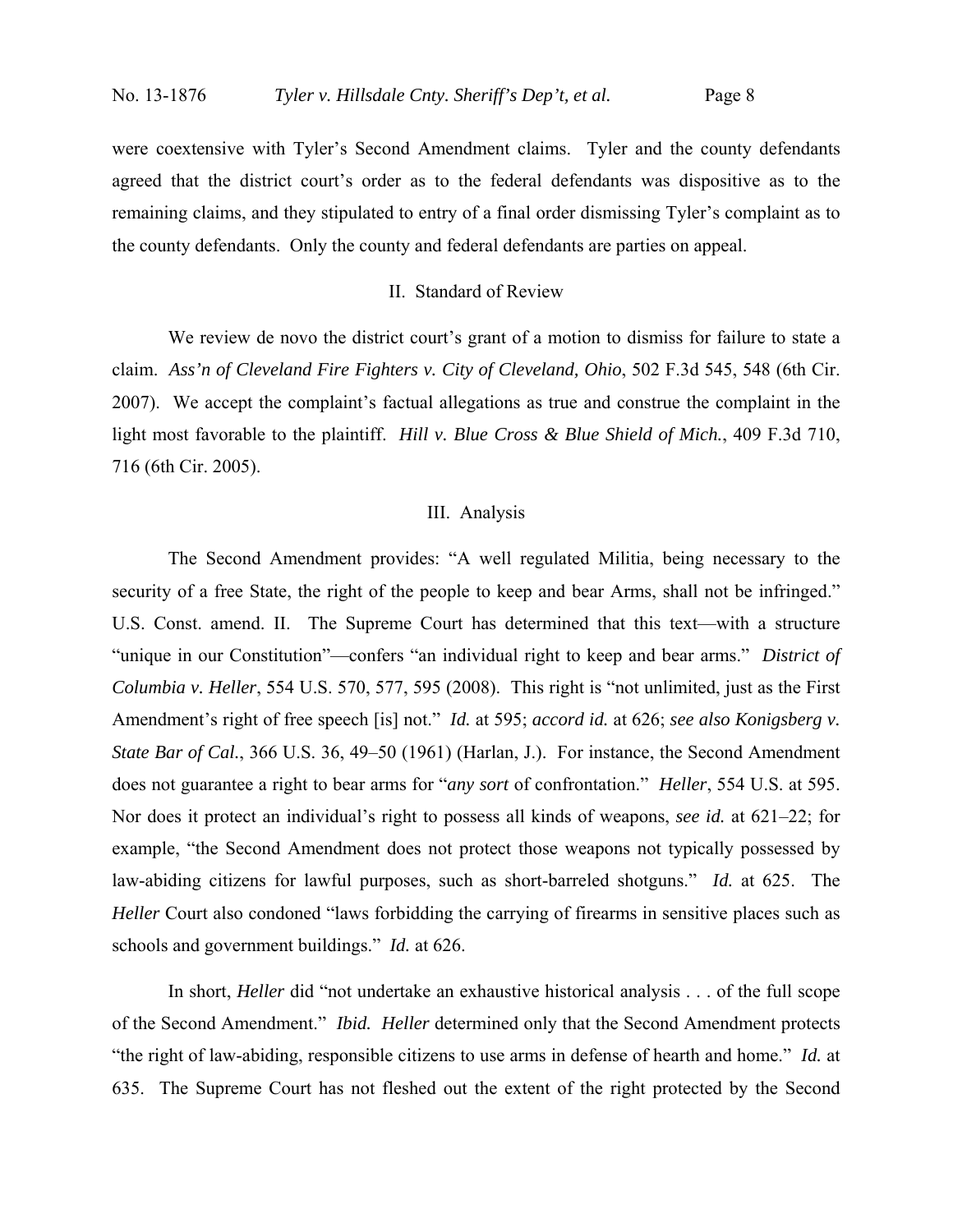were coextensive with Tyler's Second Amendment claims. Tyler and the county defendants agreed that the district court's order as to the federal defendants was dispositive as to the remaining claims, and they stipulated to entry of a final order dismissing Tyler's complaint as to the county defendants. Only the county and federal defendants are parties on appeal.

## II. Standard of Review

We review de novo the district court's grant of a motion to dismiss for failure to state a claim. *Ass'n of Cleveland Fire Fighters v. City of Cleveland, Ohio*, 502 F.3d 545, 548 (6th Cir. 2007). We accept the complaint's factual allegations as true and construe the complaint in the light most favorable to the plaintiff. *Hill v. Blue Cross & Blue Shield of Mich.*, 409 F.3d 710, 716 (6th Cir. 2005).

## III. Analysis

The Second Amendment provides: "A well regulated Militia, being necessary to the security of a free State, the right of the people to keep and bear Arms, shall not be infringed." U.S. Const. amend. II. The Supreme Court has determined that this text—with a structure "unique in our Constitution"—confers "an individual right to keep and bear arms." *District of Columbia v. Heller*, 554 U.S. 570, 577, 595 (2008). This right is "not unlimited, just as the First Amendment's right of free speech [is] not." *Id.* at 595; *accord id.* at 626; *see also Konigsberg v. State Bar of Cal.*, 366 U.S. 36, 49–50 (1961) (Harlan, J.). For instance, the Second Amendment does not guarantee a right to bear arms for "*any sort* of confrontation." *Heller*, 554 U.S. at 595. Nor does it protect an individual's right to possess all kinds of weapons, *see id.* at 621–22; for example, "the Second Amendment does not protect those weapons not typically possessed by law-abiding citizens for lawful purposes, such as short-barreled shotguns." *Id.* at 625. The *Heller* Court also condoned "laws forbidding the carrying of firearms in sensitive places such as schools and government buildings." *Id.* at 626.

In short, *Heller* did "not undertake an exhaustive historical analysis . . . of the full scope of the Second Amendment." *Ibid. Heller* determined only that the Second Amendment protects "the right of law-abiding, responsible citizens to use arms in defense of hearth and home." *Id.* at 635. The Supreme Court has not fleshed out the extent of the right protected by the Second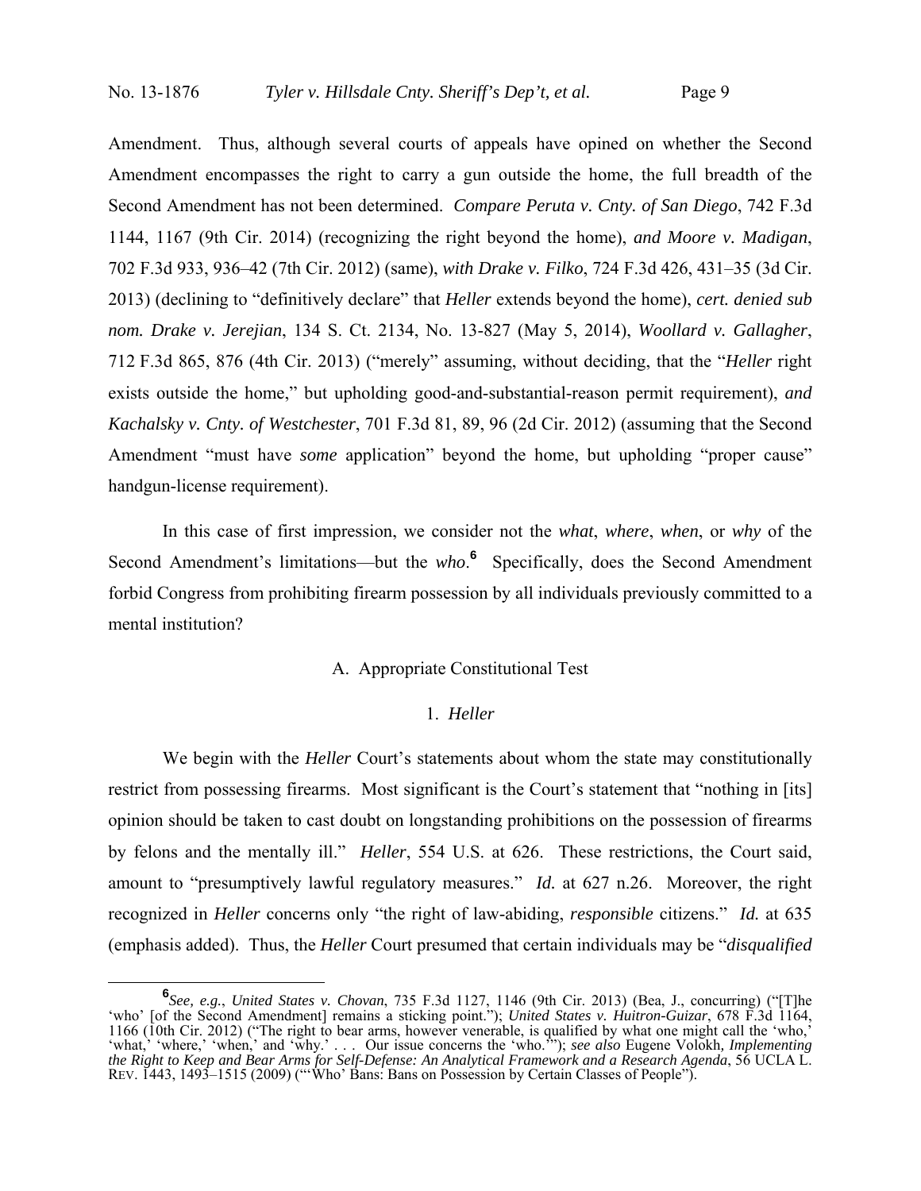Amendment. Thus, although several courts of appeals have opined on whether the Second Amendment encompasses the right to carry a gun outside the home, the full breadth of the Second Amendment has not been determined. *Compare Peruta v. Cnty. of San Diego*, 742 F.3d 1144, 1167 (9th Cir. 2014) (recognizing the right beyond the home), *and Moore v. Madigan*, 702 F.3d 933, 936–42 (7th Cir. 2012) (same), *with Drake v. Filko*, 724 F.3d 426, 431–35 (3d Cir. 2013) (declining to "definitively declare" that *Heller* extends beyond the home), *cert. denied sub nom. Drake v. Jerejian*, 134 S. Ct. 2134, No. 13-827 (May 5, 2014), *Woollard v. Gallagher*, 712 F.3d 865, 876 (4th Cir. 2013) ("merely" assuming, without deciding, that the "*Heller* right exists outside the home," but upholding good-and-substantial-reason permit requirement), *and Kachalsky v. Cnty. of Westchester*, 701 F.3d 81, 89, 96 (2d Cir. 2012) (assuming that the Second Amendment "must have *some* application" beyond the home, but upholding "proper cause" handgun-license requirement).

In this case of first impression, we consider not the *what*, *where*, *when*, or *why* of the Second Amendment's limitations—but the *who*.[6] Specifically, does the Second Amendment forbid Congress from prohibiting firearm possession by all individuals previously committed to a mental institution?

### A. Appropriate Constitutional Test

#### 1. *Heller*

We begin with the *Heller* Court's statements about whom the state may constitutionally restrict from possessing firearms. Most significant is the Court's statement that "nothing in [its] opinion should be taken to cast doubt on longstanding prohibitions on the possession of firearms by felons and the mentally ill." *Heller*, 554 U.S. at 626. These restrictions, the Court said, amount to "presumptively lawful regulatory measures." *Id.* at 627 n.26. Moreover, the right recognized in *Heller* concerns only "the right of law-abiding, *responsible* citizens." *Id.* at 635 (emphasis added). Thus, the *Heller* Court presumed that certain individuals may be "*disqualified*

---

[6] *See, e.g.*, *United States v. Chovan*, 735 F.3d 1127, 1146 (9th Cir. 2013) (Bea, J., concurring) ("[T]he 'who' [of the Second Amendment] remains a sticking point."); *United States v. Huitron-Guizar*, 678 F.3d 1164, 1166 (10th Cir. 2012) ("The right to bear arms, however venerable, is qualified by what one might call the 'who,' 'what,' 'where,' 'when,' and 'why.' . . . Our issue concerns the 'who.'"); *see also* Eugene Volokh, *Implementing the Right to Keep and Bear Arms for Self-Defense: An Analytical Framework and a Research Agenda*, 56 UCLA L. REV. 1443, 1493–1515 (2009) ("'Who' Bans: Bans on Possession by Certain Classes of People").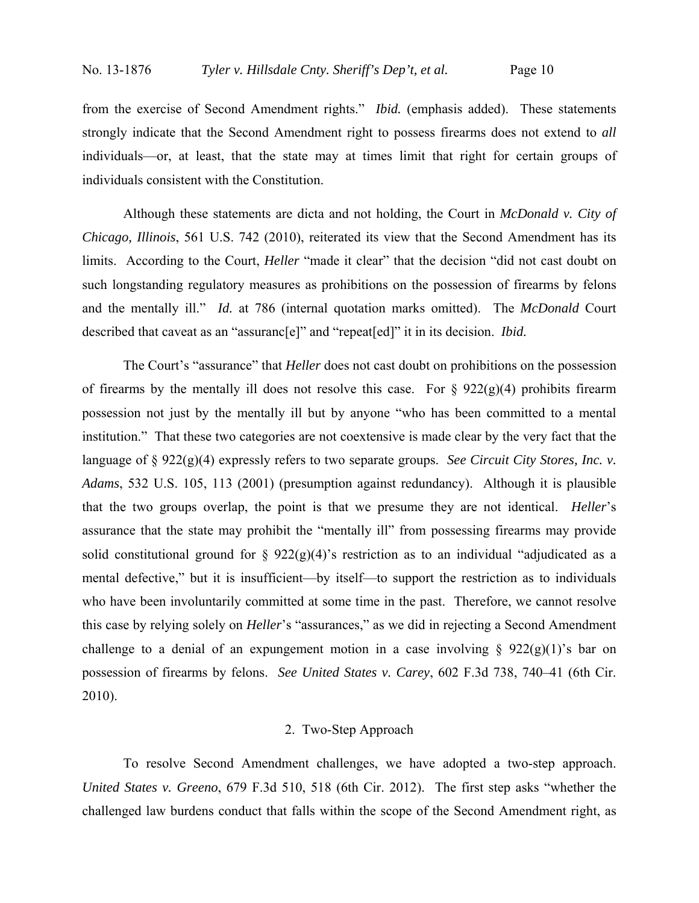from the exercise of Second Amendment rights." *Ibid.* (emphasis added). These statements strongly indicate that the Second Amendment right to possess firearms does not extend to *all* individuals—or, at least, that the state may at times limit that right for certain groups of individuals consistent with the Constitution.

Although these statements are dicta and not holding, the Court in *McDonald v. City of Chicago, Illinois*, 561 U.S. 742 (2010), reiterated its view that the Second Amendment has its limits. According to the Court, *Heller* "made it clear" that the decision "did not cast doubt on such longstanding regulatory measures as prohibitions on the possession of firearms by felons and the mentally ill." *Id.* at 786 (internal quotation marks omitted). The *McDonald* Court described that caveat as an "assuranc[e]" and "repeat[ed]" it in its decision. *Ibid.*

The Court's "assurance" that *Heller* does not cast doubt on prohibitions on the possession of firearms by the mentally ill does not resolve this case. For § 922(g)(4) prohibits firearm possession not just by the mentally ill but by anyone "who has been committed to a mental institution." That these two categories are not coextensive is made clear by the very fact that the language of § 922(g)(4) expressly refers to two separate groups. *See Circuit City Stores, Inc. v. Adams*, 532 U.S. 105, 113 (2001) (presumption against redundancy). Although it is plausible that the two groups overlap, the point is that we presume they are not identical. *Heller*'s assurance that the state may prohibit the "mentally ill" from possessing firearms may provide solid constitutional ground for § 922(g)(4)'s restriction as to an individual "adjudicated as a mental defective," but it is insufficient—by itself—to support the restriction as to individuals who have been involuntarily committed at some time in the past. Therefore, we cannot resolve this case by relying solely on *Heller*'s "assurances," as we did in rejecting a Second Amendment challenge to a denial of an expungement motion in a case involving § 922(g)(1)'s bar on possession of firearms by felons. *See United States v. Carey*, 602 F.3d 738, 740–41 (6th Cir. 2010).

### 2. Two-Step Approach

To resolve Second Amendment challenges, we have adopted a two-step approach. *United States v. Greeno*, 679 F.3d 510, 518 (6th Cir. 2012). The first step asks "whether the challenged law burdens conduct that falls within the scope of the Second Amendment right, as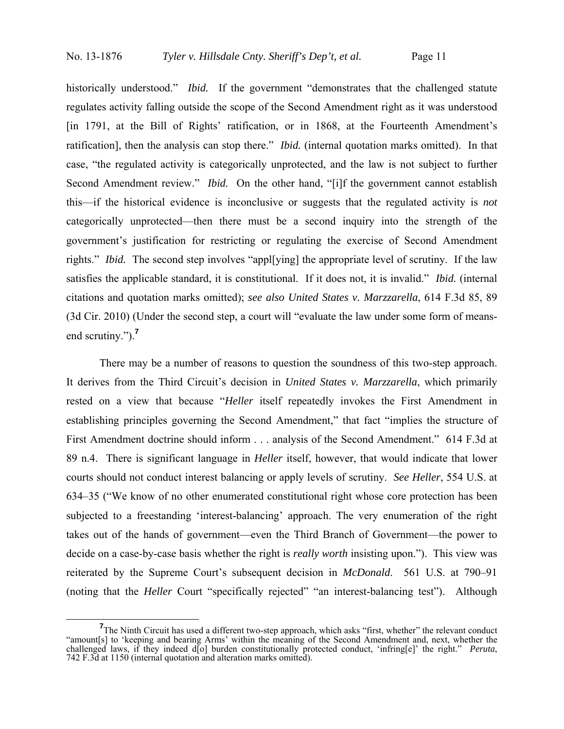historically understood." *Ibid.* If the government "demonstrates that the challenged statute regulates activity falling outside the scope of the Second Amendment right as it was understood [in 1791, at the Bill of Rights' ratification, or in 1868, at the Fourteenth Amendment's ratification], then the analysis can stop there." *Ibid.* (internal quotation marks omitted). In that case, "the regulated activity is categorically unprotected, and the law is not subject to further Second Amendment review." *Ibid.* On the other hand, "[i]f the government cannot establish this—if the historical evidence is inconclusive or suggests that the regulated activity is *not* categorically unprotected—then there must be a second inquiry into the strength of the government's justification for restricting or regulating the exercise of Second Amendment rights." *Ibid.* The second step involves "appl[ying] the appropriate level of scrutiny. If the law satisfies the applicable standard, it is constitutional. If it does not, it is invalid." *Ibid.* (internal citations and quotation marks omitted); *see also United States v. Marzzarella*, 614 F.3d 85, 89 (3d Cir. 2010) (Under the second step, a court will "evaluate the law under some form of means-end scrutiny.").[7]

There may be a number of reasons to question the soundness of this two-step approach. It derives from the Third Circuit's decision in *United States v. Marzzarella*, which primarily rested on a view that because "*Heller* itself repeatedly invokes the First Amendment in establishing principles governing the Second Amendment," that fact "implies the structure of First Amendment doctrine should inform . . . analysis of the Second Amendment." 614 F.3d at 89 n.4. There is significant language in *Heller* itself, however, that would indicate that lower courts should not conduct interest balancing or apply levels of scrutiny. *See Heller*, 554 U.S. at 634–35 ("We know of no other enumerated constitutional right whose core protection has been subjected to a freestanding 'interest-balancing' approach. The very enumeration of the right takes out of the hands of government—even the Third Branch of Government—the power to decide on a case-by-case basis whether the right is *really worth* insisting upon."). This view was reiterated by the Supreme Court's subsequent decision in *McDonald*. 561 U.S. at 790–91 (noting that the *Heller* Court "specifically rejected" "an interest-balancing test"). Although

[7] The Ninth Circuit has used a different two-step approach, which asks "first, whether" the relevant conduct "amount[s] to 'keeping and bearing Arms' within the meaning of the Second Amendment and, next, whether the challenged laws, if they indeed d[o] burden constitutionally protected conduct, 'infring[e]' the right." *Peruta*, 742 F.3d at 1150 (internal quotation and alteration marks omitted).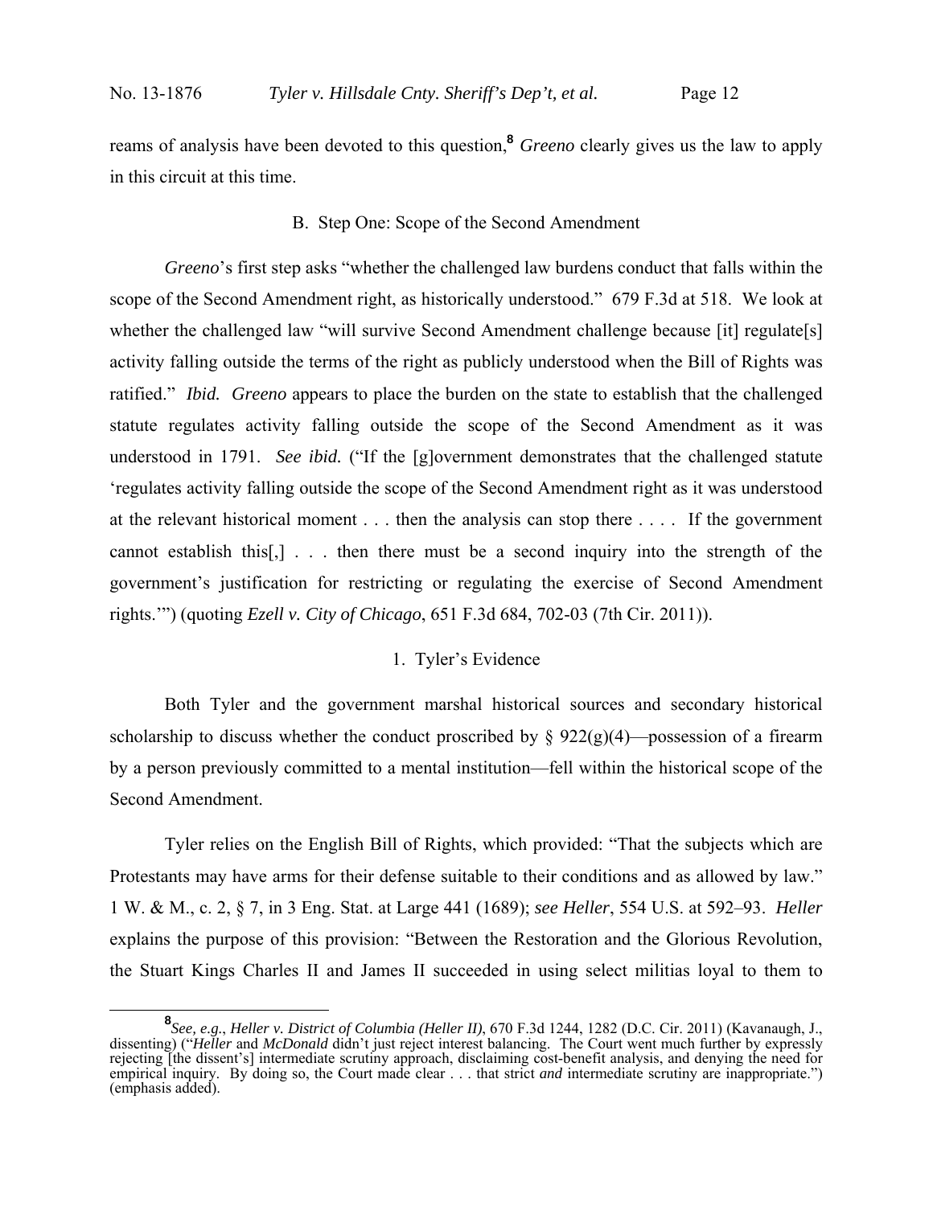reams of analysis have been devoted to this question,[8] *Greeno* clearly gives us the law to apply in this circuit at this time.

## B. Step One: Scope of the Second Amendment

*Greeno*'s first step asks "whether the challenged law burdens conduct that falls within the scope of the Second Amendment right, as historically understood." 679 F.3d at 518. We look at whether the challenged law "will survive Second Amendment challenge because [it] regulate[s] activity falling outside the terms of the right as publicly understood when the Bill of Rights was ratified." *Ibid.* *Greeno* appears to place the burden on the state to establish that the challenged statute regulates activity falling outside the scope of the Second Amendment as it was understood in 1791. *See ibid.* ("If the [g]overnment demonstrates that the challenged statute 'regulates activity falling outside the scope of the Second Amendment right as it was understood at the relevant historical moment . . . then the analysis can stop there . . . . If the government cannot establish this[,] . . . then there must be a second inquiry into the strength of the government's justification for restricting or regulating the exercise of Second Amendment rights.'") (quoting *Ezell v. City of Chicago*, 651 F.3d 684, 702-03 (7th Cir. 2011)).

### 1. Tyler's Evidence

Both Tyler and the government marshal historical sources and secondary historical scholarship to discuss whether the conduct proscribed by § 922(g)(4)—possession of a firearm by a person previously committed to a mental institution—fell within the historical scope of the Second Amendment.

Tyler relies on the English Bill of Rights, which provided: "That the subjects which are Protestants may have arms for their defense suitable to their conditions and as allowed by law." 1 W. & M., c. 2, § 7, in 3 Eng. Stat. at Large 441 (1689); *see Heller*, 554 U.S. at 592–93. *Heller* explains the purpose of this provision: "Between the Restoration and the Glorious Revolution, the Stuart Kings Charles II and James II succeeded in using select militias loyal to them to

---

[8] *See, e.g.*, *Heller v. District of Columbia (Heller II)*, 670 F.3d 1244, 1282 (D.C. Cir. 2011) (Kavanaugh, J., dissenting) ("*Heller* and *McDonald* didn't just reject interest balancing. The Court went much further by expressly rejecting [the dissent's] intermediate scrutiny approach, disclaiming cost-benefit analysis, and denying the need for empirical inquiry. By doing so, the Court made clear . . . that strict *and* intermediate scrutiny are inappropriate.") (emphasis added).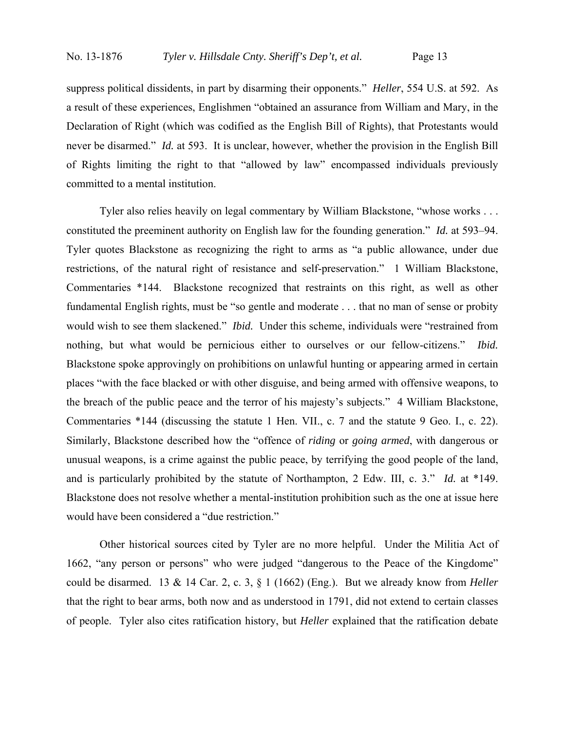suppress political dissidents, in part by disarming their opponents." *Heller*, 554 U.S. at 592. As a result of these experiences, Englishmen "obtained an assurance from William and Mary, in the Declaration of Right (which was codified as the English Bill of Rights), that Protestants would never be disarmed." *Id.* at 593. It is unclear, however, whether the provision in the English Bill of Rights limiting the right to that "allowed by law" encompassed individuals previously committed to a mental institution.

Tyler also relies heavily on legal commentary by William Blackstone, "whose works . . . constituted the preeminent authority on English law for the founding generation." *Id.* at 593–94. Tyler quotes Blackstone as recognizing the right to arms as "a public allowance, under due restrictions, of the natural right of resistance and self-preservation." 1 William Blackstone, Commentaries *144. Blackstone recognized that restraints on this right, as well as other fundamental English rights, must be "so gentle and moderate . . . that no man of sense or probity would wish to see them slackened." *Ibid.* Under this scheme, individuals were "restrained from nothing, but what would be pernicious either to ourselves or our fellow-citizens." *Ibid.* Blackstone spoke approvingly on prohibitions on unlawful hunting or appearing armed in certain places "with the face blacked or with other disguise, and being armed with offensive weapons, to the breach of the public peace and the terror of his majesty's subjects." 4 William Blackstone, Commentaries *144 (discussing the statute 1 Hen. VII., c. 7 and the statute 9 Geo. I., c. 22). Similarly, Blackstone described how the "offence of *riding* or *going armed*, with dangerous or unusual weapons, is a crime against the public peace, by terrifying the good people of the land, and is particularly prohibited by the statute of Northampton, 2 Edw. III, c. 3." *Id.* at *149. Blackstone does not resolve whether a mental-institution prohibition such as the one at issue here would have been considered a "due restriction."

Other historical sources cited by Tyler are no more helpful. Under the Militia Act of 1662, "any person or persons" who were judged "dangerous to the Peace of the Kingdome" could be disarmed. 13 & 14 Car. 2, c. 3, § 1 (1662) (Eng.). But we already know from *Heller* that the right to bear arms, both now and as understood in 1791, did not extend to certain classes of people. Tyler also cites ratification history, but *Heller* explained that the ratification debate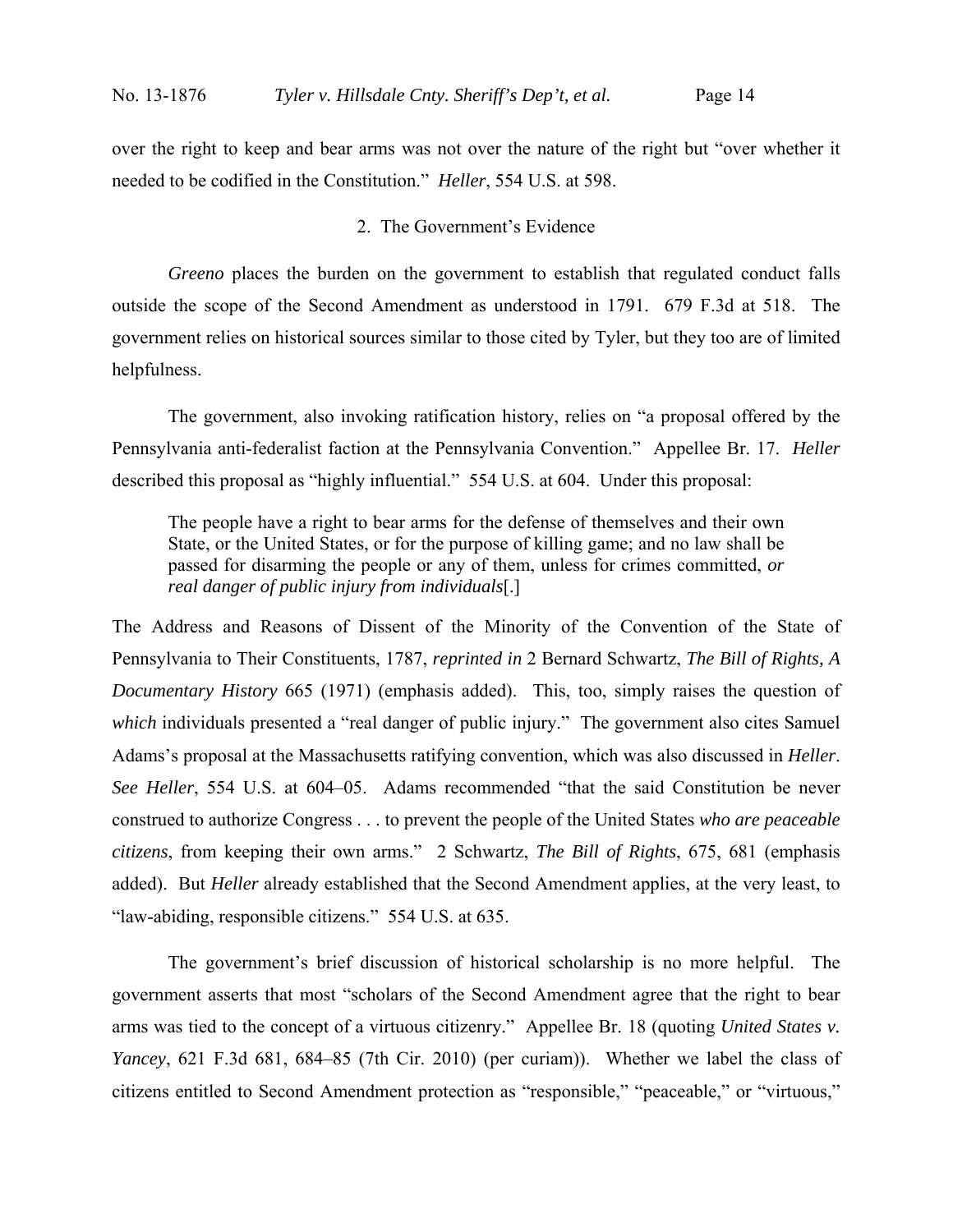over the right to keep and bear arms was not over the nature of the right but "over whether it needed to be codified in the Constitution." *Heller*, 554 U.S. at 598.

### 2. The Government's Evidence

*Greeno* places the burden on the government to establish that regulated conduct falls outside the scope of the Second Amendment as understood in 1791. 679 F.3d at 518. The government relies on historical sources similar to those cited by Tyler, but they too are of limited helpfulness.

The government, also invoking ratification history, relies on "a proposal offered by the Pennsylvania anti-federalist faction at the Pennsylvania Convention." Appellee Br. 17. *Heller* described this proposal as "highly influential." 554 U.S. at 604. Under this proposal:

> The people have a right to bear arms for the defense of themselves and their own State, or the United States, or for the purpose of killing game; and no law shall be passed for disarming the people or any of them, unless for crimes committed, *or real danger of public injury from individuals*[.]

The Address and Reasons of Dissent of the Minority of the Convention of the State of Pennsylvania to Their Constituents, 1787, *reprinted in* 2 Bernard Schwartz, *The Bill of Rights, A Documentary History* 665 (1971) (emphasis added). This, too, simply raises the question of *which* individuals presented a "real danger of public injury." The government also cites Samuel Adams's proposal at the Massachusetts ratifying convention, which was also discussed in *Heller*. *See Heller*, 554 U.S. at 604–05. Adams recommended "that the said Constitution be never construed to authorize Congress . . . to prevent the people of the United States *who are peaceable citizens*, from keeping their own arms." 2 Schwartz, *The Bill of Rights*, 675, 681 (emphasis added). But *Heller* already established that the Second Amendment applies, at the very least, to "law-abiding, responsible citizens." 554 U.S. at 635.

The government's brief discussion of historical scholarship is no more helpful. The government asserts that most "scholars of the Second Amendment agree that the right to bear arms was tied to the concept of a virtuous citizenry." Appellee Br. 18 (quoting *United States v. Yancey*, 621 F.3d 681, 684–85 (7th Cir. 2010) (per curiam)). Whether we label the class of citizens entitled to Second Amendment protection as "responsible," "peaceable," or "virtuous,"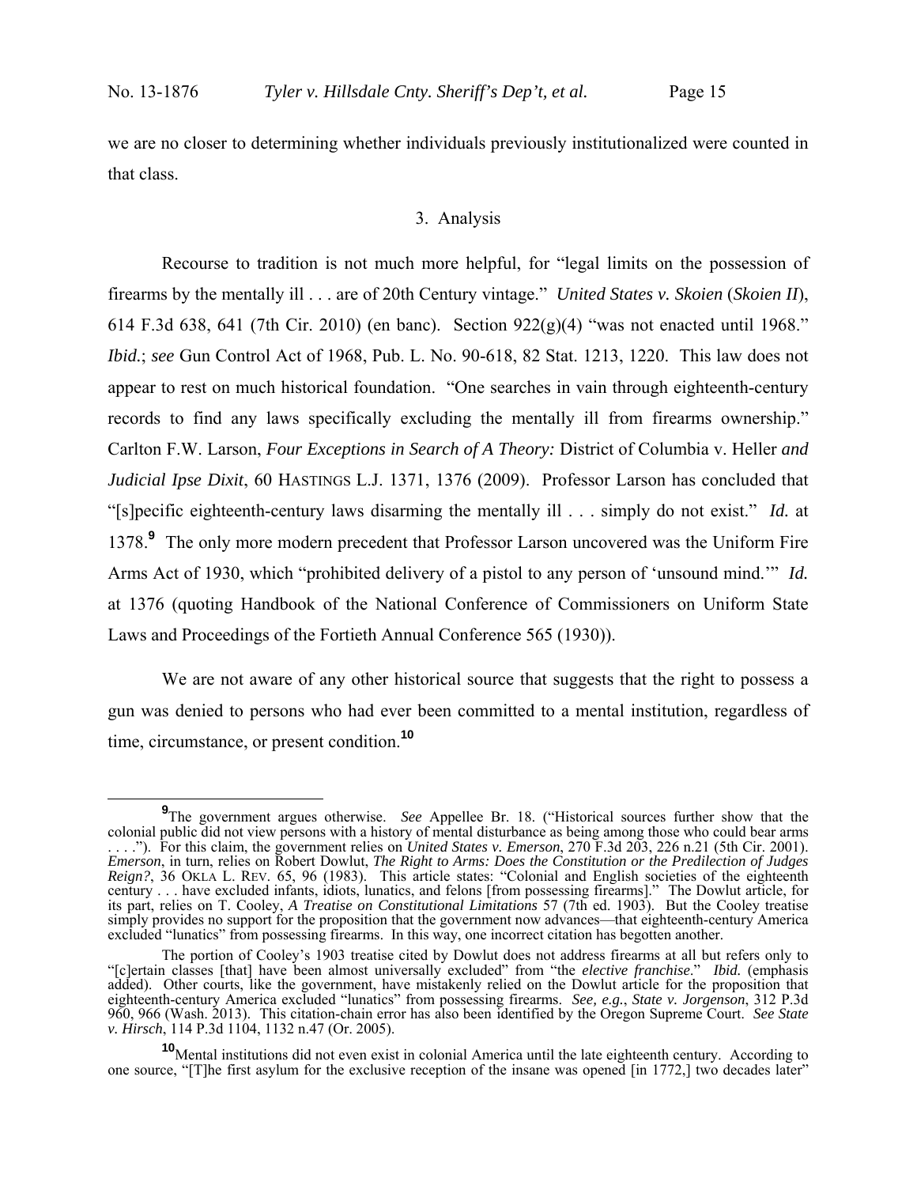we are no closer to determining whether individuals previously institutionalized were counted in that class.

### 3. Analysis

Recourse to tradition is not much more helpful, for "legal limits on the possession of firearms by the mentally ill . . . are of 20th Century vintage." *United States v. Skoien* (*Skoien II*), 614 F.3d 638, 641 (7th Cir. 2010) (en banc). Section 922(g)(4) "was not enacted until 1968." *Ibid.*; *see* Gun Control Act of 1968, Pub. L. No. 90-618, 82 Stat. 1213, 1220. This law does not appear to rest on much historical foundation. "One searches in vain through eighteenth-century records to find any laws specifically excluding the mentally ill from firearms ownership." Carlton F.W. Larson, *Four Exceptions in Search of A Theory:* District of Columbia v. Heller *and Judicial Ipse Dixit*, 60 HASTINGS L.J. 1371, 1376 (2009). Professor Larson has concluded that "[s]pecific eighteenth-century laws disarming the mentally ill . . . simply do not exist." *Id.* at 1378.[9] The only more modern precedent that Professor Larson uncovered was the Uniform Fire Arms Act of 1930, which "prohibited delivery of a pistol to any person of 'unsound mind.'" *Id.* at 1376 (quoting Handbook of the National Conference of Commissioners on Uniform State Laws and Proceedings of the Fortieth Annual Conference 565 (1930)).

We are not aware of any other historical source that suggests that the right to possess a gun was denied to persons who had ever been committed to a mental institution, regardless of time, circumstance, or present condition.[10]

---

[9]The government argues otherwise. *See* Appellee Br. 18. ("Historical sources further show that the colonial public did not view persons with a history of mental disturbance as being among those who could bear arms . . . ."). For this claim, the government relies on *United States v. Emerson*, 270 F.3d 203, 226 n.21 (5th Cir. 2001). *Emerson*, in turn, relies on Robert Dowlut, *The Right to Arms: Does the Constitution or the Predilection of Judges Reign?*, 36 OKLA L. REV. 65, 96 (1983). This article states: "Colonial and English societies of the eighteenth century . . . have excluded infants, idiots, lunatics, and felons [from possessing firearms]." The Dowlut article, for its part, relies on T. Cooley, *A Treatise on Constitutional Limitations* 57 (7th ed. 1903). But the Cooley treatise simply provides no support for the proposition that the government now advances—that eighteenth-century America excluded "lunatics" from possessing firearms. In this way, one incorrect citation has begotten another.

The portion of Cooley's 1903 treatise cited by Dowlut does not address firearms at all but refers only to "[c]ertain classes [that] have been almost universally excluded" from "the *elective franchise*." *Ibid.* (emphasis added). Other courts, like the government, have mistakenly relied on the Dowlut article for the proposition that eighteenth-century America excluded "lunatics" from possessing firearms. *See, e.g.*, *State v. Jorgenson*, 312 P.3d 960, 966 (Wash. 2013). This citation-chain error has also been identified by the Oregon Supreme Court. *See State v. Hirsch*, 114 P.3d 1104, 1132 n.47 (Or. 2005).

[10]Mental institutions did not even exist in colonial America until the late eighteenth century. According to one source, "[T]he first asylum for the exclusive reception of the insane was opened [in 1772,] two decades later"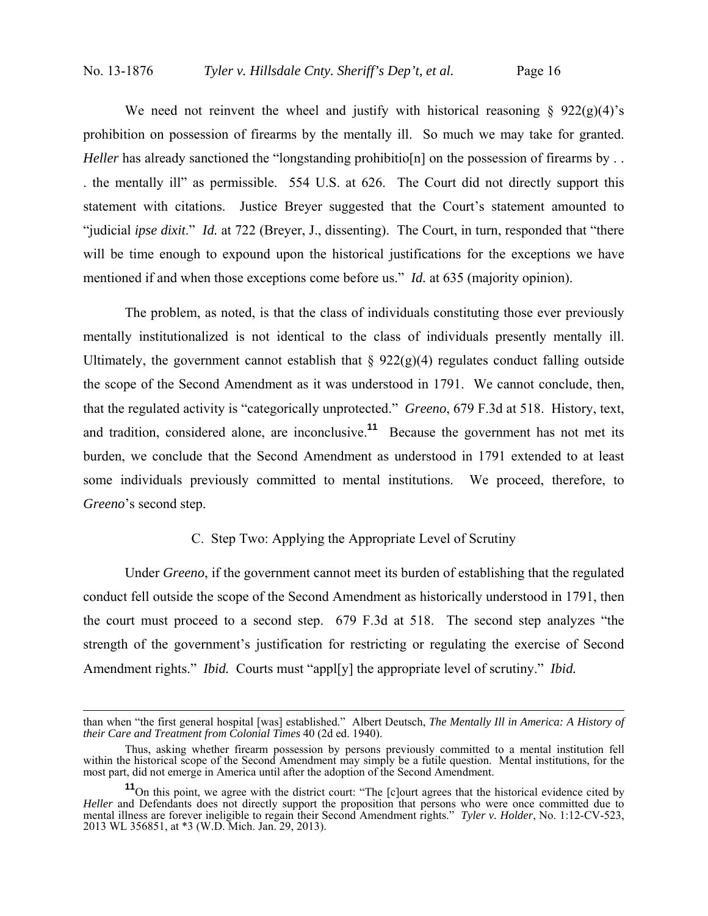We need not reinvent the wheel and justify with historical reasoning § 922(g)(4)'s prohibition on possession of firearms by the mentally ill. So much we may take for granted. *Heller* has already sanctioned the "longstanding prohibitio[n] on the possession of firearms by . . . the mentally ill" as permissible. 554 U.S. at 626. The Court did not directly support this statement with citations. Justice Breyer suggested that the Court's statement amounted to "judicial *ipse dixit*." *Id.* at 722 (Breyer, J., dissenting). The Court, in turn, responded that "there will be time enough to expound upon the historical justifications for the exceptions we have mentioned if and when those exceptions come before us." *Id.* at 635 (majority opinion).

The problem, as noted, is that the class of individuals constituting those ever previously mentally institutionalized is not identical to the class of individuals presently mentally ill. Ultimately, the government cannot establish that § 922(g)(4) regulates conduct falling outside the scope of the Second Amendment as it was understood in 1791. We cannot conclude, then, that the regulated activity is "categorically unprotected." *Greeno*, 679 F.3d at 518. History, text, and tradition, considered alone, are inconclusive.[11] Because the government has not met its burden, we conclude that the Second Amendment as understood in 1791 extended to at least some individuals previously committed to mental institutions. We proceed, therefore, to *Greeno*'s second step.

### C. Step Two: Applying the Appropriate Level of Scrutiny

Under *Greeno*, if the government cannot meet its burden of establishing that the regulated conduct fell outside the scope of the Second Amendment as historically understood in 1791, then the court must proceed to a second step. 679 F.3d at 518. The second step analyzes "the strength of the government's justification for restricting or regulating the exercise of Second Amendment rights." *Ibid.* Courts must "appl[y] the appropriate level of scrutiny." *Ibid.*

---

than when "the first general hospital [was] established." Albert Deutsch, *The Mentally Ill in America: A History of their Care and Treatment from Colonial Times* 40 (2d ed. 1940).

Thus, asking whether firearm possession by persons previously committed to a mental institution fell within the historical scope of the Second Amendment may simply be a futile question. Mental institutions, for the most part, did not emerge in America until after the adoption of the Second Amendment.

[11] On this point, we agree with the district court: "The [c]ourt agrees that the historical evidence cited by *Heller* and Defendants does not directly support the proposition that persons who were once committed due to mental illness are forever ineligible to regain their Second Amendment rights." *Tyler v. Holder*, No. 1:12-CV-523, 2013 WL 356851, at *3 (W.D. Mich. Jan. 29, 2013).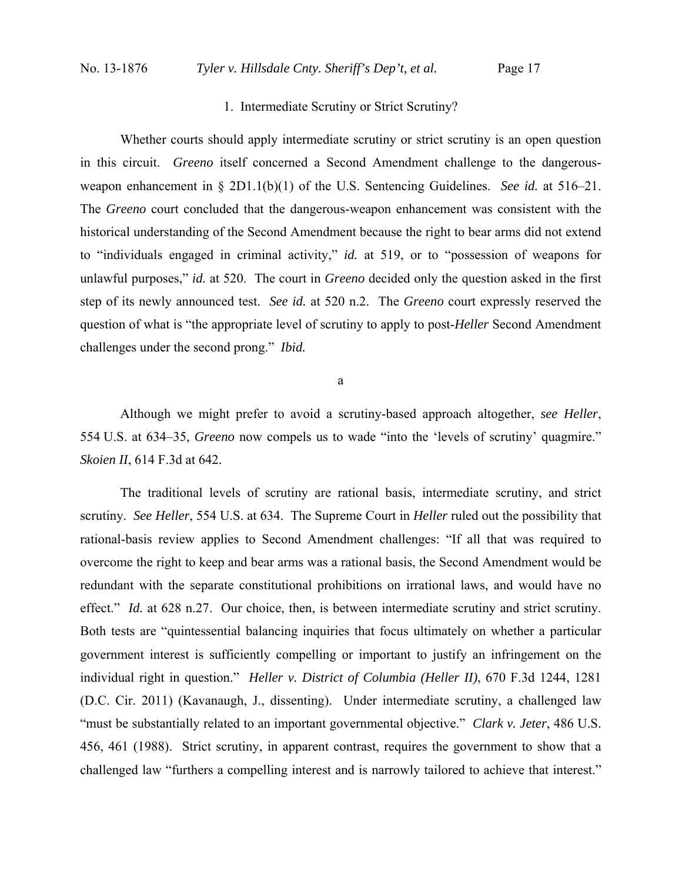### 1. Intermediate Scrutiny or Strict Scrutiny?

Whether courts should apply intermediate scrutiny or strict scrutiny is an open question in this circuit. *Greeno* itself concerned a Second Amendment challenge to the dangerous-weapon enhancement in § 2D1.1(b)(1) of the U.S. Sentencing Guidelines. *See id.* at 516–21. The *Greeno* court concluded that the dangerous-weapon enhancement was consistent with the historical understanding of the Second Amendment because the right to bear arms did not extend to "individuals engaged in criminal activity," *id.* at 519, or to "possession of weapons for unlawful purposes," *id.* at 520. The court in *Greeno* decided only the question asked in the first step of its newly announced test. *See id.* at 520 n.2. The *Greeno* court expressly reserved the question of what is "the appropriate level of scrutiny to apply to post-*Heller* Second Amendment challenges under the second prong." *Ibid.*

#### a

Although we might prefer to avoid a scrutiny-based approach altogether, *see Heller*, 554 U.S. at 634–35, *Greeno* now compels us to wade "into the 'levels of scrutiny' quagmire." *Skoien II*, 614 F.3d at 642.

The traditional levels of scrutiny are rational basis, intermediate scrutiny, and strict scrutiny. *See Heller*, 554 U.S. at 634. The Supreme Court in *Heller* ruled out the possibility that rational-basis review applies to Second Amendment challenges: "If all that was required to overcome the right to keep and bear arms was a rational basis, the Second Amendment would be redundant with the separate constitutional prohibitions on irrational laws, and would have no effect." *Id.* at 628 n.27. Our choice, then, is between intermediate scrutiny and strict scrutiny. Both tests are "quintessential balancing inquiries that focus ultimately on whether a particular government interest is sufficiently compelling or important to justify an infringement on the individual right in question." *Heller v. District of Columbia (Heller II)*, 670 F.3d 1244, 1281 (D.C. Cir. 2011) (Kavanaugh, J., dissenting). Under intermediate scrutiny, a challenged law "must be substantially related to an important governmental objective." *Clark v. Jeter*, 486 U.S. 456, 461 (1988). Strict scrutiny, in apparent contrast, requires the government to show that a challenged law "furthers a compelling interest and is narrowly tailored to achieve that interest."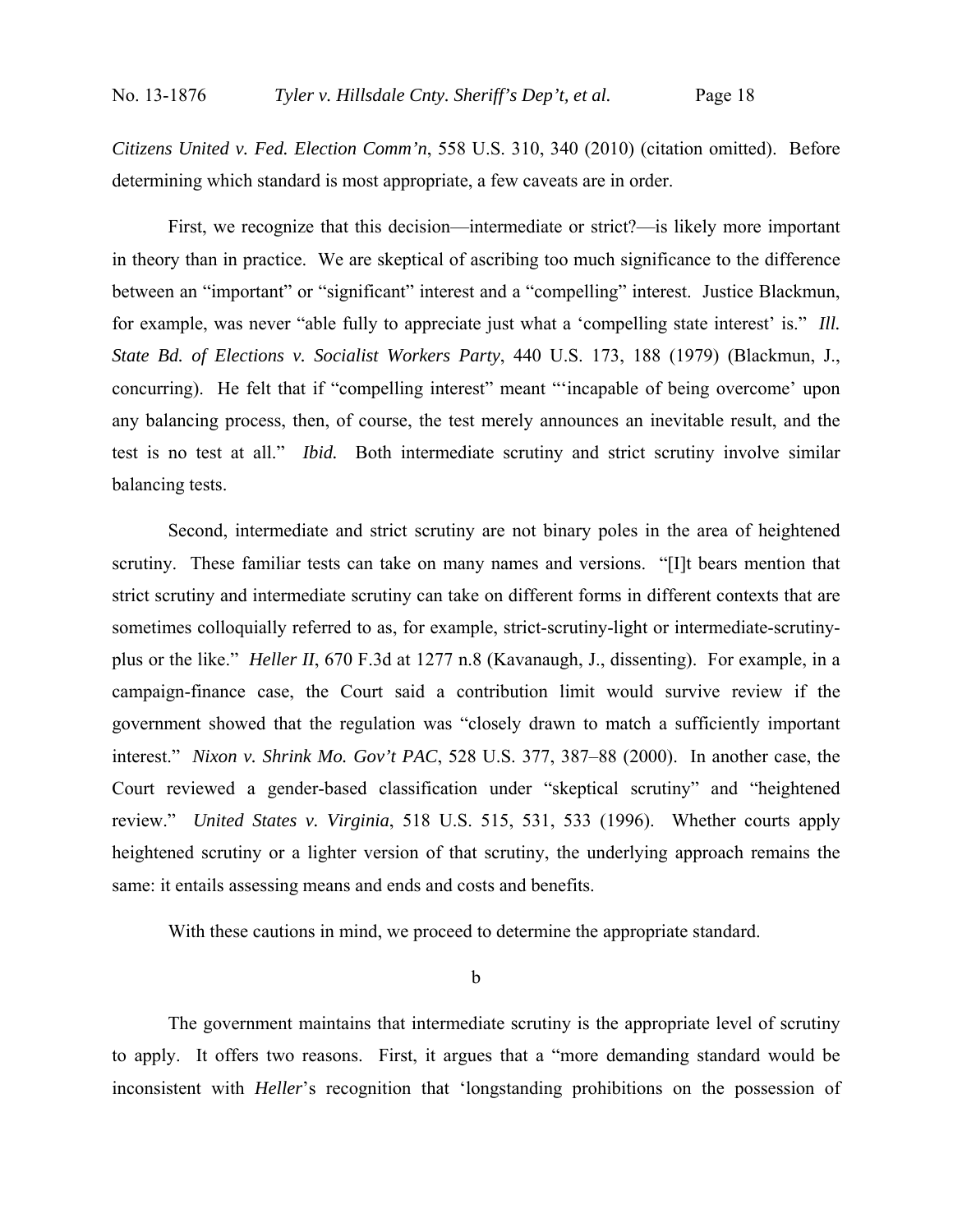*Citizens United v. Fed. Election Comm'n*, 558 U.S. 310, 340 (2010) (citation omitted). Before determining which standard is most appropriate, a few caveats are in order.

First, we recognize that this decision—intermediate or strict?—is likely more important in theory than in practice. We are skeptical of ascribing too much significance to the difference between an "important" or "significant" interest and a "compelling" interest. Justice Blackmun, for example, was never "able fully to appreciate just what a 'compelling state interest' is." *Ill. State Bd. of Elections v. Socialist Workers Party*, 440 U.S. 173, 188 (1979) (Blackmun, J., concurring). He felt that if "compelling interest" meant "'incapable of being overcome' upon any balancing process, then, of course, the test merely announces an inevitable result, and the test is no test at all." *Ibid.* Both intermediate scrutiny and strict scrutiny involve similar balancing tests.

Second, intermediate and strict scrutiny are not binary poles in the area of heightened scrutiny. These familiar tests can take on many names and versions. "[I]t bears mention that strict scrutiny and intermediate scrutiny can take on different forms in different contexts that are sometimes colloquially referred to as, for example, strict-scrutiny-light or intermediate-scrutiny-plus or the like." *Heller II*, 670 F.3d at 1277 n.8 (Kavanaugh, J., dissenting). For example, in a campaign-finance case, the Court said a contribution limit would survive review if the government showed that the regulation was "closely drawn to match a sufficiently important interest." *Nixon v. Shrink Mo. Gov't PAC*, 528 U.S. 377, 387–88 (2000). In another case, the Court reviewed a gender-based classification under "skeptical scrutiny" and "heightened review." *United States v. Virginia*, 518 U.S. 515, 531, 533 (1996). Whether courts apply heightened scrutiny or a lighter version of that scrutiny, the underlying approach remains the same: it entails assessing means and ends and costs and benefits.

With these cautions in mind, we proceed to determine the appropriate standard.

b

The government maintains that intermediate scrutiny is the appropriate level of scrutiny to apply. It offers two reasons. First, it argues that a "more demanding standard would be inconsistent with *Heller*'s recognition that 'longstanding prohibitions on the possession of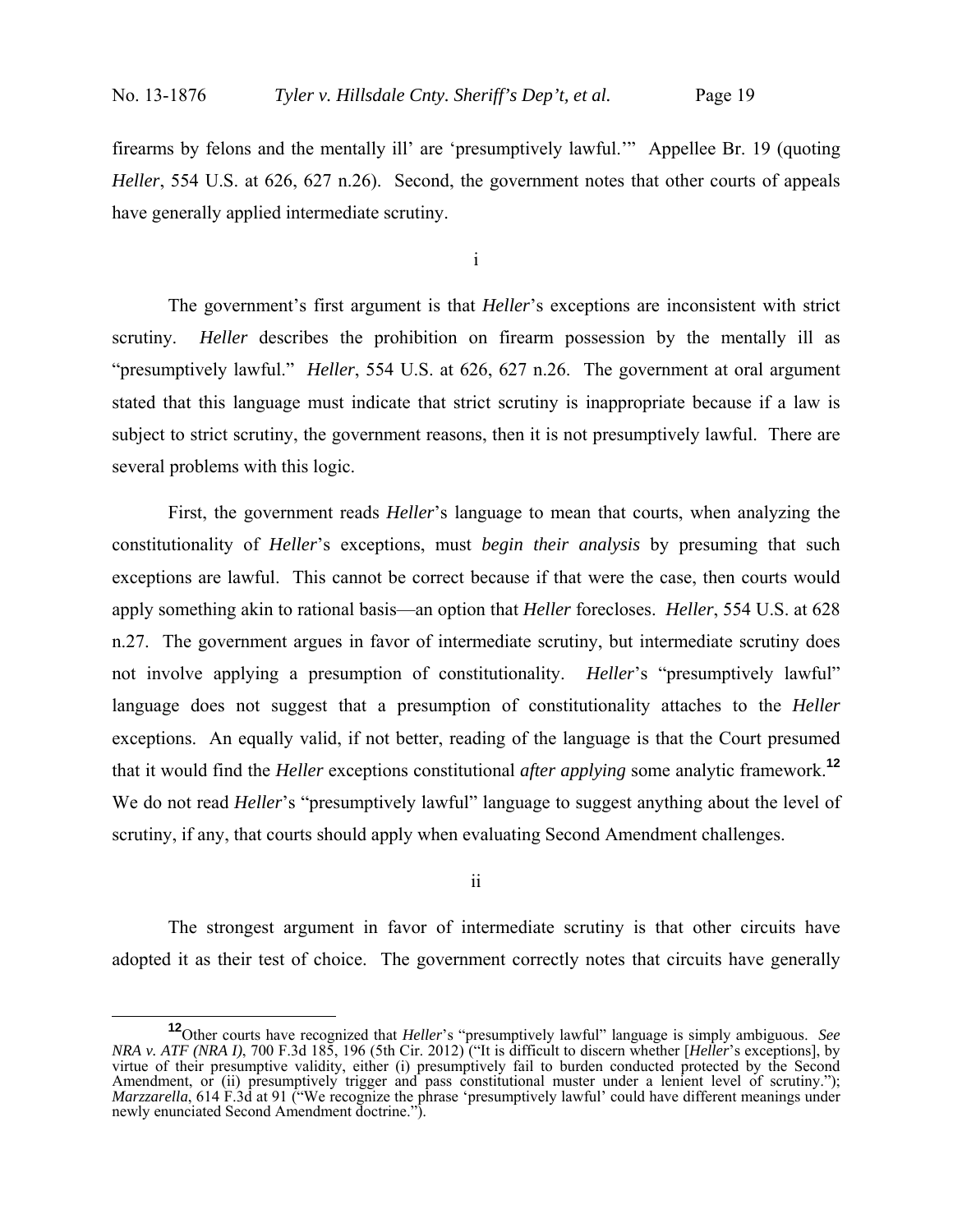firearms by felons and the mentally ill' are 'presumptively lawful.'" Appellee Br. 19 (quoting *Heller*, 554 U.S. at 626, 627 n.26). Second, the government notes that other courts of appeals have generally applied intermediate scrutiny.

i

The government's first argument is that *Heller*'s exceptions are inconsistent with strict scrutiny. *Heller* describes the prohibition on firearm possession by the mentally ill as "presumptively lawful." *Heller*, 554 U.S. at 626, 627 n.26. The government at oral argument stated that this language must indicate that strict scrutiny is inappropriate because if a law is subject to strict scrutiny, the government reasons, then it is not presumptively lawful. There are several problems with this logic.

First, the government reads *Heller*'s language to mean that courts, when analyzing the constitutionality of *Heller*'s exceptions, must *begin their analysis* by presuming that such exceptions are lawful. This cannot be correct because if that were the case, then courts would apply something akin to rational basis—an option that *Heller* forecloses. *Heller*, 554 U.S. at 628 n.27. The government argues in favor of intermediate scrutiny, but intermediate scrutiny does not involve applying a presumption of constitutionality. *Heller*'s "presumptively lawful" language does not suggest that a presumption of constitutionality attaches to the *Heller* exceptions. An equally valid, if not better, reading of the language is that the Court presumed that it would find the *Heller* exceptions constitutional *after applying* some analytic framework.[12] We do not read *Heller*'s "presumptively lawful" language to suggest anything about the level of scrutiny, if any, that courts should apply when evaluating Second Amendment challenges.

ii

The strongest argument in favor of intermediate scrutiny is that other circuits have adopted it as their test of choice. The government correctly notes that circuits have generally

[12] Other courts have recognized that *Heller*'s "presumptively lawful" language is simply ambiguous. *See NRA v. ATF (NRA I)*, 700 F.3d 185, 196 (5th Cir. 2012) ("It is difficult to discern whether [*Heller*'s exceptions], by virtue of their presumptive validity, either (i) presumptively fail to burden conducted protected by the Second Amendment, or (ii) presumptively trigger and pass constitutional muster under a lenient level of scrutiny."); *Marzzarella*, 614 F.3d at 91 ("We recognize the phrase 'presumptively lawful' could have different meanings under newly enunciated Second Amendment doctrine.").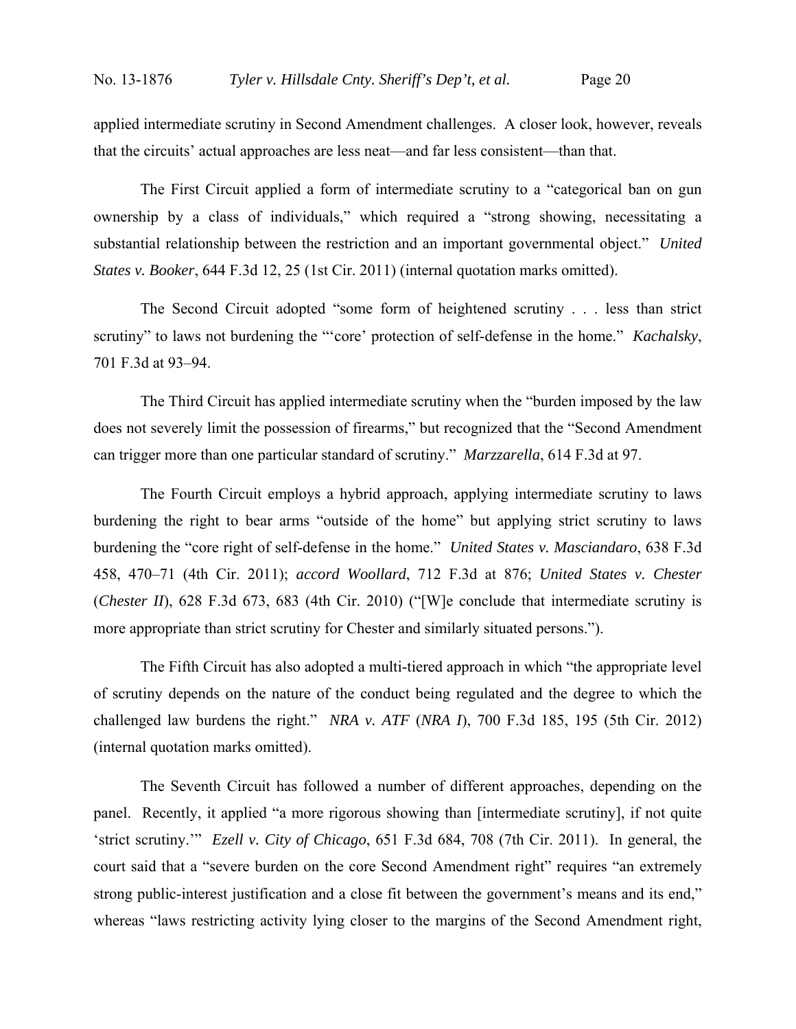applied intermediate scrutiny in Second Amendment challenges. A closer look, however, reveals that the circuits' actual approaches are less neat—and far less consistent—than that.

The First Circuit applied a form of intermediate scrutiny to a "categorical ban on gun ownership by a class of individuals," which required a "strong showing, necessitating a substantial relationship between the restriction and an important governmental object." *United States v. Booker*, 644 F.3d 12, 25 (1st Cir. 2011) (internal quotation marks omitted).

The Second Circuit adopted "some form of heightened scrutiny . . . less than strict scrutiny" to laws not burdening the "'core' protection of self-defense in the home." *Kachalsky*, 701 F.3d at 93–94.

The Third Circuit has applied intermediate scrutiny when the "burden imposed by the law does not severely limit the possession of firearms," but recognized that the "Second Amendment can trigger more than one particular standard of scrutiny." *Marzzarella*, 614 F.3d at 97.

The Fourth Circuit employs a hybrid approach, applying intermediate scrutiny to laws burdening the right to bear arms "outside of the home" but applying strict scrutiny to laws burdening the "core right of self-defense in the home." *United States v. Masciandaro*, 638 F.3d 458, 470–71 (4th Cir. 2011); *accord Woollard*, 712 F.3d at 876; *United States v. Chester* (*Chester II*), 628 F.3d 673, 683 (4th Cir. 2010) ("[W]e conclude that intermediate scrutiny is more appropriate than strict scrutiny for Chester and similarly situated persons.").

The Fifth Circuit has also adopted a multi-tiered approach in which "the appropriate level of scrutiny depends on the nature of the conduct being regulated and the degree to which the challenged law burdens the right." *NRA v. ATF* (*NRA I*), 700 F.3d 185, 195 (5th Cir. 2012) (internal quotation marks omitted).

The Seventh Circuit has followed a number of different approaches, depending on the panel. Recently, it applied "a more rigorous showing than [intermediate scrutiny], if not quite 'strict scrutiny.'" *Ezell v. City of Chicago*, 651 F.3d 684, 708 (7th Cir. 2011). In general, the court said that a "severe burden on the core Second Amendment right" requires "an extremely strong public-interest justification and a close fit between the government's means and its end," whereas "laws restricting activity lying closer to the margins of the Second Amendment right,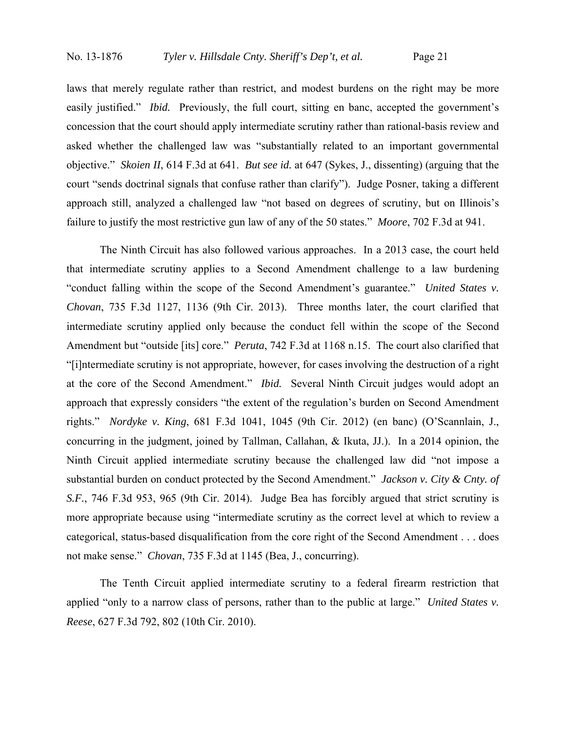laws that merely regulate rather than restrict, and modest burdens on the right may be more easily justified." *Ibid.* Previously, the full court, sitting en banc, accepted the government's concession that the court should apply intermediate scrutiny rather than rational-basis review and asked whether the challenged law was "substantially related to an important governmental objective." *Skoien II*, 614 F.3d at 641. *But see id.* at 647 (Sykes, J., dissenting) (arguing that the court "sends doctrinal signals that confuse rather than clarify"). Judge Posner, taking a different approach still, analyzed a challenged law "not based on degrees of scrutiny, but on Illinois's failure to justify the most restrictive gun law of any of the 50 states." *Moore*, 702 F.3d at 941.

The Ninth Circuit has also followed various approaches. In a 2013 case, the court held that intermediate scrutiny applies to a Second Amendment challenge to a law burdening "conduct falling within the scope of the Second Amendment's guarantee." *United States v. Chovan*, 735 F.3d 1127, 1136 (9th Cir. 2013). Three months later, the court clarified that intermediate scrutiny applied only because the conduct fell within the scope of the Second Amendment but "outside [its] core." *Peruta*, 742 F.3d at 1168 n.15. The court also clarified that "[i]ntermediate scrutiny is not appropriate, however, for cases involving the destruction of a right at the core of the Second Amendment." *Ibid.* Several Ninth Circuit judges would adopt an approach that expressly considers "the extent of the regulation's burden on Second Amendment rights." *Nordyke v. King*, 681 F.3d 1041, 1045 (9th Cir. 2012) (en banc) (O'Scannlain, J., concurring in the judgment, joined by Tallman, Callahan, & Ikuta, JJ.). In a 2014 opinion, the Ninth Circuit applied intermediate scrutiny because the challenged law did "not impose a substantial burden on conduct protected by the Second Amendment." *Jackson v. City & Cnty. of S.F.*, 746 F.3d 953, 965 (9th Cir. 2014). Judge Bea has forcibly argued that strict scrutiny is more appropriate because using "intermediate scrutiny as the correct level at which to review a categorical, status-based disqualification from the core right of the Second Amendment . . . does not make sense." *Chovan*, 735 F.3d at 1145 (Bea, J., concurring).

The Tenth Circuit applied intermediate scrutiny to a federal firearm restriction that applied "only to a narrow class of persons, rather than to the public at large." *United States v. Reese*, 627 F.3d 792, 802 (10th Cir. 2010).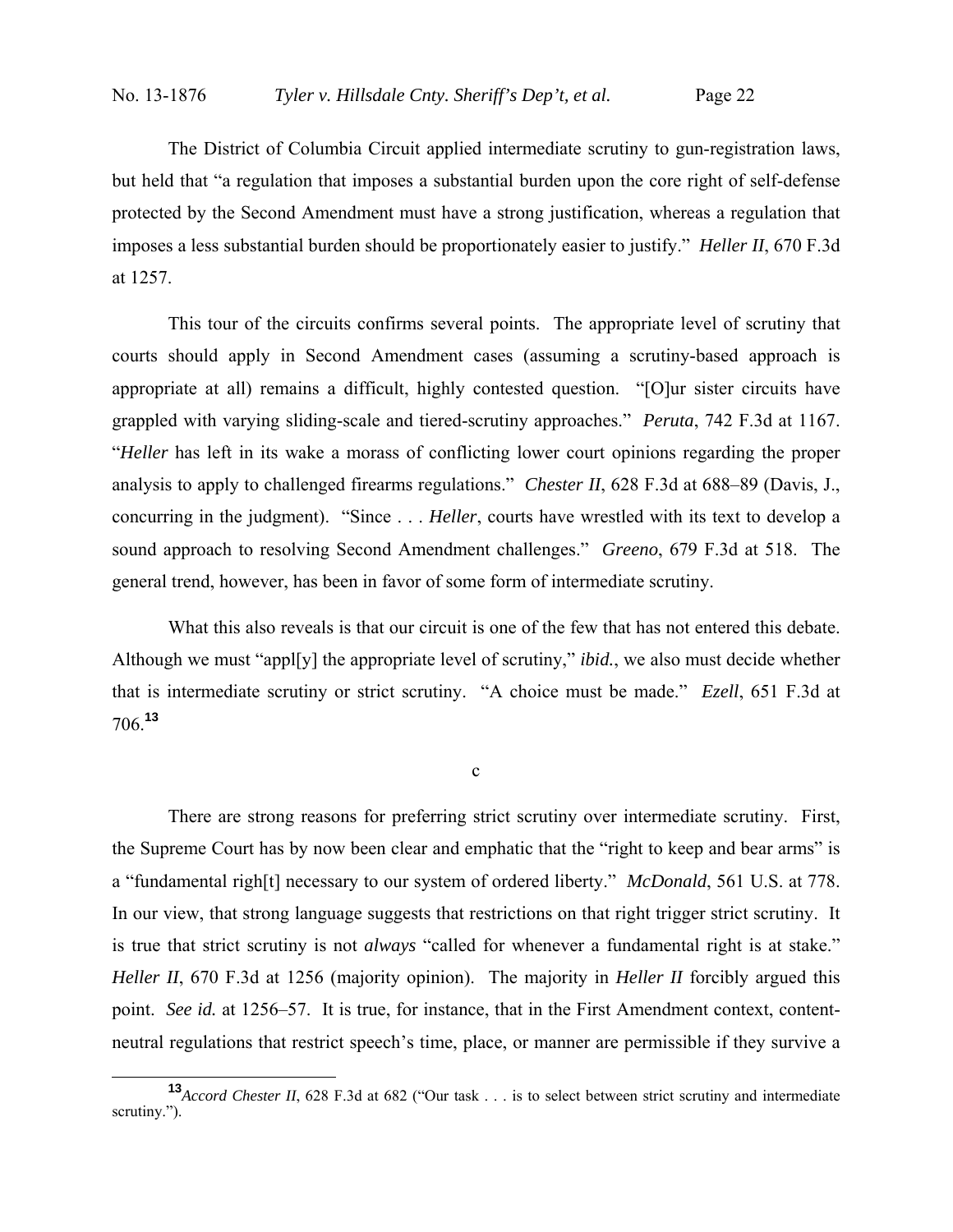The District of Columbia Circuit applied intermediate scrutiny to gun-registration laws, but held that "a regulation that imposes a substantial burden upon the core right of self-defense protected by the Second Amendment must have a strong justification, whereas a regulation that imposes a less substantial burden should be proportionately easier to justify." *Heller II*, 670 F.3d at 1257.

This tour of the circuits confirms several points. The appropriate level of scrutiny that courts should apply in Second Amendment cases (assuming a scrutiny-based approach is appropriate at all) remains a difficult, highly contested question. "[O]ur sister circuits have grappled with varying sliding-scale and tiered-scrutiny approaches." *Peruta*, 742 F.3d at 1167. "*Heller* has left in its wake a morass of conflicting lower court opinions regarding the proper analysis to apply to challenged firearms regulations." *Chester II*, 628 F.3d at 688–89 (Davis, J., concurring in the judgment). "Since . . . *Heller*, courts have wrestled with its text to develop a sound approach to resolving Second Amendment challenges." *Greeno*, 679 F.3d at 518. The general trend, however, has been in favor of some form of intermediate scrutiny.

What this also reveals is that our circuit is one of the few that has not entered this debate. Although we must "appl[y] the appropriate level of scrutiny," *ibid.*, we also must decide whether that is intermediate scrutiny or strict scrutiny. "A choice must be made." *Ezell*, 651 F.3d at 706.[13]

c

There are strong reasons for preferring strict scrutiny over intermediate scrutiny. First, the Supreme Court has by now been clear and emphatic that the "right to keep and bear arms" is a "fundamental righ[t] necessary to our system of ordered liberty." *McDonald*, 561 U.S. at 778. In our view, that strong language suggests that restrictions on that right trigger strict scrutiny. It is true that strict scrutiny is not *always* "called for whenever a fundamental right is at stake." *Heller II*, 670 F.3d at 1256 (majority opinion). The majority in *Heller II* forcibly argued this point. *See id.* at 1256–57. It is true, for instance, that in the First Amendment context, content-neutral regulations that restrict speech's time, place, or manner are permissible if they survive a

---

[13] *Accord Chester II*, 628 F.3d at 682 ("Our task . . . is to select between strict scrutiny and intermediate scrutiny.").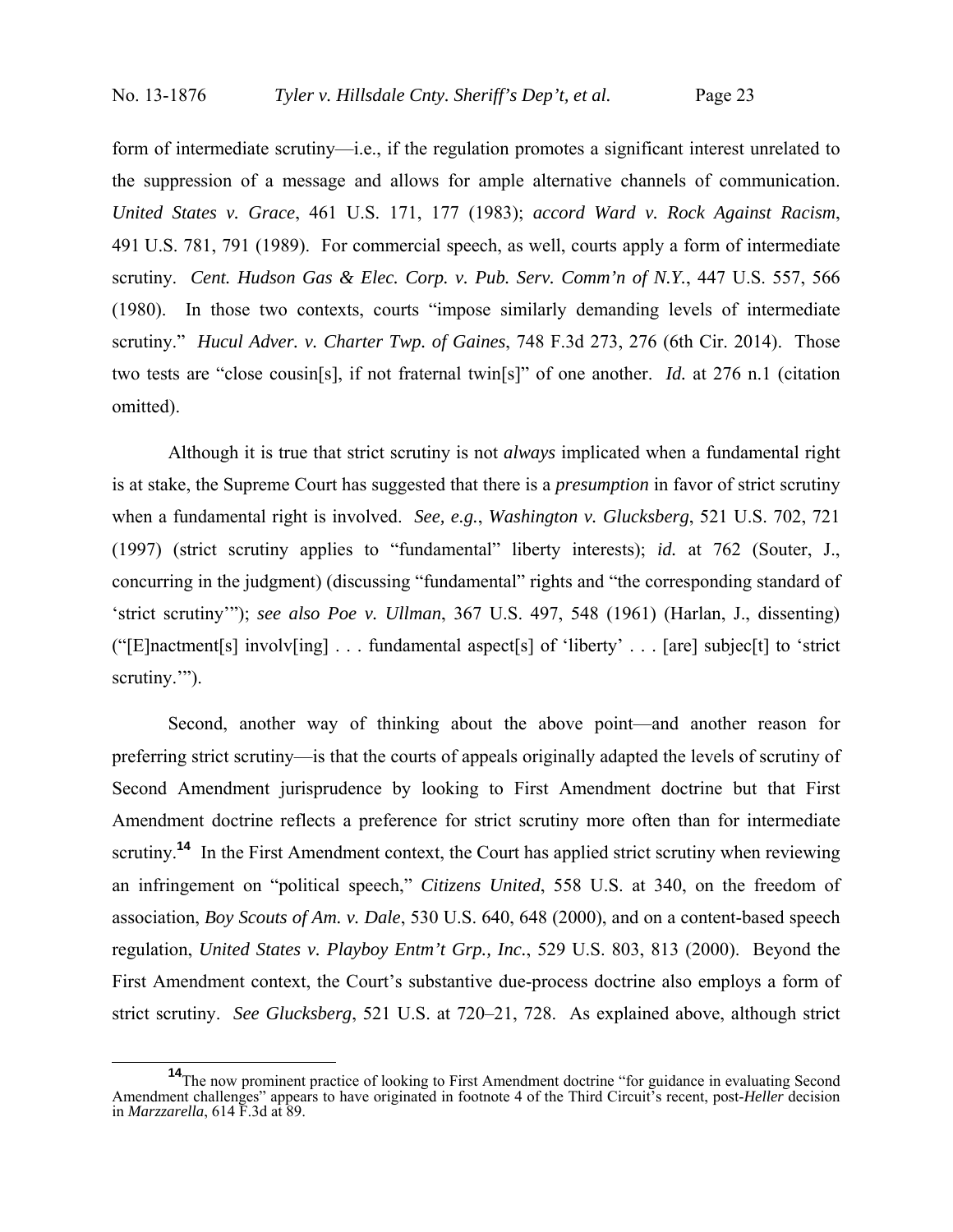form of intermediate scrutiny—i.e., if the regulation promotes a significant interest unrelated to the suppression of a message and allows for ample alternative channels of communication. *United States v. Grace*, 461 U.S. 171, 177 (1983); *accord Ward v. Rock Against Racism*, 491 U.S. 781, 791 (1989). For commercial speech, as well, courts apply a form of intermediate scrutiny. *Cent. Hudson Gas & Elec. Corp. v. Pub. Serv. Comm'n of N.Y.*, 447 U.S. 557, 566 (1980). In those two contexts, courts "impose similarly demanding levels of intermediate scrutiny." *Hucul Adver. v. Charter Twp. of Gaines*, 748 F.3d 273, 276 (6th Cir. 2014). Those two tests are "close cousin[s], if not fraternal twin[s]" of one another. *Id.* at 276 n.1 (citation omitted).

Although it is true that strict scrutiny is not *always* implicated when a fundamental right is at stake, the Supreme Court has suggested that there is a *presumption* in favor of strict scrutiny when a fundamental right is involved. *See, e.g.*, *Washington v. Glucksberg*, 521 U.S. 702, 721 (1997) (strict scrutiny applies to "fundamental" liberty interests); *id.* at 762 (Souter, J., concurring in the judgment) (discussing "fundamental" rights and "the corresponding standard of 'strict scrutiny'"); *see also Poe v. Ullman*, 367 U.S. 497, 548 (1961) (Harlan, J., dissenting) ("[E]nactment[s] involv[ing] . . . fundamental aspect[s] of 'liberty' . . . [are] subjec[t] to 'strict scrutiny.'").

Second, another way of thinking about the above point—and another reason for preferring strict scrutiny—is that the courts of appeals originally adapted the levels of scrutiny of Second Amendment jurisprudence by looking to First Amendment doctrine but that First Amendment doctrine reflects a preference for strict scrutiny more often than for intermediate scrutiny.[14] In the First Amendment context, the Court has applied strict scrutiny when reviewing an infringement on "political speech," *Citizens United*, 558 U.S. at 340, on the freedom of association, *Boy Scouts of Am. v. Dale*, 530 U.S. 640, 648 (2000), and on a content-based speech regulation, *United States v. Playboy Entm't Grp., Inc.*, 529 U.S. 803, 813 (2000). Beyond the First Amendment context, the Court's substantive due-process doctrine also employs a form of strict scrutiny. *See Glucksberg*, 521 U.S. at 720–21, 728. As explained above, although strict

[14] The now prominent practice of looking to First Amendment doctrine "for guidance in evaluating Second Amendment challenges" appears to have originated in footnote 4 of the Third Circuit's recent, post-*Heller* decision in *Marzzarella*, 614 F.3d at 89.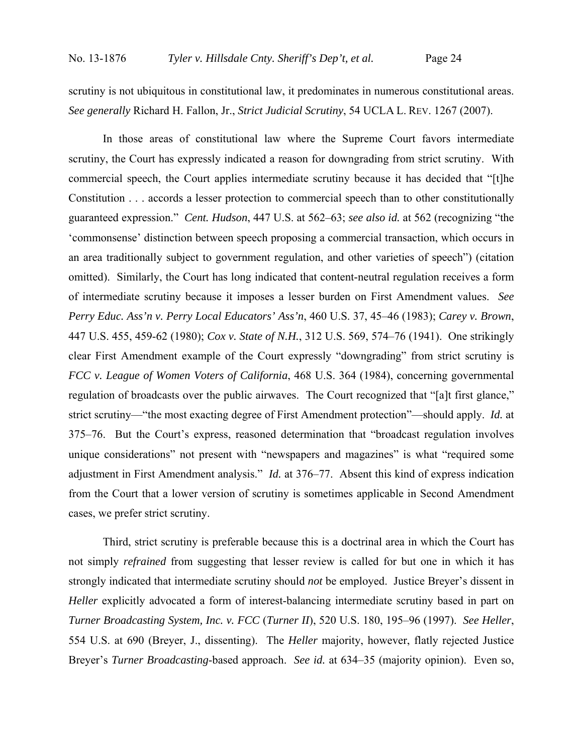scrutiny is not ubiquitous in constitutional law, it predominates in numerous constitutional areas. *See generally* Richard H. Fallon, Jr., *Strict Judicial Scrutiny*, 54 UCLA L. REV. 1267 (2007).

In those areas of constitutional law where the Supreme Court favors intermediate scrutiny, the Court has expressly indicated a reason for downgrading from strict scrutiny. With commercial speech, the Court applies intermediate scrutiny because it has decided that "[t]he Constitution . . . accords a lesser protection to commercial speech than to other constitutionally guaranteed expression." *Cent. Hudson*, 447 U.S. at 562–63; *see also id.* at 562 (recognizing "the 'commonsense' distinction between speech proposing a commercial transaction, which occurs in an area traditionally subject to government regulation, and other varieties of speech") (citation omitted). Similarly, the Court has long indicated that content-neutral regulation receives a form of intermediate scrutiny because it imposes a lesser burden on First Amendment values. *See Perry Educ. Ass'n v. Perry Local Educators' Ass'n*, 460 U.S. 37, 45–46 (1983); *Carey v. Brown*, 447 U.S. 455, 459-62 (1980); *Cox v. State of N.H.*, 312 U.S. 569, 574–76 (1941). One strikingly clear First Amendment example of the Court expressly "downgrading" from strict scrutiny is *FCC v. League of Women Voters of California*, 468 U.S. 364 (1984), concerning governmental regulation of broadcasts over the public airwaves. The Court recognized that "[a]t first glance," strict scrutiny—"the most exacting degree of First Amendment protection"—should apply. *Id.* at 375–76. But the Court's express, reasoned determination that "broadcast regulation involves unique considerations" not present with "newspapers and magazines" is what "required some adjustment in First Amendment analysis." *Id.* at 376–77. Absent this kind of express indication from the Court that a lower version of scrutiny is sometimes applicable in Second Amendment cases, we prefer strict scrutiny.

Third, strict scrutiny is preferable because this is a doctrinal area in which the Court has not simply *refrained* from suggesting that lesser review is called for but one in which it has strongly indicated that intermediate scrutiny should *not* be employed. Justice Breyer's dissent in *Heller* explicitly advocated a form of interest-balancing intermediate scrutiny based in part on *Turner Broadcasting System, Inc. v. FCC* (*Turner II*), 520 U.S. 180, 195–96 (1997). *See Heller*, 554 U.S. at 690 (Breyer, J., dissenting). The *Heller* majority, however, flatly rejected Justice Breyer's *Turner Broadcasting*-based approach. *See id.* at 634–35 (majority opinion). Even so,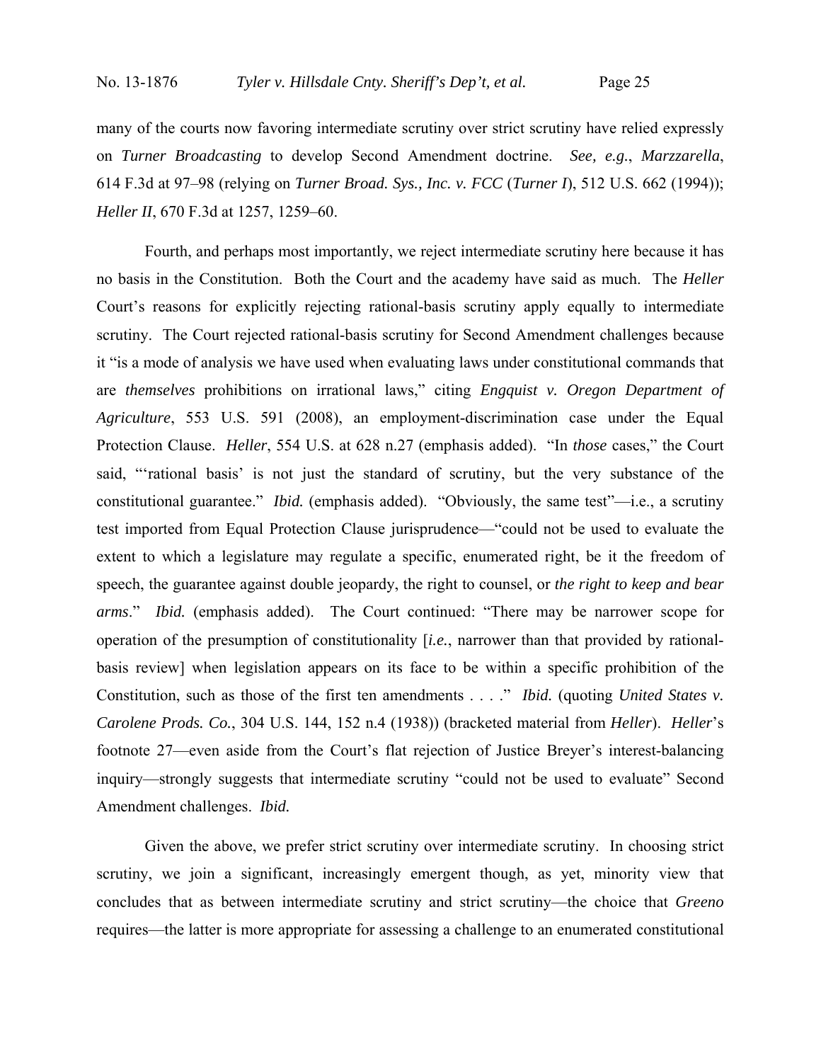many of the courts now favoring intermediate scrutiny over strict scrutiny have relied expressly on *Turner Broadcasting* to develop Second Amendment doctrine. *See, e.g.*, *Marzzarella*, 614 F.3d at 97–98 (relying on *Turner Broad. Sys., Inc. v. FCC* (*Turner I*), 512 U.S. 662 (1994)); *Heller II*, 670 F.3d at 1257, 1259–60.

Fourth, and perhaps most importantly, we reject intermediate scrutiny here because it has no basis in the Constitution. Both the Court and the academy have said as much. The *Heller* Court's reasons for explicitly rejecting rational-basis scrutiny apply equally to intermediate scrutiny. The Court rejected rational-basis scrutiny for Second Amendment challenges because it "is a mode of analysis we have used when evaluating laws under constitutional commands that are *themselves* prohibitions on irrational laws," citing *Engquist v. Oregon Department of Agriculture*, 553 U.S. 591 (2008), an employment-discrimination case under the Equal Protection Clause. *Heller*, 554 U.S. at 628 n.27 (emphasis added). "In *those* cases," the Court said, "'rational basis' is not just the standard of scrutiny, but the very substance of the constitutional guarantee." *Ibid.* (emphasis added). "Obviously, the same test"—i.e., a scrutiny test imported from Equal Protection Clause jurisprudence—"could not be used to evaluate the extent to which a legislature may regulate a specific, enumerated right, be it the freedom of speech, the guarantee against double jeopardy, the right to counsel, or *the right to keep and bear arms*." *Ibid.* (emphasis added). The Court continued: "There may be narrower scope for operation of the presumption of constitutionality [*i.e.*, narrower than that provided by rational-basis review] when legislation appears on its face to be within a specific prohibition of the Constitution, such as those of the first ten amendments . . . ." *Ibid.* (quoting *United States v. Carolene Prods. Co.*, 304 U.S. 144, 152 n.4 (1938)) (bracketed material from *Heller*). *Heller*'s footnote 27—even aside from the Court's flat rejection of Justice Breyer's interest-balancing inquiry—strongly suggests that intermediate scrutiny "could not be used to evaluate" Second Amendment challenges. *Ibid.*

Given the above, we prefer strict scrutiny over intermediate scrutiny. In choosing strict scrutiny, we join a significant, increasingly emergent though, as yet, minority view that concludes that as between intermediate scrutiny and strict scrutiny—the choice that *Greeno* requires—the latter is more appropriate for assessing a challenge to an enumerated constitutional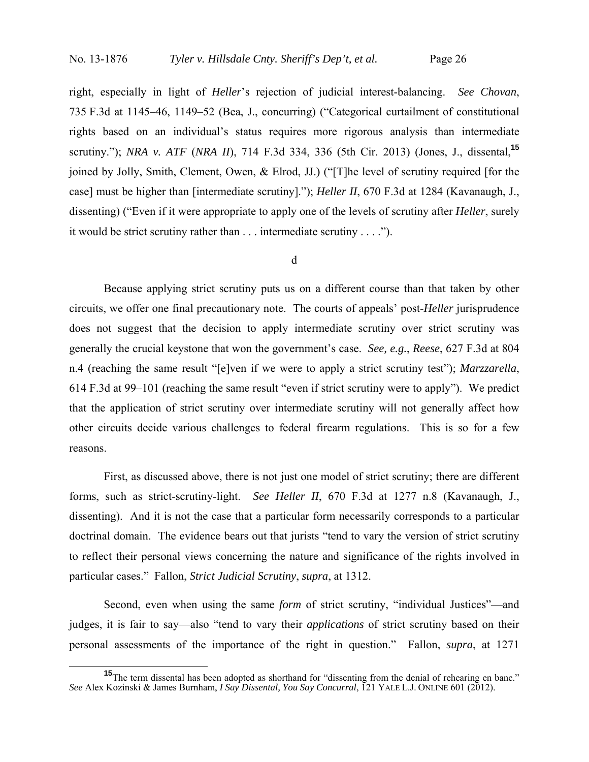right, especially in light of *Heller*'s rejection of judicial interest-balancing. *See Chovan*, 735 F.3d at 1145–46, 1149–52 (Bea, J., concurring) ("Categorical curtailment of constitutional rights based on an individual's status requires more rigorous analysis than intermediate scrutiny."); *NRA v. ATF* (*NRA II*), 714 F.3d 334, 336 (5th Cir. 2013) (Jones, J., dissental,[15] joined by Jolly, Smith, Clement, Owen, & Elrod, JJ.) ("[T]he level of scrutiny required [for the case] must be higher than [intermediate scrutiny]."); *Heller II*, 670 F.3d at 1284 (Kavanaugh, J., dissenting) ("Even if it were appropriate to apply one of the levels of scrutiny after *Heller*, surely it would be strict scrutiny rather than . . . intermediate scrutiny . . . .").

d

Because applying strict scrutiny puts us on a different course than that taken by other circuits, we offer one final precautionary note. The courts of appeals' post-*Heller* jurisprudence does not suggest that the decision to apply intermediate scrutiny over strict scrutiny was generally the crucial keystone that won the government's case. *See, e.g.*, *Reese*, 627 F.3d at 804 n.4 (reaching the same result "[e]ven if we were to apply a strict scrutiny test"); *Marzzarella*, 614 F.3d at 99–101 (reaching the same result "even if strict scrutiny were to apply"). We predict that the application of strict scrutiny over intermediate scrutiny will not generally affect how other circuits decide various challenges to federal firearm regulations. This is so for a few reasons.

First, as discussed above, there is not just one model of strict scrutiny; there are different forms, such as strict-scrutiny-light. *See Heller II*, 670 F.3d at 1277 n.8 (Kavanaugh, J., dissenting). And it is not the case that a particular form necessarily corresponds to a particular doctrinal domain. The evidence bears out that jurists "tend to vary the version of strict scrutiny to reflect their personal views concerning the nature and significance of the rights involved in particular cases." Fallon, *Strict Judicial Scrutiny*, *supra*, at 1312.

Second, even when using the same *form* of strict scrutiny, "individual Justices"—and judges, it is fair to say—also "tend to vary their *applications* of strict scrutiny based on their personal assessments of the importance of the right in question." Fallon, *supra*, at 1271

[15] The term dissental has been adopted as shorthand for "dissenting from the denial of rehearing en banc." *See* Alex Kozinski & James Burnham, *I Say Dissental, You Say Concurral*, 121 YALE L.J. ONLINE 601 (2012).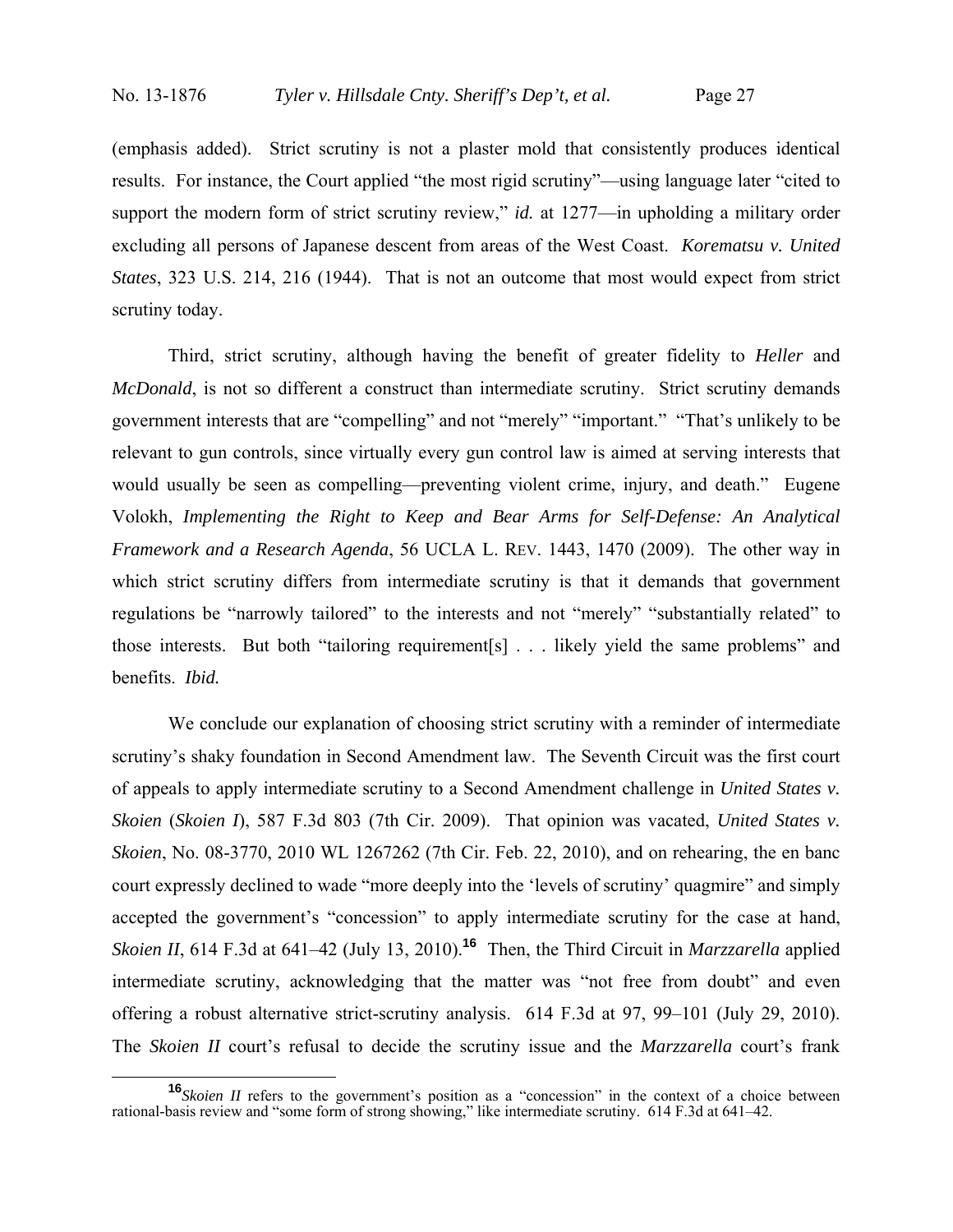(emphasis added). Strict scrutiny is not a plaster mold that consistently produces identical results. For instance, the Court applied "the most rigid scrutiny"—using language later "cited to support the modern form of strict scrutiny review," *id.* at 1277—in upholding a military order excluding all persons of Japanese descent from areas of the West Coast. *Korematsu v. United States*, 323 U.S. 214, 216 (1944). That is not an outcome that most would expect from strict scrutiny today.

Third, strict scrutiny, although having the benefit of greater fidelity to *Heller* and *McDonald*, is not so different a construct than intermediate scrutiny. Strict scrutiny demands government interests that are "compelling" and not "merely" "important." "That's unlikely to be relevant to gun controls, since virtually every gun control law is aimed at serving interests that would usually be seen as compelling—preventing violent crime, injury, and death." Eugene Volokh, *Implementing the Right to Keep and Bear Arms for Self-Defense: An Analytical Framework and a Research Agenda*, 56 UCLA L. REV. 1443, 1470 (2009). The other way in which strict scrutiny differs from intermediate scrutiny is that it demands that government regulations be "narrowly tailored" to the interests and not "merely" "substantially related" to those interests. But both "tailoring requirement[s] . . . likely yield the same problems" and benefits. *Ibid.*

We conclude our explanation of choosing strict scrutiny with a reminder of intermediate scrutiny's shaky foundation in Second Amendment law. The Seventh Circuit was the first court of appeals to apply intermediate scrutiny to a Second Amendment challenge in *United States v. Skoien* (*Skoien I*), 587 F.3d 803 (7th Cir. 2009). That opinion was vacated, *United States v. Skoien*, No. 08-3770, 2010 WL 1267262 (7th Cir. Feb. 22, 2010), and on rehearing, the en banc court expressly declined to wade "more deeply into the 'levels of scrutiny' quagmire" and simply accepted the government's "concession" to apply intermediate scrutiny for the case at hand, *Skoien II*, 614 F.3d at 641–42 (July 13, 2010).[16] Then, the Third Circuit in *Marzzarella* applied intermediate scrutiny, acknowledging that the matter was "not free from doubt" and even offering a robust alternative strict-scrutiny analysis. 614 F.3d at 97, 99–101 (July 29, 2010). The *Skoien II* court's refusal to decide the scrutiny issue and the *Marzzarella* court's frank

[16] *Skoien II* refers to the government's position as a "concession" in the context of a choice between rational-basis review and "some form of strong showing," like intermediate scrutiny. 614 F.3d at 641–42.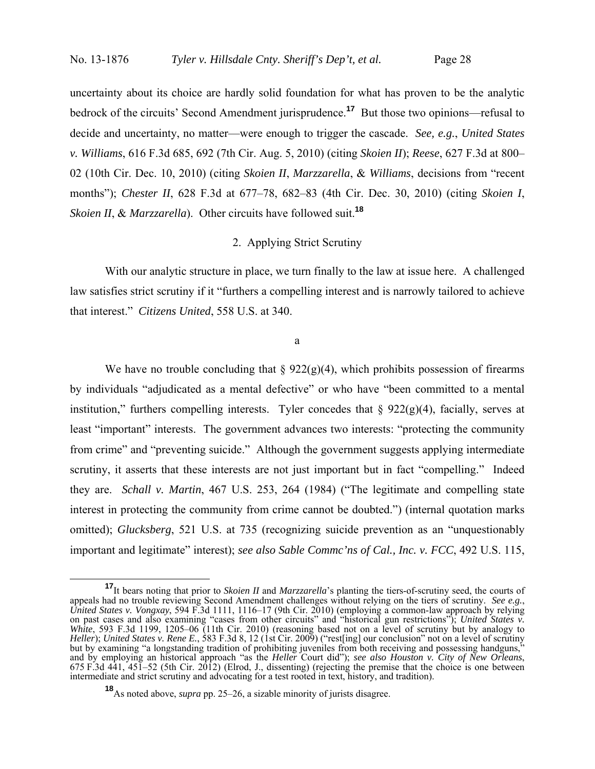uncertainty about its choice are hardly solid foundation for what has proven to be the analytic bedrock of the circuits' Second Amendment jurisprudence.[17] But those two opinions—refusal to decide and uncertainty, no matter—were enough to trigger the cascade. *See, e.g.*, *United States v. Williams*, 616 F.3d 685, 692 (7th Cir. Aug. 5, 2010) (citing *Skoien II*); *Reese*, 627 F.3d at 800–02 (10th Cir. Dec. 10, 2010) (citing *Skoien II*, *Marzzarella*, & *Williams*, decisions from "recent months"); *Chester II*, 628 F.3d at 677–78, 682–83 (4th Cir. Dec. 30, 2010) (citing *Skoien I*, *Skoien II*, & *Marzzarella*). Other circuits have followed suit.[18]

### 2. Applying Strict Scrutiny

With our analytic structure in place, we turn finally to the law at issue here. A challenged law satisfies strict scrutiny if it "furthers a compelling interest and is narrowly tailored to achieve that interest." *Citizens United*, 558 U.S. at 340.

#### a

We have no trouble concluding that § 922(g)(4), which prohibits possession of firearms by individuals "adjudicated as a mental defective" or who have "been committed to a mental institution," furthers compelling interests. Tyler concedes that § 922(g)(4), facially, serves at least "important" interests. The government advances two interests: "protecting the community from crime" and "preventing suicide." Although the government suggests applying intermediate scrutiny, it asserts that these interests are not just important but in fact "compelling." Indeed they are. *Schall v. Martin*, 467 U.S. 253, 264 (1984) ("The legitimate and compelling state interest in protecting the community from crime cannot be doubted.") (internal quotation marks omitted); *Glucksberg*, 521 U.S. at 735 (recognizing suicide prevention as an "unquestionably important and legitimate" interest); *see also Sable Commc'ns of Cal., Inc. v. FCC*, 492 U.S. 115,

---

[17] It bears noting that prior to *Skoien II* and *Marzzarella*'s planting the tiers-of-scrutiny seed, the courts of appeals had no trouble reviewing Second Amendment challenges without relying on the tiers of scrutiny. *See e.g.*, *United States v. Vongxay*, 594 F.3d 1111, 1116–17 (9th Cir. 2010) (employing a common-law approach by relying on past cases and also examining "cases from other circuits" and "historical gun restrictions"); *United States v. White*, 593 F.3d 1199, 1205–06 (11th Cir. 2010) (reasoning based not on a level of scrutiny but by analogy to *Heller*); *United States v. Rene E.*, 583 F.3d 8, 12 (1st Cir. 2009) ("rest[ing] our conclusion" not on a level of scrutiny but by examining "a longstanding tradition of prohibiting juveniles from both receiving and possessing handguns," and by employing an historical approach "as the *Heller* Court did"); *see also Houston v. City of New Orleans*, 675 F.3d 441, 451–52 (5th Cir. 2012) (Elrod, J., dissenting) (rejecting the premise that the choice is one between intermediate and strict scrutiny and advocating for a test rooted in text, history, and tradition).

[18] As noted above, *supra* pp. 25–26, a sizable minority of jurists disagree.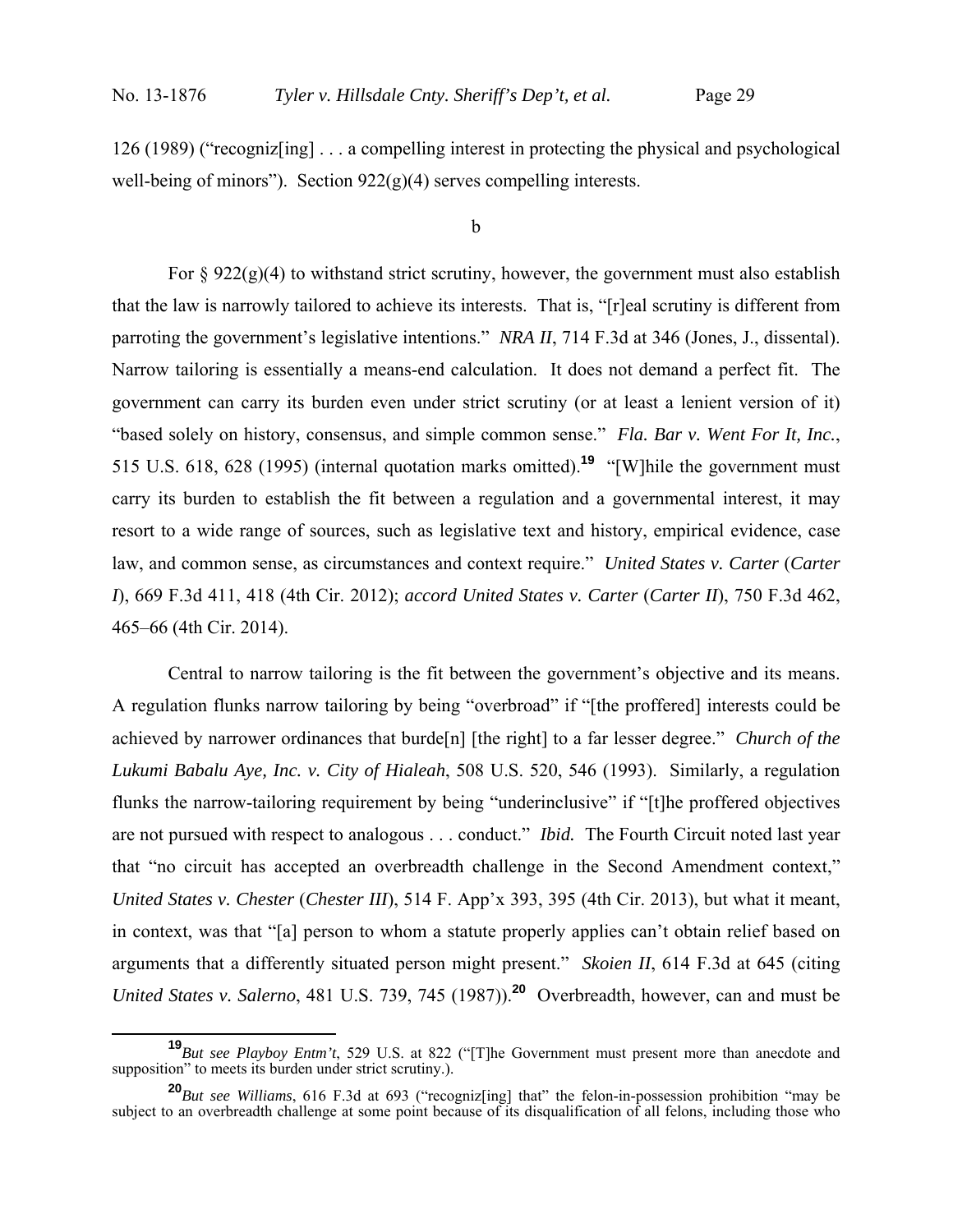126 (1989) ("recogniz[ing] . . . a compelling interest in protecting the physical and psychological well-being of minors"). Section 922(g)(4) serves compelling interests.

b

For § 922(g)(4) to withstand strict scrutiny, however, the government must also establish that the law is narrowly tailored to achieve its interests. That is, "[r]eal scrutiny is different from parroting the government's legislative intentions." *NRA II*, 714 F.3d at 346 (Jones, J., dissental). Narrow tailoring is essentially a means-end calculation. It does not demand a perfect fit. The government can carry its burden even under strict scrutiny (or at least a lenient version of it) "based solely on history, consensus, and simple common sense." *Fla. Bar v. Went For It, Inc.*, 515 U.S. 618, 628 (1995) (internal quotation marks omitted).[19] "[W]hile the government must carry its burden to establish the fit between a regulation and a governmental interest, it may resort to a wide range of sources, such as legislative text and history, empirical evidence, case law, and common sense, as circumstances and context require." *United States v. Carter* (*Carter I*), 669 F.3d 411, 418 (4th Cir. 2012); *accord United States v. Carter* (*Carter II*), 750 F.3d 462, 465–66 (4th Cir. 2014).

Central to narrow tailoring is the fit between the government's objective and its means. A regulation flunks narrow tailoring by being "overbroad" if "[the proffered] interests could be achieved by narrower ordinances that burde[n] [the right] to a far lesser degree." *Church of the Lukumi Babalu Aye, Inc. v. City of Hialeah*, 508 U.S. 520, 546 (1993). Similarly, a regulation flunks the narrow-tailoring requirement by being "underinclusive" if "[t]he proffered objectives are not pursued with respect to analogous . . . conduct." *Ibid.* The Fourth Circuit noted last year that "no circuit has accepted an overbreadth challenge in the Second Amendment context," *United States v. Chester* (*Chester III*), 514 F. App'x 393, 395 (4th Cir. 2013), but what it meant, in context, was that "[a] person to whom a statute properly applies can't obtain relief based on arguments that a differently situated person might present." *Skoien II*, 614 F.3d at 645 (citing *United States v. Salerno*, 481 U.S. 739, 745 (1987)).[20] Overbreadth, however, can and must be

[19] *But see Playboy Entm't*, 529 U.S. at 822 ("[T]he Government must present more than anecdote and supposition" to meets its burden under strict scrutiny.).

[20] *But see Williams*, 616 F.3d at 693 ("recogniz[ing] that" the felon-in-possession prohibition "may be subject to an overbreadth challenge at some point because of its disqualification of all felons, including those who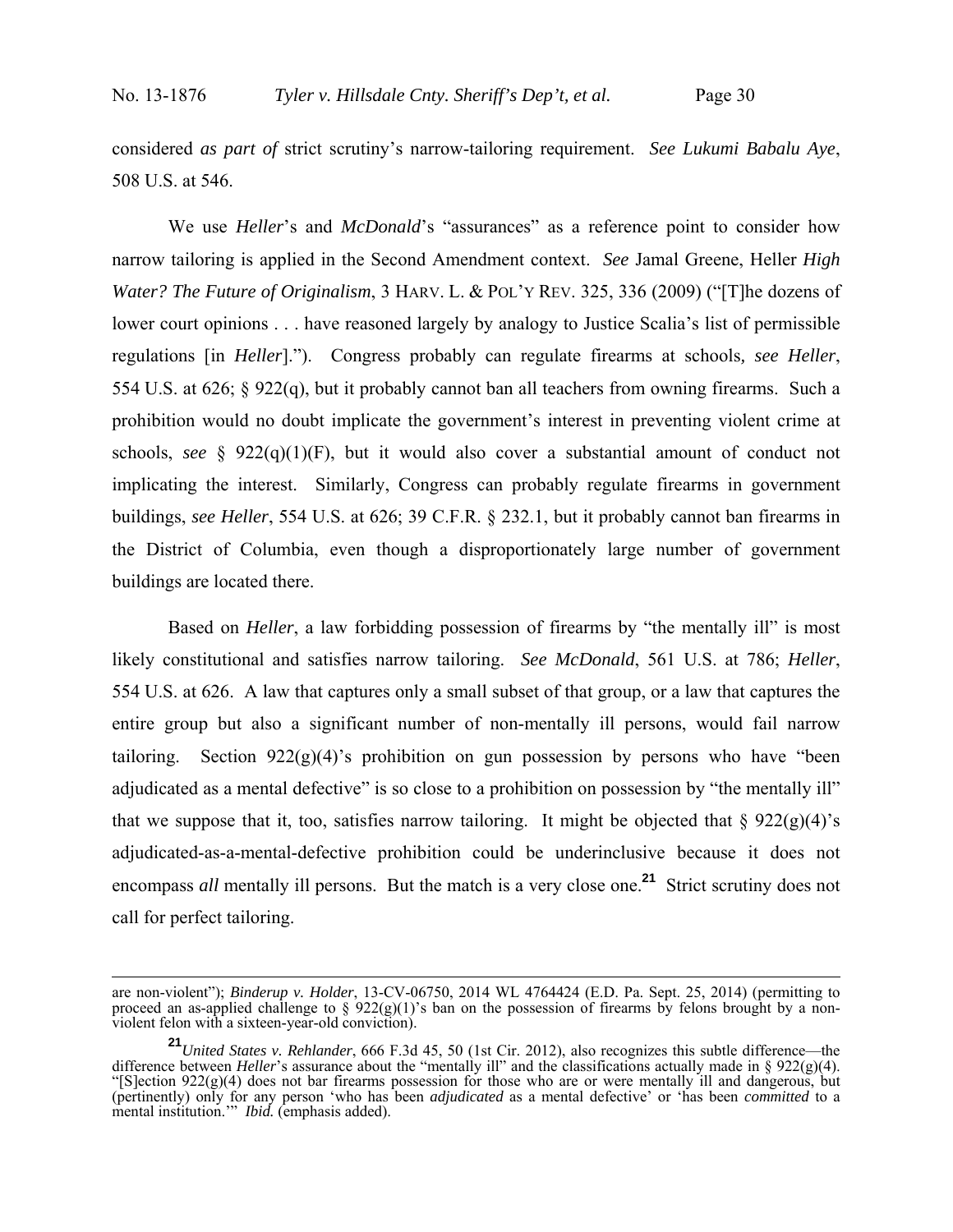considered *as part of* strict scrutiny's narrow-tailoring requirement. *See Lukumi Babalu Aye*, 508 U.S. at 546.

We use *Heller*'s and *McDonald*'s "assurances" as a reference point to consider how narrow tailoring is applied in the Second Amendment context. *See* Jamal Greene, Heller *High Water? The Future of Originalism*, 3 HARV. L. & POL'Y REV. 325, 336 (2009) ("[T]he dozens of lower court opinions . . . have reasoned largely by analogy to Justice Scalia's list of permissible regulations [in *Heller*]."). Congress probably can regulate firearms at schools*, see Heller*, 554 U.S. at 626; § 922(q), but it probably cannot ban all teachers from owning firearms. Such a prohibition would no doubt implicate the government's interest in preventing violent crime at schools, *see* § 922(q)(1)(F), but it would also cover a substantial amount of conduct not implicating the interest. Similarly, Congress can probably regulate firearms in government buildings, *see Heller*, 554 U.S. at 626; 39 C.F.R. § 232.1, but it probably cannot ban firearms in the District of Columbia, even though a disproportionately large number of government buildings are located there.

Based on *Heller*, a law forbidding possession of firearms by "the mentally ill" is most likely constitutional and satisfies narrow tailoring. *See McDonald*, 561 U.S. at 786; *Heller*, 554 U.S. at 626. A law that captures only a small subset of that group, or a law that captures the entire group but also a significant number of non-mentally ill persons, would fail narrow tailoring. Section 922(g)(4)'s prohibition on gun possession by persons who have "been adjudicated as a mental defective" is so close to a prohibition on possession by "the mentally ill" that we suppose that it, too, satisfies narrow tailoring. It might be objected that § 922(g)(4)'s adjudicated-as-a-mental-defective prohibition could be underinclusive because it does not encompass *all* mentally ill persons. But the match is a very close one.[21] Strict scrutiny does not call for perfect tailoring.

---

are non-violent"); *Binderup v. Holder*, 13-CV-06750, 2014 WL 4764424 (E.D. Pa. Sept. 25, 2014) (permitting to proceed an as-applied challenge to § 922(g)(1)'s ban on the possession of firearms by felons brought by a non-violent felon with a sixteen-year-old conviction).

[21] *United States v. Rehlander*, 666 F.3d 45, 50 (1st Cir. 2012), also recognizes this subtle difference—the difference between *Heller*'s assurance about the "mentally ill" and the classifications actually made in § 922(g)(4). "[S]ection 922(g)(4) does not bar firearms possession for those who are or were mentally ill and dangerous, but (pertinently) only for any person 'who has been *adjudicated* as a mental defective' or 'has been *committed* to a mental institution.'" *Ibid.* (emphasis added).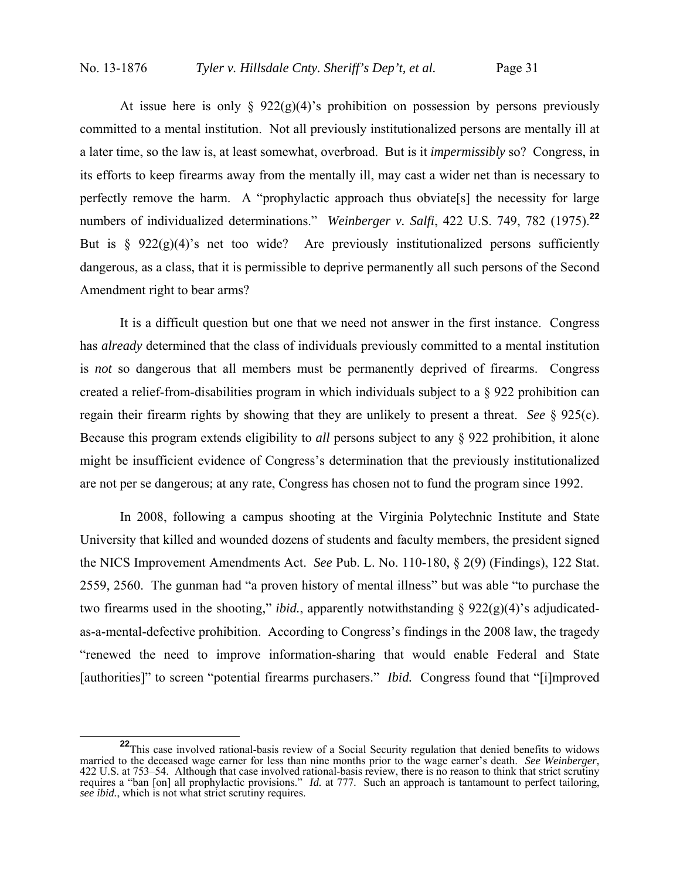At issue here is only § 922(g)(4)'s prohibition on possession by persons previously committed to a mental institution. Not all previously institutionalized persons are mentally ill at a later time, so the law is, at least somewhat, overbroad. But is it *impermissibly* so? Congress, in its efforts to keep firearms away from the mentally ill, may cast a wider net than is necessary to perfectly remove the harm. A "prophylactic approach thus obviate[s] the necessity for large numbers of individualized determinations." *Weinberger v. Salfi*, 422 U.S. 749, 782 (1975).[22] But is § 922(g)(4)'s net too wide? Are previously institutionalized persons sufficiently dangerous, as a class, that it is permissible to deprive permanently all such persons of the Second Amendment right to bear arms?

It is a difficult question but one that we need not answer in the first instance. Congress has *already* determined that the class of individuals previously committed to a mental institution is *not* so dangerous that all members must be permanently deprived of firearms. Congress created a relief-from-disabilities program in which individuals subject to a § 922 prohibition can regain their firearm rights by showing that they are unlikely to present a threat. *See* § 925(c). Because this program extends eligibility to *all* persons subject to any § 922 prohibition, it alone might be insufficient evidence of Congress's determination that the previously institutionalized are not per se dangerous; at any rate, Congress has chosen not to fund the program since 1992.

In 2008, following a campus shooting at the Virginia Polytechnic Institute and State University that killed and wounded dozens of students and faculty members, the president signed the NICS Improvement Amendments Act. *See* Pub. L. No. 110-180, § 2(9) (Findings), 122 Stat. 2559, 2560. The gunman had "a proven history of mental illness" but was able "to purchase the two firearms used in the shooting," *ibid.*, apparently notwithstanding § 922(g)(4)'s adjudicated-as-a-mental-defective prohibition. According to Congress's findings in the 2008 law, the tragedy "renewed the need to improve information-sharing that would enable Federal and State [authorities]" to screen "potential firearms purchasers." *Ibid.* Congress found that "[i]mproved

[22] This case involved rational-basis review of a Social Security regulation that denied benefits to widows married to the deceased wage earner for less than nine months prior to the wage earner's death. *See Weinberger*, 422 U.S. at 753–54. Although that case involved rational-basis review, there is no reason to think that strict scrutiny requires a "ban [on] all prophylactic provisions." *Id.* at 777. Such an approach is tantamount to perfect tailoring, *see ibid.*, which is not what strict scrutiny requires.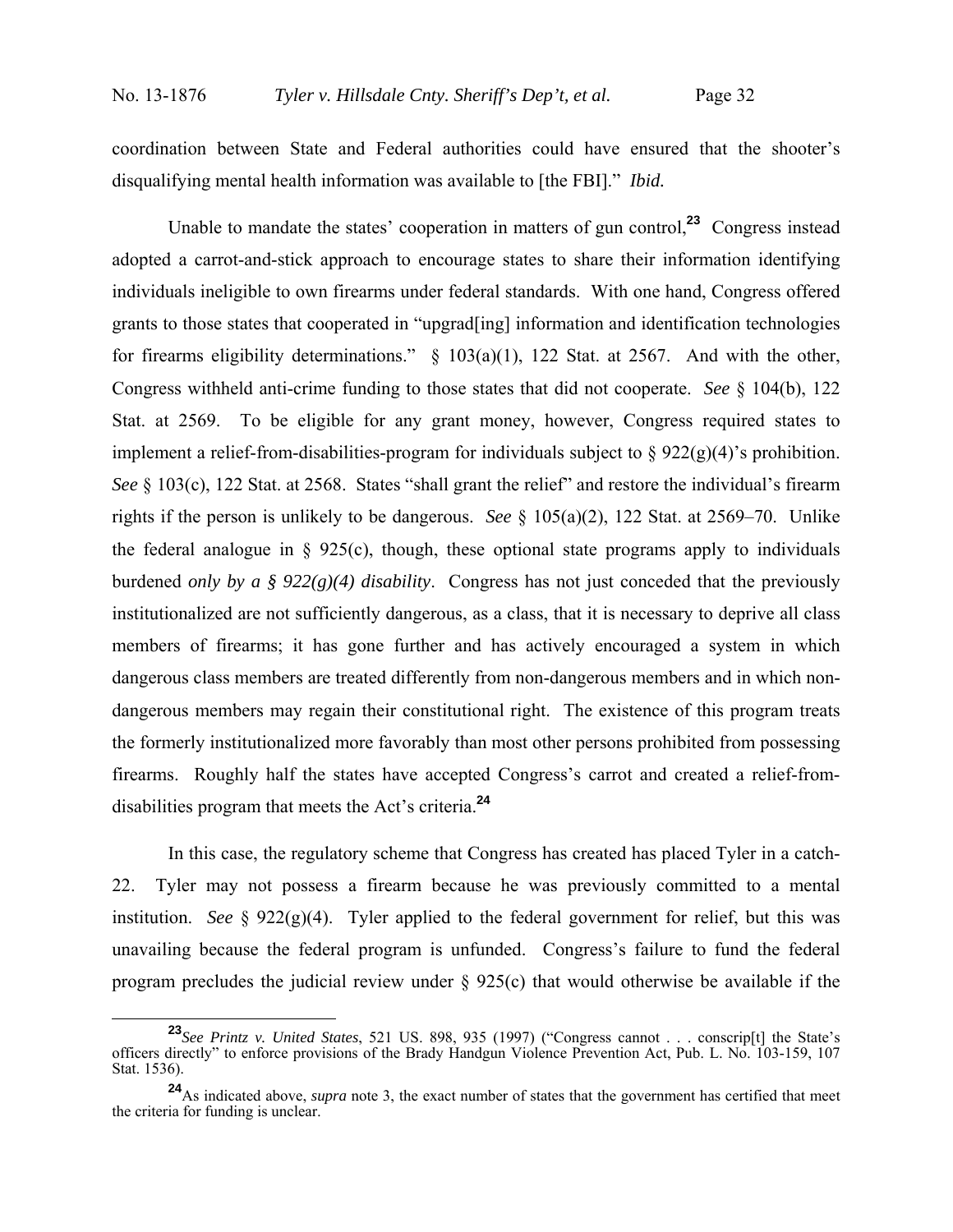coordination between State and Federal authorities could have ensured that the shooter's disqualifying mental health information was available to [the FBI]." *Ibid.*

Unable to mandate the states' cooperation in matters of gun control,[23] Congress instead adopted a carrot-and-stick approach to encourage states to share their information identifying individuals ineligible to own firearms under federal standards. With one hand, Congress offered grants to those states that cooperated in "upgrad[ing] information and identification technologies for firearms eligibility determinations." § 103(a)(1), 122 Stat. at 2567. And with the other, Congress withheld anti-crime funding to those states that did not cooperate. *See* § 104(b), 122 Stat. at 2569. To be eligible for any grant money, however, Congress required states to implement a relief-from-disabilities-program for individuals subject to § 922(g)(4)'s prohibition. *See* § 103(c), 122 Stat. at 2568. States "shall grant the relief" and restore the individual's firearm rights if the person is unlikely to be dangerous. *See* § 105(a)(2), 122 Stat. at 2569–70. Unlike the federal analogue in § 925(c), though, these optional state programs apply to individuals burdened *only by a § 922(g)(4) disability*. Congress has not just conceded that the previously institutionalized are not sufficiently dangerous, as a class, that it is necessary to deprive all class members of firearms; it has gone further and has actively encouraged a system in which dangerous class members are treated differently from non-dangerous members and in which non-dangerous members may regain their constitutional right. The existence of this program treats the formerly institutionalized more favorably than most other persons prohibited from possessing firearms. Roughly half the states have accepted Congress's carrot and created a relief-from-disabilities program that meets the Act's criteria.[24]

In this case, the regulatory scheme that Congress has created has placed Tyler in a catch-22. Tyler may not possess a firearm because he was previously committed to a mental institution. *See* § 922(g)(4). Tyler applied to the federal government for relief, but this was unavailing because the federal program is unfunded. Congress's failure to fund the federal program precludes the judicial review under § 925(c) that would otherwise be available if the

[23] *See Printz v. United States*, 521 US. 898, 935 (1997) ("Congress cannot . . . conscrip[t] the State's officers directly" to enforce provisions of the Brady Handgun Violence Prevention Act, Pub. L. No. 103-159, 107 Stat. 1536).

[24] As indicated above, *supra* note 3, the exact number of states that the government has certified that meet the criteria for funding is unclear.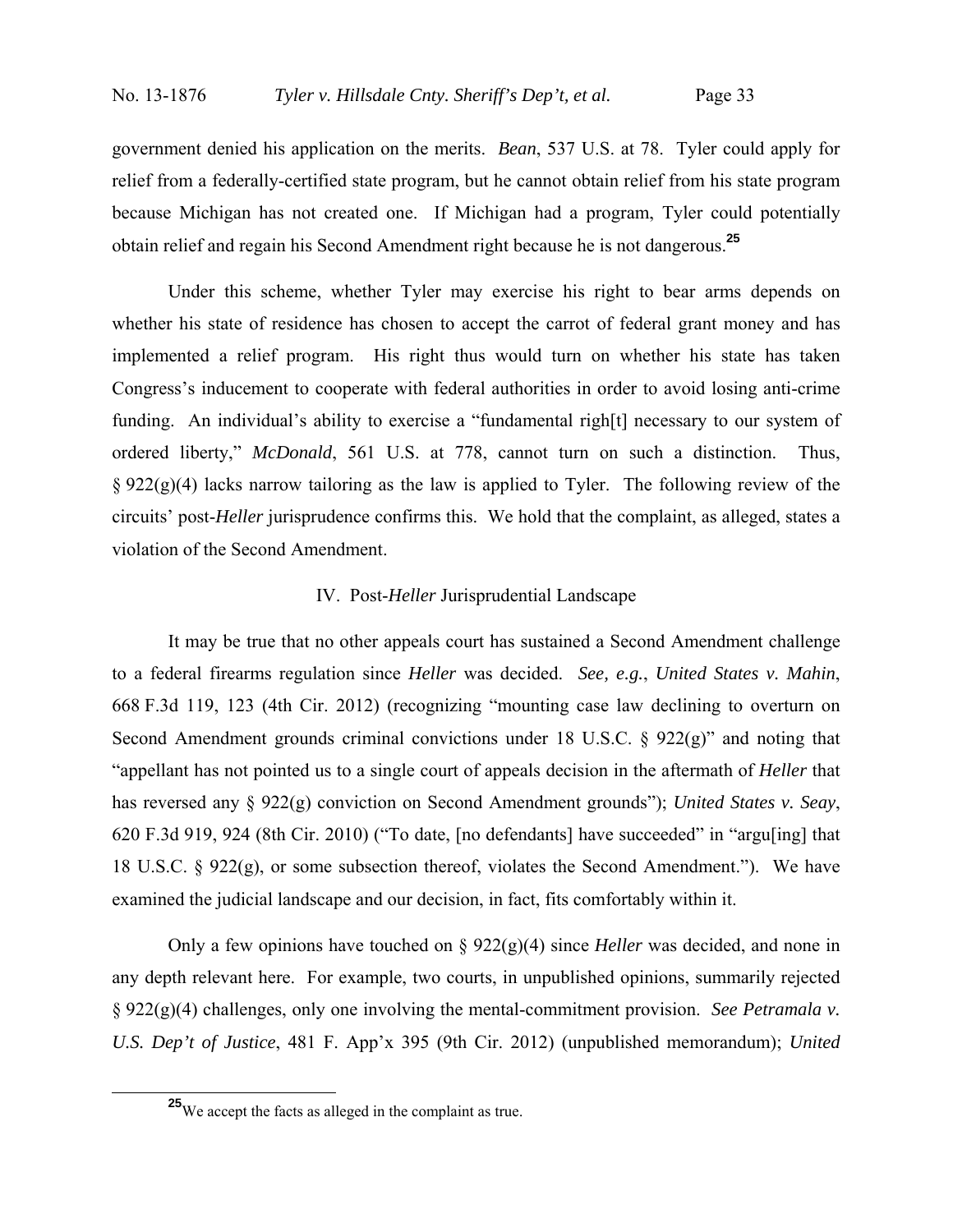government denied his application on the merits. *Bean*, 537 U.S. at 78. Tyler could apply for relief from a federally-certified state program, but he cannot obtain relief from his state program because Michigan has not created one. If Michigan had a program, Tyler could potentially obtain relief and regain his Second Amendment right because he is not dangerous.[25]

Under this scheme, whether Tyler may exercise his right to bear arms depends on whether his state of residence has chosen to accept the carrot of federal grant money and has implemented a relief program. His right thus would turn on whether his state has taken Congress's inducement to cooperate with federal authorities in order to avoid losing anti-crime funding. An individual's ability to exercise a "fundamental righ[t] necessary to our system of ordered liberty," *McDonald*, 561 U.S. at 778, cannot turn on such a distinction. Thus, § 922(g)(4) lacks narrow tailoring as the law is applied to Tyler. The following review of the circuits' post-*Heller* jurisprudence confirms this. We hold that the complaint, as alleged, states a violation of the Second Amendment.

## IV. Post-*Heller* Jurisprudential Landscape

It may be true that no other appeals court has sustained a Second Amendment challenge to a federal firearms regulation since *Heller* was decided. *See, e.g.*, *United States v. Mahin*, 668 F.3d 119, 123 (4th Cir. 2012) (recognizing "mounting case law declining to overturn on Second Amendment grounds criminal convictions under 18 U.S.C. § 922(g)" and noting that "appellant has not pointed us to a single court of appeals decision in the aftermath of *Heller* that has reversed any § 922(g) conviction on Second Amendment grounds"); *United States v. Seay*, 620 F.3d 919, 924 (8th Cir. 2010) ("To date, [no defendants] have succeeded" in "argu[ing] that 18 U.S.C. § 922(g), or some subsection thereof, violates the Second Amendment."). We have examined the judicial landscape and our decision, in fact, fits comfortably within it.

Only a few opinions have touched on § 922(g)(4) since *Heller* was decided, and none in any depth relevant here. For example, two courts, in unpublished opinions, summarily rejected § 922(g)(4) challenges, only one involving the mental-commitment provision. *See Petramala v. U.S. Dep't of Justice*, 481 F. App'x 395 (9th Cir. 2012) (unpublished memorandum); *United*

[25] We accept the facts as alleged in the complaint as true.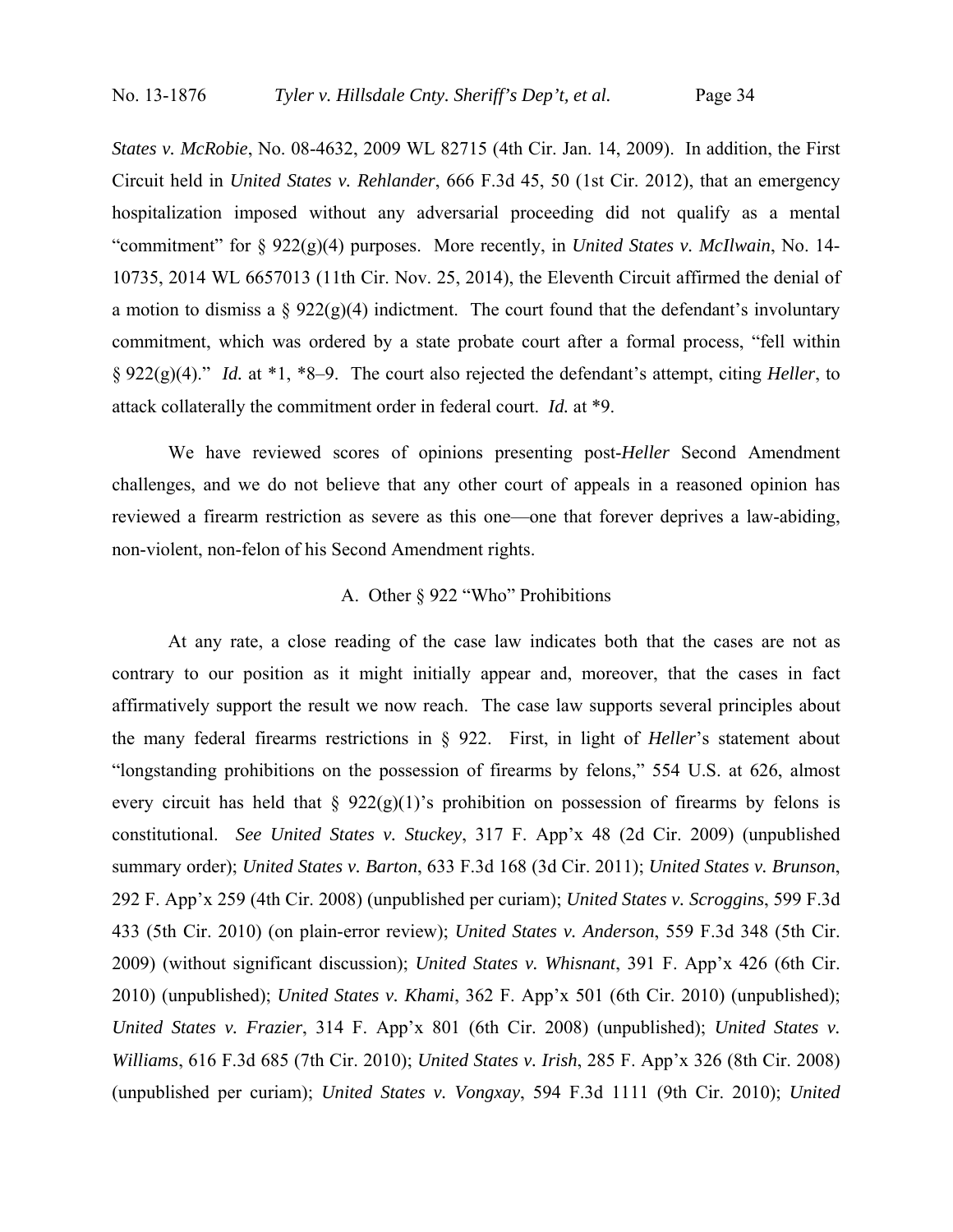*States v. McRobie*, No. 08-4632, 2009 WL 82715 (4th Cir. Jan. 14, 2009). In addition, the First Circuit held in *United States v. Rehlander*, 666 F.3d 45, 50 (1st Cir. 2012), that an emergency hospitalization imposed without any adversarial proceeding did not qualify as a mental "commitment" for § 922(g)(4) purposes. More recently, in *United States v. McIlwain*, No. 14-10735, 2014 WL 6657013 (11th Cir. Nov. 25, 2014), the Eleventh Circuit affirmed the denial of a motion to dismiss a § 922(g)(4) indictment. The court found that the defendant's involuntary commitment, which was ordered by a state probate court after a formal process, "fell within § 922(g)(4)." *Id.* at *1, *8–9. The court also rejected the defendant's attempt, citing *Heller*, to attack collaterally the commitment order in federal court. *Id.* at *9.

We have reviewed scores of opinions presenting post-*Heller* Second Amendment challenges, and we do not believe that any other court of appeals in a reasoned opinion has reviewed a firearm restriction as severe as this one—one that forever deprives a law-abiding, non-violent, non-felon of his Second Amendment rights.

### A. Other § 922 "Who" Prohibitions

At any rate, a close reading of the case law indicates both that the cases are not as contrary to our position as it might initially appear and, moreover, that the cases in fact affirmatively support the result we now reach. The case law supports several principles about the many federal firearms restrictions in § 922. First, in light of *Heller*'s statement about "longstanding prohibitions on the possession of firearms by felons," 554 U.S. at 626, almost every circuit has held that § 922(g)(1)'s prohibition on possession of firearms by felons is constitutional. *See United States v. Stuckey*, 317 F. App'x 48 (2d Cir. 2009) (unpublished summary order); *United States v. Barton*, 633 F.3d 168 (3d Cir. 2011); *United States v. Brunson*, 292 F. App'x 259 (4th Cir. 2008) (unpublished per curiam); *United States v. Scroggins*, 599 F.3d 433 (5th Cir. 2010) (on plain-error review); *United States v. Anderson*, 559 F.3d 348 (5th Cir. 2009) (without significant discussion); *United States v. Whisnant*, 391 F. App'x 426 (6th Cir. 2010) (unpublished); *United States v. Khami*, 362 F. App'x 501 (6th Cir. 2010) (unpublished); *United States v. Frazier*, 314 F. App'x 801 (6th Cir. 2008) (unpublished); *United States v. Williams*, 616 F.3d 685 (7th Cir. 2010); *United States v. Irish*, 285 F. App'x 326 (8th Cir. 2008) (unpublished per curiam); *United States v. Vongxay*, 594 F.3d 1111 (9th Cir. 2010); *United*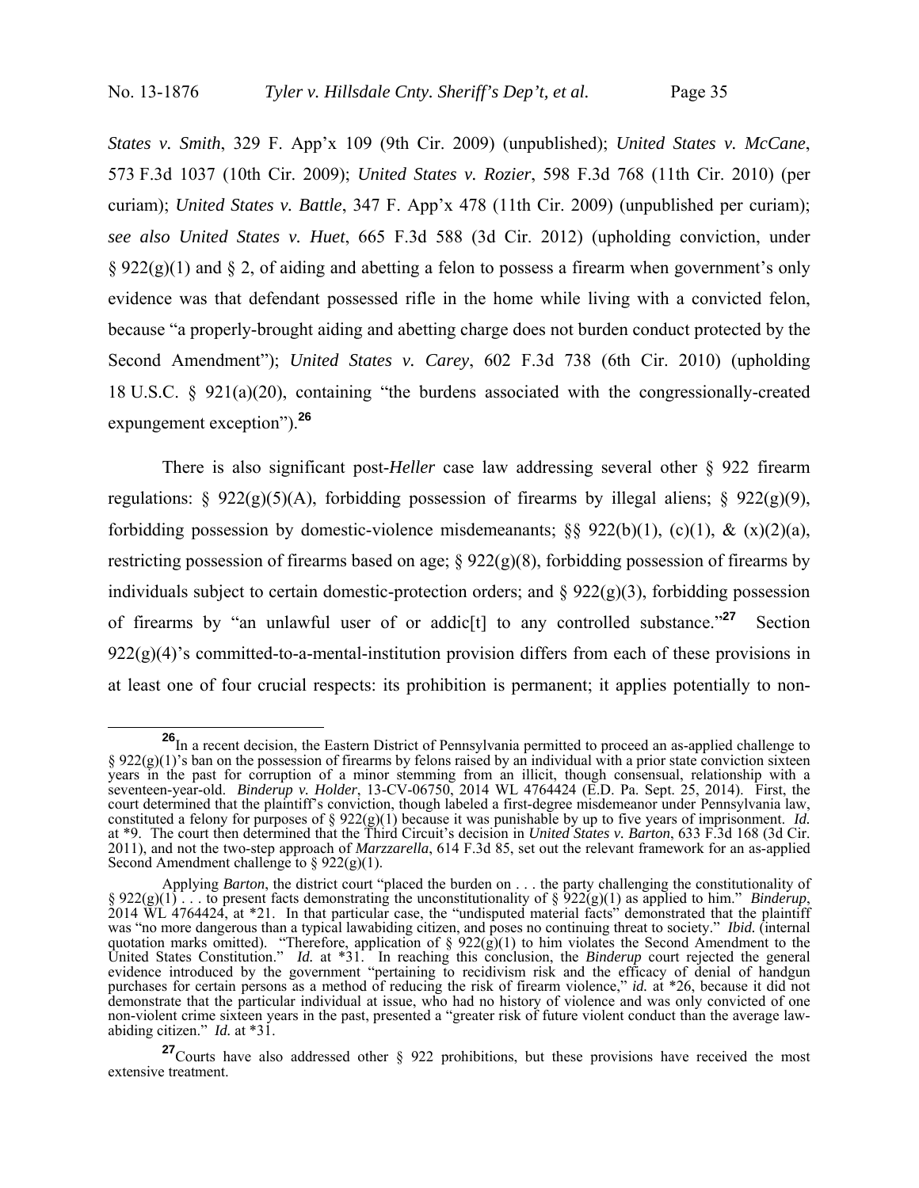*States v. Smith*, 329 F. App'x 109 (9th Cir. 2009) (unpublished); *United States v. McCane*, 573 F.3d 1037 (10th Cir. 2009); *United States v. Rozier*, 598 F.3d 768 (11th Cir. 2010) (per curiam); *United States v. Battle*, 347 F. App'x 478 (11th Cir. 2009) (unpublished per curiam); *see also United States v. Huet*, 665 F.3d 588 (3d Cir. 2012) (upholding conviction, under § 922(g)(1) and § 2, of aiding and abetting a felon to possess a firearm when government's only evidence was that defendant possessed rifle in the home while living with a convicted felon, because "a properly-brought aiding and abetting charge does not burden conduct protected by the Second Amendment"); *United States v. Carey*, 602 F.3d 738 (6th Cir. 2010) (upholding 18 U.S.C. § 921(a)(20), containing "the burdens associated with the congressionally-created expungement exception").[26]

There is also significant post-*Heller* case law addressing several other § 922 firearm regulations: § 922(g)(5)(A), forbidding possession of firearms by illegal aliens; § 922(g)(9), forbidding possession by domestic-violence misdemeanants; §§ 922(b)(1), (c)(1), & (x)(2)(a), restricting possession of firearms based on age; § 922(g)(8), forbidding possession of firearms by individuals subject to certain domestic-protection orders; and § 922(g)(3), forbidding possession of firearms by "an unlawful user of or addic[t] to any controlled substance."[27] Section 922(g)(4)'s committed-to-a-mental-institution provision differs from each of these provisions in at least one of four crucial respects: its prohibition is permanent; it applies potentially to non-

[26] In a recent decision, the Eastern District of Pennsylvania permitted to proceed an as-applied challenge to § 922(g)(1)'s ban on the possession of firearms by felons raised by an individual with a prior state conviction sixteen years in the past for corruption of a minor stemming from an illicit, though consensual, relationship with a seventeen-year-old. *Binderup v. Holder*, 13-CV-06750, 2014 WL 4764424 (E.D. Pa. Sept. 25, 2014). First, the court determined that the plaintiff's conviction, though labeled a first-degree misdemeanor under Pennsylvania law, constituted a felony for purposes of § 922(g)(1) because it was punishable by up to five years of imprisonment. *Id.* at \*9. The court then determined that the Third Circuit's decision in *United States v. Barton*, 633 F.3d 168 (3d Cir. 2011), and not the two-step approach of *Marzzarella*, 614 F.3d 85, set out the relevant framework for an as-applied Second Amendment challenge to § 922(g)(1).

Applying *Barton*, the district court "placed the burden on . . . the party challenging the constitutionality of § 922(g)(1) . . . to present facts demonstrating the unconstitutionality of § 922(g)(1) as applied to him." *Binderup*, 2014 WL 4764424, at \*21. In that particular case, the "undisputed material facts" demonstrated that the plaintiff was "no more dangerous than a typical lawabiding citizen, and poses no continuing threat to society." *Ibid.* (internal quotation marks omitted). "Therefore, application of § 922(g)(1) to him violates the Second Amendment to the United States Constitution." *Id.* at \*31. In reaching this conclusion, the *Binderup* court rejected the general evidence introduced by the government "pertaining to recidivism risk and the efficacy of denial of handgun purchases for certain persons as a method of reducing the risk of firearm violence," *id.* at \*26, because it did not demonstrate that the particular individual at issue, who had no history of violence and was only convicted of one non-violent crime sixteen years in the past, presented a "greater risk of future violent conduct than the average law-abiding citizen." *Id.* at \*31.

[27] Courts have also addressed other § 922 prohibitions, but these provisions have received the most extensive treatment.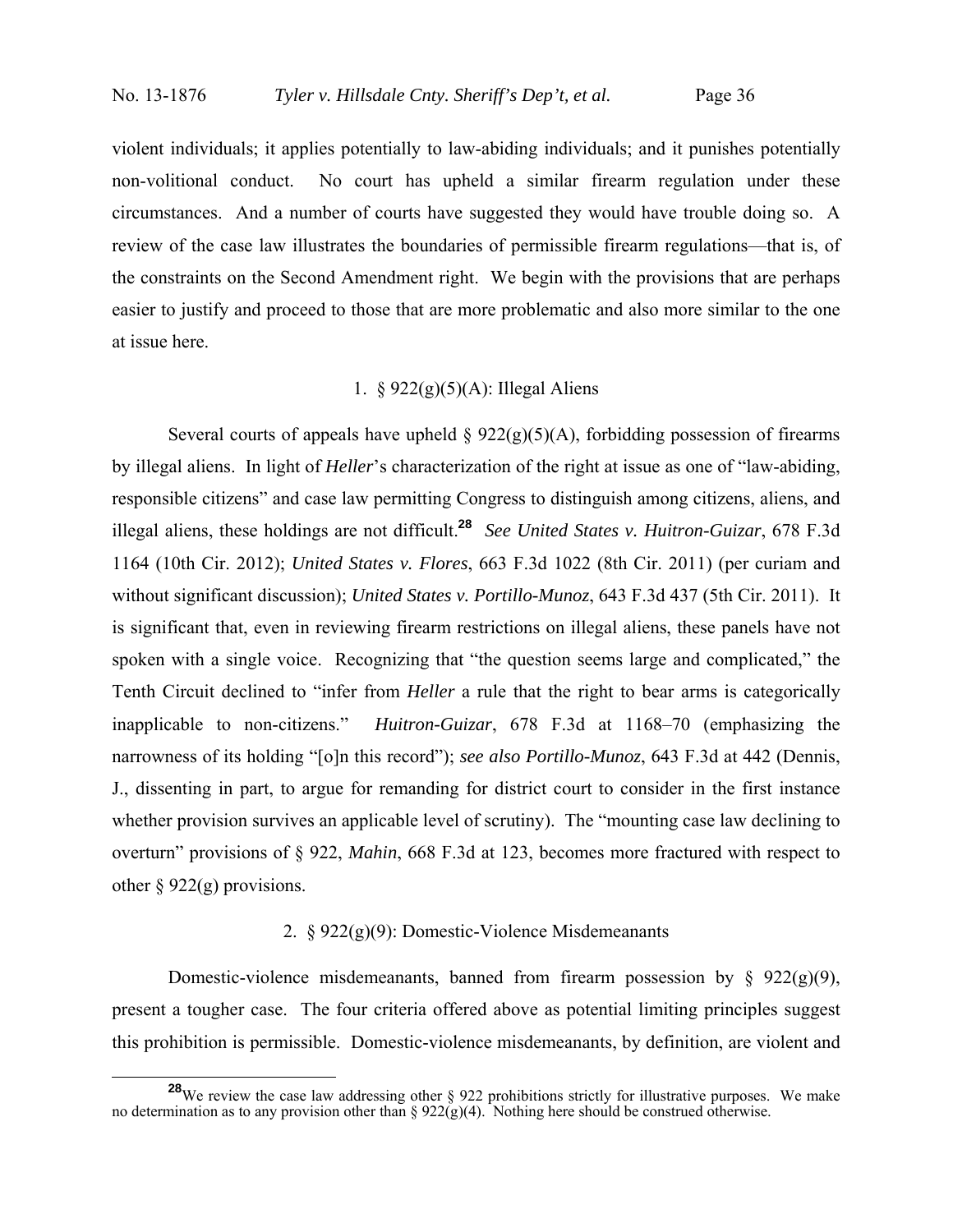violent individuals; it applies potentially to law-abiding individuals; and it punishes potentially non-volitional conduct. No court has upheld a similar firearm regulation under these circumstances. And a number of courts have suggested they would have trouble doing so. A review of the case law illustrates the boundaries of permissible firearm regulations—that is, of the constraints on the Second Amendment right. We begin with the provisions that are perhaps easier to justify and proceed to those that are more problematic and also more similar to the one at issue here.

### 1. § 922(g)(5)(A): Illegal Aliens

Several courts of appeals have upheld § 922(g)(5)(A), forbidding possession of firearms by illegal aliens. In light of *Heller*'s characterization of the right at issue as one of "law-abiding, responsible citizens" and case law permitting Congress to distinguish among citizens, aliens, and illegal aliens, these holdings are not difficult.[28] *See United States v. Huitron-Guizar*, 678 F.3d 1164 (10th Cir. 2012); *United States v. Flores*, 663 F.3d 1022 (8th Cir. 2011) (per curiam and without significant discussion); *United States v. Portillo-Munoz*, 643 F.3d 437 (5th Cir. 2011). It is significant that, even in reviewing firearm restrictions on illegal aliens, these panels have not spoken with a single voice. Recognizing that "the question seems large and complicated," the Tenth Circuit declined to "infer from *Heller* a rule that the right to bear arms is categorically inapplicable to non-citizens." *Huitron-Guizar*, 678 F.3d at 1168–70 (emphasizing the narrowness of its holding "[o]n this record"); *see also Portillo-Munoz*, 643 F.3d at 442 (Dennis, J., dissenting in part, to argue for remanding for district court to consider in the first instance whether provision survives an applicable level of scrutiny). The "mounting case law declining to overturn" provisions of § 922, *Mahin*, 668 F.3d at 123, becomes more fractured with respect to other § 922(g) provisions.

### 2. § 922(g)(9): Domestic-Violence Misdemeanants

Domestic-violence misdemeanants, banned from firearm possession by § 922(g)(9), present a tougher case. The four criteria offered above as potential limiting principles suggest this prohibition is permissible. Domestic-violence misdemeanants, by definition, are violent and

[28] We review the case law addressing other § 922 prohibitions strictly for illustrative purposes. We make no determination as to any provision other than § 922(g)(4). Nothing here should be construed otherwise.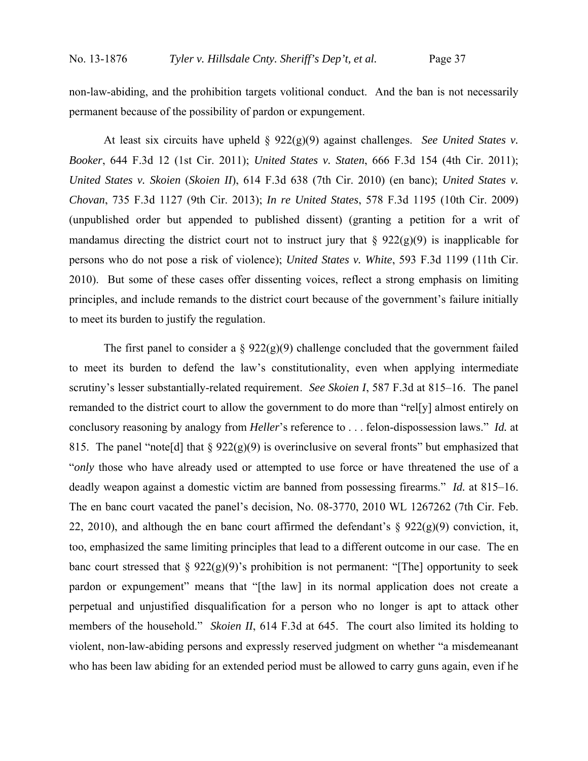non-law-abiding, and the prohibition targets volitional conduct. And the ban is not necessarily permanent because of the possibility of pardon or expungement.

At least six circuits have upheld § 922(g)(9) against challenges. *See United States v. Booker*, 644 F.3d 12 (1st Cir. 2011); *United States v. Staten*, 666 F.3d 154 (4th Cir. 2011); *United States v. Skoien* (*Skoien II*), 614 F.3d 638 (7th Cir. 2010) (en banc); *United States v. Chovan*, 735 F.3d 1127 (9th Cir. 2013); *In re United States*, 578 F.3d 1195 (10th Cir. 2009) (unpublished order but appended to published dissent) (granting a petition for a writ of mandamus directing the district court not to instruct jury that § 922(g)(9) is inapplicable for persons who do not pose a risk of violence); *United States v. White*, 593 F.3d 1199 (11th Cir. 2010). But some of these cases offer dissenting voices, reflect a strong emphasis on limiting principles, and include remands to the district court because of the government's failure initially to meet its burden to justify the regulation.

The first panel to consider a § 922(g)(9) challenge concluded that the government failed to meet its burden to defend the law's constitutionality, even when applying intermediate scrutiny's lesser substantially-related requirement. *See Skoien I*, 587 F.3d at 815–16. The panel remanded to the district court to allow the government to do more than "rel[y] almost entirely on conclusory reasoning by analogy from *Heller*'s reference to . . . felon-dispossession laws." *Id.* at 815. The panel "note[d] that § 922(g)(9) is overinclusive on several fronts" but emphasized that "*only* those who have already used or attempted to use force or have threatened the use of a deadly weapon against a domestic victim are banned from possessing firearms." *Id.* at 815–16. The en banc court vacated the panel's decision, No. 08-3770, 2010 WL 1267262 (7th Cir. Feb. 22, 2010), and although the en banc court affirmed the defendant's § 922(g)(9) conviction, it, too, emphasized the same limiting principles that lead to a different outcome in our case. The en banc court stressed that § 922(g)(9)'s prohibition is not permanent: "[The] opportunity to seek pardon or expungement" means that "[the law] in its normal application does not create a perpetual and unjustified disqualification for a person who no longer is apt to attack other members of the household." *Skoien II*, 614 F.3d at 645. The court also limited its holding to violent, non-law-abiding persons and expressly reserved judgment on whether "a misdemeanant who has been law abiding for an extended period must be allowed to carry guns again, even if he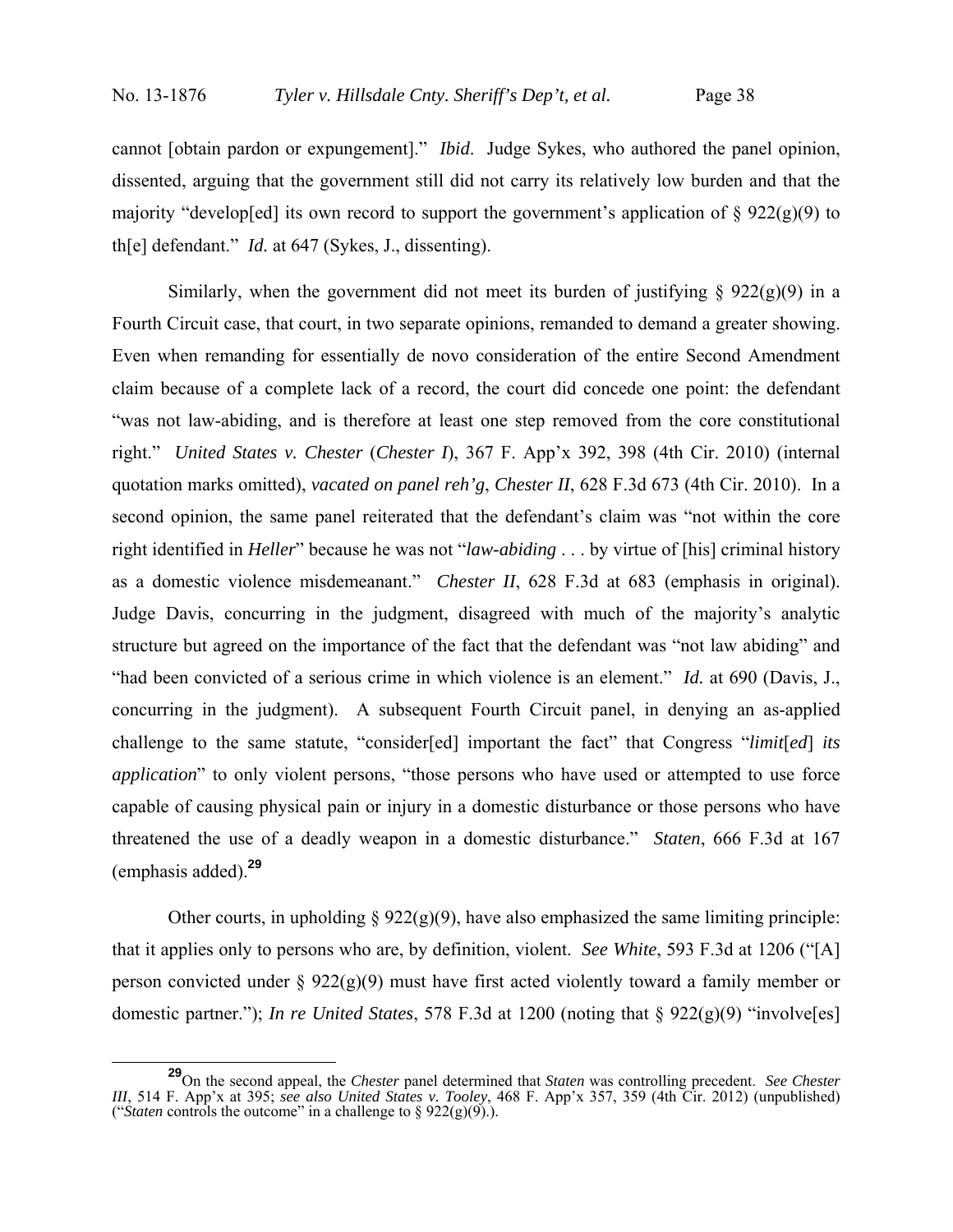cannot [obtain pardon or expungement]." *Ibid*. Judge Sykes, who authored the panel opinion, dissented, arguing that the government still did not carry its relatively low burden and that the majority "develop[ed] its own record to support the government's application of § 922(g)(9) to th[e] defendant." *Id.* at 647 (Sykes, J., dissenting).

Similarly, when the government did not meet its burden of justifying § 922(g)(9) in a Fourth Circuit case, that court, in two separate opinions, remanded to demand a greater showing. Even when remanding for essentially de novo consideration of the entire Second Amendment claim because of a complete lack of a record, the court did concede one point: the defendant "was not law-abiding, and is therefore at least one step removed from the core constitutional right." *United States v. Chester* (*Chester I*), 367 F. App'x 392, 398 (4th Cir. 2010) (internal quotation marks omitted), *vacated on panel reh'g*, *Chester II*, 628 F.3d 673 (4th Cir. 2010). In a second opinion, the same panel reiterated that the defendant's claim was "not within the core right identified in *Heller*" because he was not "*law-abiding* . . . by virtue of [his] criminal history as a domestic violence misdemeanant." *Chester II*, 628 F.3d at 683 (emphasis in original). Judge Davis, concurring in the judgment, disagreed with much of the majority's analytic structure but agreed on the importance of the fact that the defendant was "not law abiding" and "had been convicted of a serious crime in which violence is an element." *Id.* at 690 (Davis, J., concurring in the judgment). A subsequent Fourth Circuit panel, in denying an as-applied challenge to the same statute, "consider[ed] important the fact" that Congress "*limit*[*ed*] *its application*" to only violent persons, "those persons who have used or attempted to use force capable of causing physical pain or injury in a domestic disturbance or those persons who have threatened the use of a deadly weapon in a domestic disturbance." *Staten*, 666 F.3d at 167 (emphasis added).[29]

Other courts, in upholding § 922(g)(9), have also emphasized the same limiting principle: that it applies only to persons who are, by definition, violent. *See White*, 593 F.3d at 1206 ("[A] person convicted under § 922(g)(9) must have first acted violently toward a family member or domestic partner."); *In re United States*, 578 F.3d at 1200 (noting that § 922(g)(9) "involve[es]

---

[29] On the second appeal, the *Chester* panel determined that *Staten* was controlling precedent. *See Chester III*, 514 F. App'x at 395; *see also United States v. Tooley*, 468 F. App'x 357, 359 (4th Cir. 2012) (unpublished) ("*Staten* controls the outcome" in a challenge to § 922(g)(9).).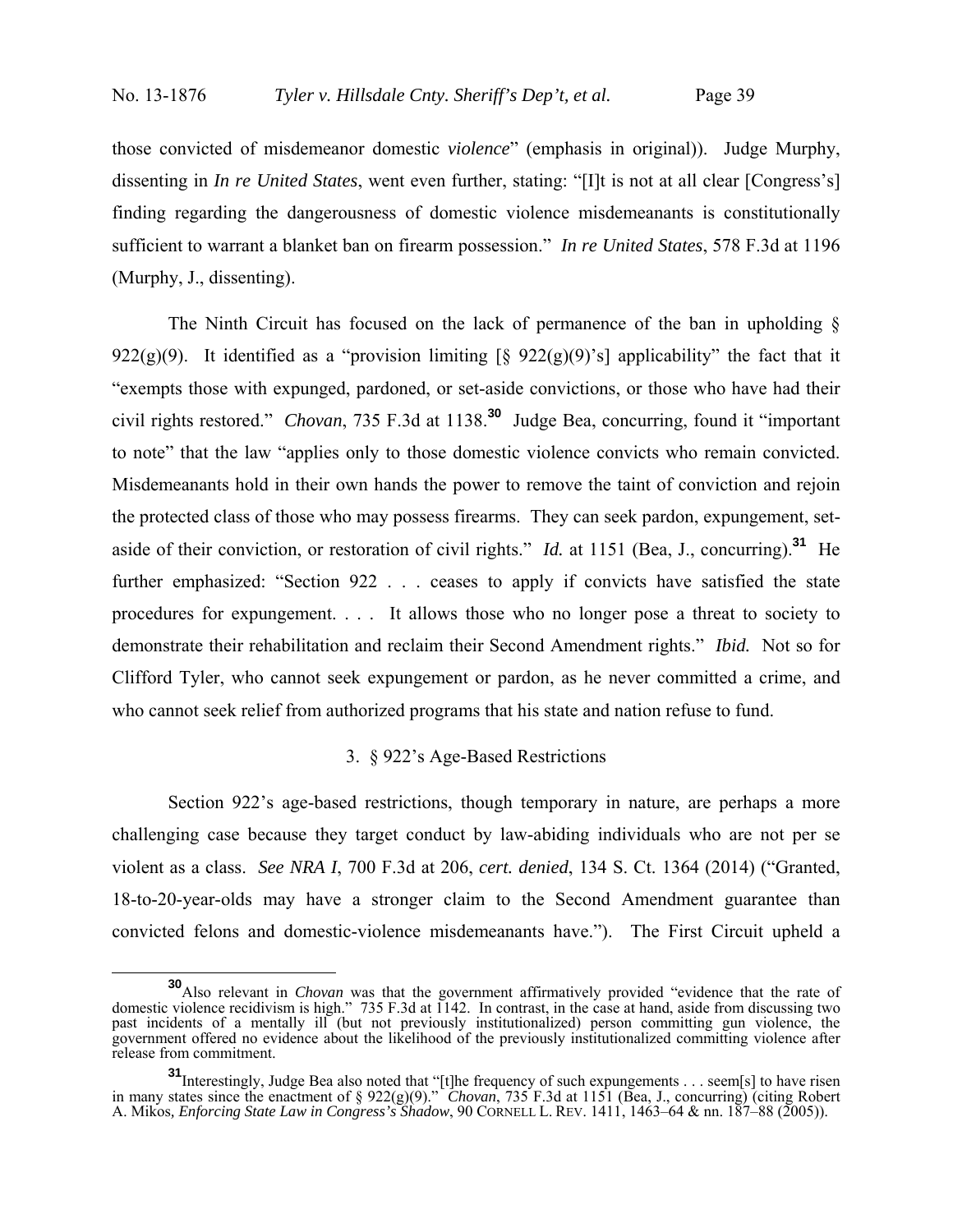those convicted of misdemeanor domestic *violence*" (emphasis in original)). Judge Murphy, dissenting in *In re United States*, went even further, stating: "[I]t is not at all clear [Congress's] finding regarding the dangerousness of domestic violence misdemeanants is constitutionally sufficient to warrant a blanket ban on firearm possession." *In re United States*, 578 F.3d at 1196 (Murphy, J., dissenting).

The Ninth Circuit has focused on the lack of permanence of the ban in upholding § 922(g)(9). It identified as a "provision limiting [§ 922(g)(9)'s] applicability" the fact that it "exempts those with expunged, pardoned, or set-aside convictions, or those who have had their civil rights restored." *Chovan*, 735 F.3d at 1138.[30] Judge Bea, concurring, found it "important to note" that the law "applies only to those domestic violence convicts who remain convicted. Misdemeanants hold in their own hands the power to remove the taint of conviction and rejoin the protected class of those who may possess firearms. They can seek pardon, expungement, set-aside of their conviction, or restoration of civil rights." *Id.* at 1151 (Bea, J., concurring).[31] He further emphasized: "Section 922 . . . ceases to apply if convicts have satisfied the state procedures for expungement. . . . It allows those who no longer pose a threat to society to demonstrate their rehabilitation and reclaim their Second Amendment rights." *Ibid.* Not so for Clifford Tyler, who cannot seek expungement or pardon, as he never committed a crime, and who cannot seek relief from authorized programs that his state and nation refuse to fund.

### 3. § 922's Age-Based Restrictions

Section 922's age-based restrictions, though temporary in nature, are perhaps a more challenging case because they target conduct by law-abiding individuals who are not per se violent as a class. *See NRA I*, 700 F.3d at 206, *cert. denied*, 134 S. Ct. 1364 (2014) ("Granted, 18-to-20-year-olds may have a stronger claim to the Second Amendment guarantee than convicted felons and domestic-violence misdemeanants have."). The First Circuit upheld a

---

[30] Also relevant in *Chovan* was that the government affirmatively provided "evidence that the rate of domestic violence recidivism is high." 735 F.3d at 1142. In contrast, in the case at hand, aside from discussing two past incidents of a mentally ill (but not previously institutionalized) person committing gun violence, the government offered no evidence about the likelihood of the previously institutionalized committing violence after release from commitment.

[31] Interestingly, Judge Bea also noted that "[t]he frequency of such expungements . . . seem[s] to have risen in many states since the enactment of § 922(g)(9)." *Chovan*, 735 F.3d at 1151 (Bea, J., concurring) (citing Robert A. Mikos, *Enforcing State Law in Congress's Shadow*, 90 CORNELL L. REV. 1411, 1463–64 & nn. 187–88 (2005)).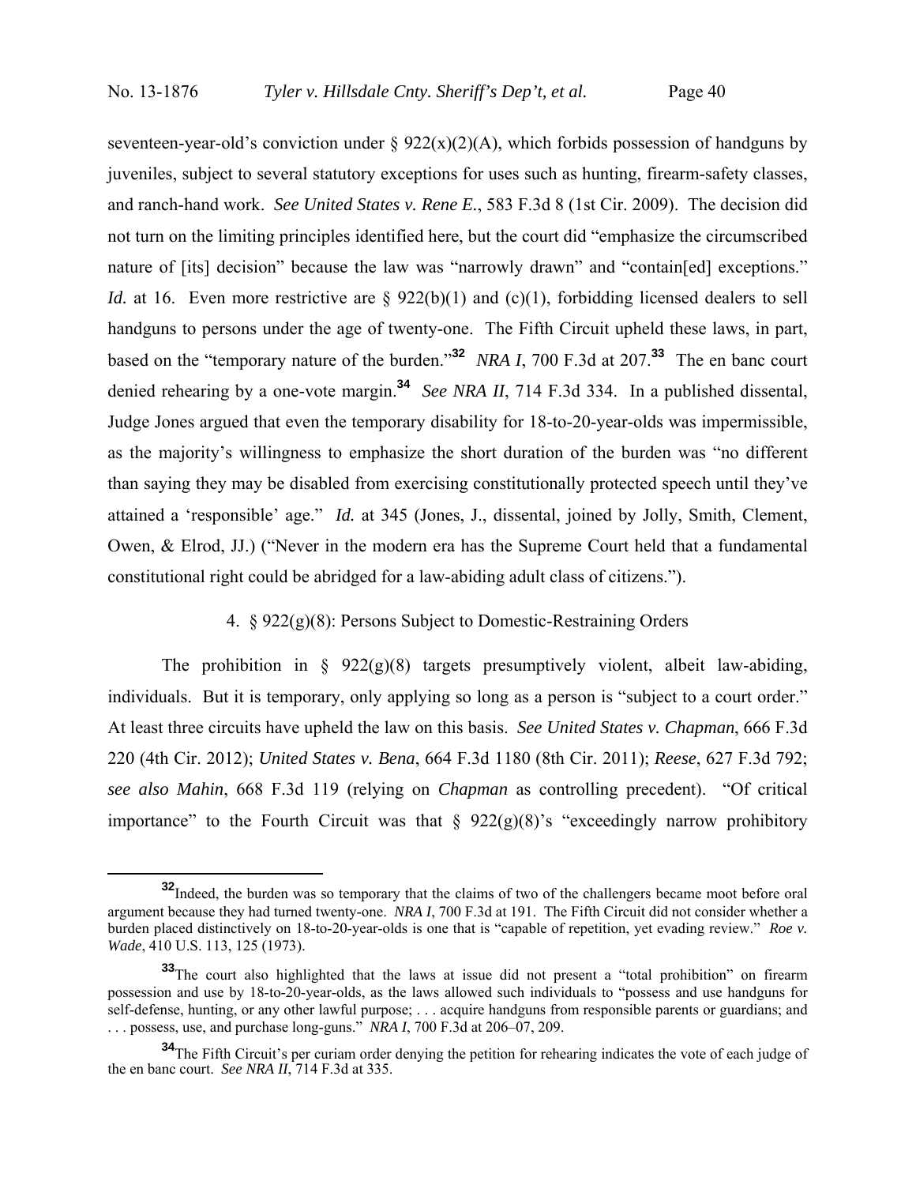seventeen-year-old's conviction under § 922(x)(2)(A), which forbids possession of handguns by juveniles, subject to several statutory exceptions for uses such as hunting, firearm-safety classes, and ranch-hand work. *See United States v. Rene E.*, 583 F.3d 8 (1st Cir. 2009). The decision did not turn on the limiting principles identified here, but the court did "emphasize the circumscribed nature of [its] decision" because the law was "narrowly drawn" and "contain[ed] exceptions." *Id.* at 16. Even more restrictive are § 922(b)(1) and (c)(1), forbidding licensed dealers to sell handguns to persons under the age of twenty-one. The Fifth Circuit upheld these laws, in part, based on the "temporary nature of the burden."[32] *NRA I*, 700 F.3d at 207.[33] The en banc court denied rehearing by a one-vote margin.[34] *See NRA II*, 714 F.3d 334. In a published dissental, Judge Jones argued that even the temporary disability for 18-to-20-year-olds was impermissible, as the majority's willingness to emphasize the short duration of the burden was "no different than saying they may be disabled from exercising constitutionally protected speech until they've attained a 'responsible' age." *Id.* at 345 (Jones, J., dissental, joined by Jolly, Smith, Clement, Owen, & Elrod, JJ.) ("Never in the modern era has the Supreme Court held that a fundamental constitutional right could be abridged for a law-abiding adult class of citizens.").

4. § 922(g)(8): Persons Subject to Domestic-Restraining Orders

The prohibition in § 922(g)(8) targets presumptively violent, albeit law-abiding, individuals. But it is temporary, only applying so long as a person is "subject to a court order." At least three circuits have upheld the law on this basis. *See United States v. Chapman*, 666 F.3d 220 (4th Cir. 2012); *United States v. Bena*, 664 F.3d 1180 (8th Cir. 2011); *Reese*, 627 F.3d 792; *see also Mahin*, 668 F.3d 119 (relying on *Chapman* as controlling precedent). "Of critical importance" to the Fourth Circuit was that § 922(g)(8)'s "exceedingly narrow prohibitory

---

[32] Indeed, the burden was so temporary that the claims of two of the challengers became moot before oral argument because they had turned twenty-one. *NRA I*, 700 F.3d at 191. The Fifth Circuit did not consider whether a burden placed distinctively on 18-to-20-year-olds is one that is "capable of repetition, yet evading review." *Roe v. Wade*, 410 U.S. 113, 125 (1973).

[33] The court also highlighted that the laws at issue did not present a "total prohibition" on firearm possession and use by 18-to-20-year-olds, as the laws allowed such individuals to "possess and use handguns for self-defense, hunting, or any other lawful purpose; . . . acquire handguns from responsible parents or guardians; and . . . possess, use, and purchase long-guns." *NRA I*, 700 F.3d at 206–07, 209.

[34] The Fifth Circuit's per curiam order denying the petition for rehearing indicates the vote of each judge of the en banc court. *See NRA II*, 714 F.3d at 335.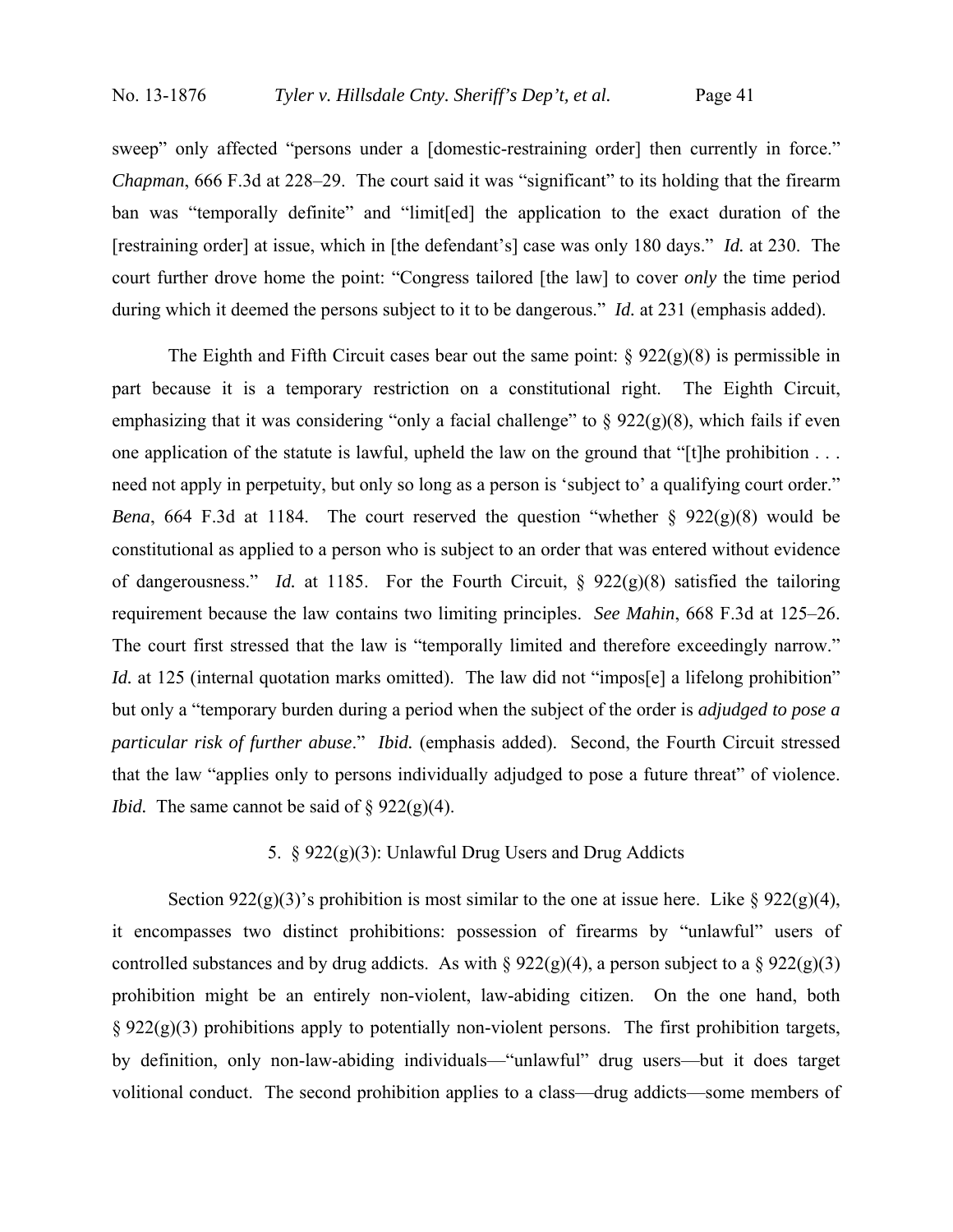sweep" only affected "persons under a [domestic-restraining order] then currently in force." *Chapman*, 666 F.3d at 228–29. The court said it was "significant" to its holding that the firearm ban was "temporally definite" and "limit[ed] the application to the exact duration of the [restraining order] at issue, which in [the defendant's] case was only 180 days." *Id.* at 230. The court further drove home the point: "Congress tailored [the law] to cover *only* the time period during which it deemed the persons subject to it to be dangerous." *Id.* at 231 (emphasis added).

The Eighth and Fifth Circuit cases bear out the same point: § 922(g)(8) is permissible in part because it is a temporary restriction on a constitutional right. The Eighth Circuit, emphasizing that it was considering "only a facial challenge" to § 922(g)(8), which fails if even one application of the statute is lawful, upheld the law on the ground that "[t]he prohibition . . . need not apply in perpetuity, but only so long as a person is 'subject to' a qualifying court order." *Bena*, 664 F.3d at 1184. The court reserved the question "whether § 922(g)(8) would be constitutional as applied to a person who is subject to an order that was entered without evidence of dangerousness." *Id.* at 1185. For the Fourth Circuit, § 922(g)(8) satisfied the tailoring requirement because the law contains two limiting principles. *See Mahin*, 668 F.3d at 125–26. The court first stressed that the law is "temporally limited and therefore exceedingly narrow." *Id.* at 125 (internal quotation marks omitted). The law did not "impos[e] a lifelong prohibition" but only a "temporary burden during a period when the subject of the order is *adjudged to pose a particular risk of further abuse*." *Ibid.* (emphasis added). Second, the Fourth Circuit stressed that the law "applies only to persons individually adjudged to pose a future threat" of violence. *Ibid.* The same cannot be said of § 922(g)(4).

5. § 922(g)(3): Unlawful Drug Users and Drug Addicts

Section 922(g)(3)'s prohibition is most similar to the one at issue here. Like § 922(g)(4), it encompasses two distinct prohibitions: possession of firearms by "unlawful" users of controlled substances and by drug addicts. As with § 922(g)(4), a person subject to a § 922(g)(3) prohibition might be an entirely non-violent, law-abiding citizen. On the one hand, both § 922(g)(3) prohibitions apply to potentially non-violent persons. The first prohibition targets, by definition, only non-law-abiding individuals—"unlawful" drug users—but it does target volitional conduct. The second prohibition applies to a class—drug addicts—some members of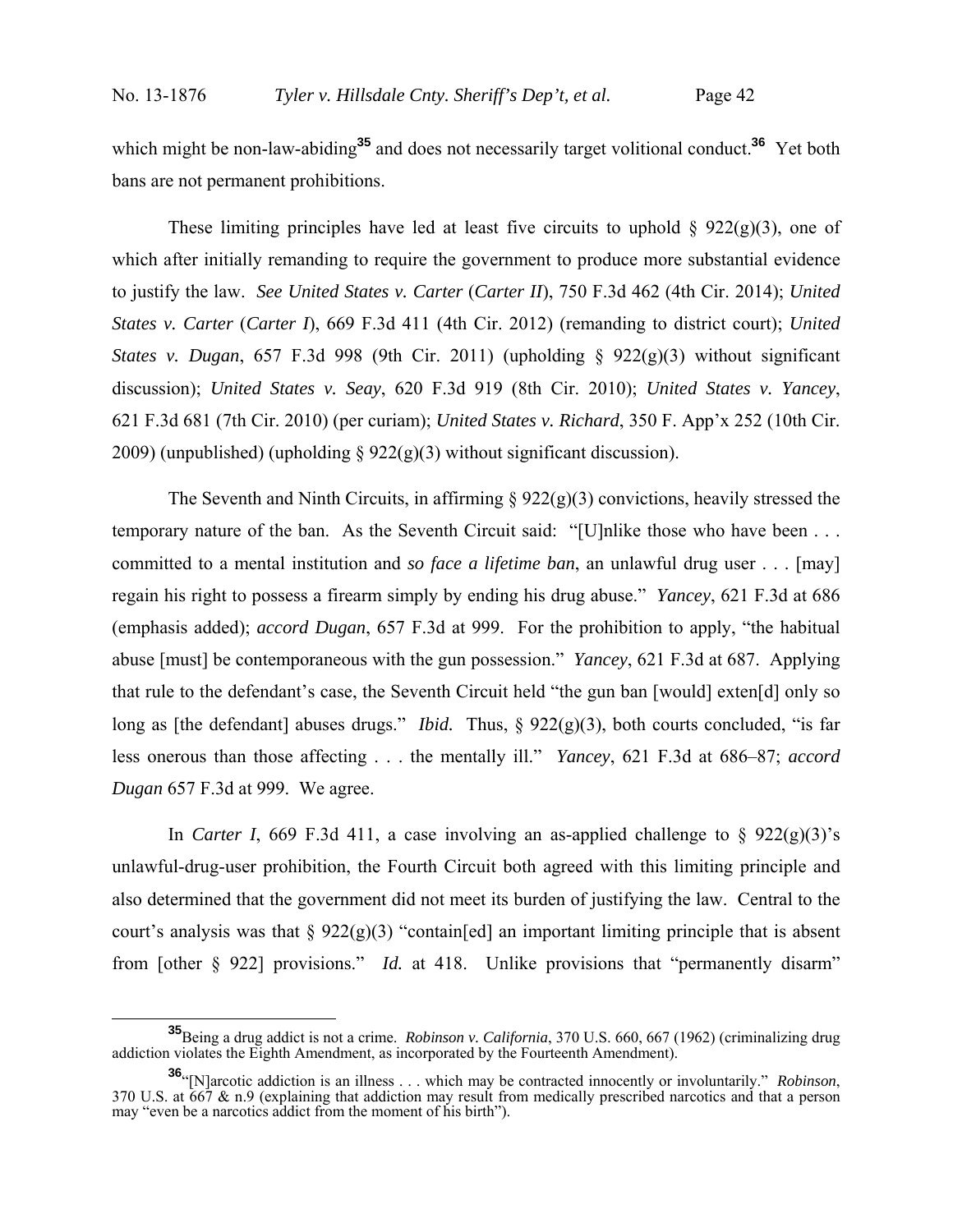which might be non-law-abiding[35] and does not necessarily target volitional conduct.[36] Yet both bans are not permanent prohibitions.

These limiting principles have led at least five circuits to uphold § 922(g)(3), one of which after initially remanding to require the government to produce more substantial evidence to justify the law. *See United States v. Carter* (*Carter II*), 750 F.3d 462 (4th Cir. 2014); *United States v. Carter* (*Carter I*), 669 F.3d 411 (4th Cir. 2012) (remanding to district court); *United States v. Dugan*, 657 F.3d 998 (9th Cir. 2011) (upholding § 922(g)(3) without significant discussion); *United States v. Seay*, 620 F.3d 919 (8th Cir. 2010); *United States v. Yancey*, 621 F.3d 681 (7th Cir. 2010) (per curiam); *United States v. Richard*, 350 F. App'x 252 (10th Cir. 2009) (unpublished) (upholding § 922(g)(3) without significant discussion).

The Seventh and Ninth Circuits, in affirming § 922(g)(3) convictions, heavily stressed the temporary nature of the ban. As the Seventh Circuit said: "[U]nlike those who have been . . . committed to a mental institution and *so face a lifetime ban*, an unlawful drug user . . . [may] regain his right to possess a firearm simply by ending his drug abuse." *Yancey*, 621 F.3d at 686 (emphasis added); *accord Dugan*, 657 F.3d at 999. For the prohibition to apply, "the habitual abuse [must] be contemporaneous with the gun possession." *Yancey*, 621 F.3d at 687. Applying that rule to the defendant's case, the Seventh Circuit held "the gun ban [would] exten[d] only so long as [the defendant] abuses drugs." *Ibid.* Thus, § 922(g)(3), both courts concluded, "is far less onerous than those affecting . . . the mentally ill." *Yancey*, 621 F.3d at 686–87; *accord Dugan* 657 F.3d at 999. We agree.

In *Carter I*, 669 F.3d 411, a case involving an as-applied challenge to § 922(g)(3)'s unlawful-drug-user prohibition, the Fourth Circuit both agreed with this limiting principle and also determined that the government did not meet its burden of justifying the law. Central to the court's analysis was that § 922(g)(3) "contain[ed] an important limiting principle that is absent from [other § 922] provisions." *Id.* at 418. Unlike provisions that "permanently disarm"

---

[35] Being a drug addict is not a crime. *Robinson v. California*, 370 U.S. 660, 667 (1962) (criminalizing drug addiction violates the Eighth Amendment, as incorporated by the Fourteenth Amendment).

[36] "[N]arcotic addiction is an illness . . . which may be contracted innocently or involuntarily." *Robinson*, 370 U.S. at 667 & n.9 (explaining that addiction may result from medically prescribed narcotics and that a person may "even be a narcotics addict from the moment of his birth").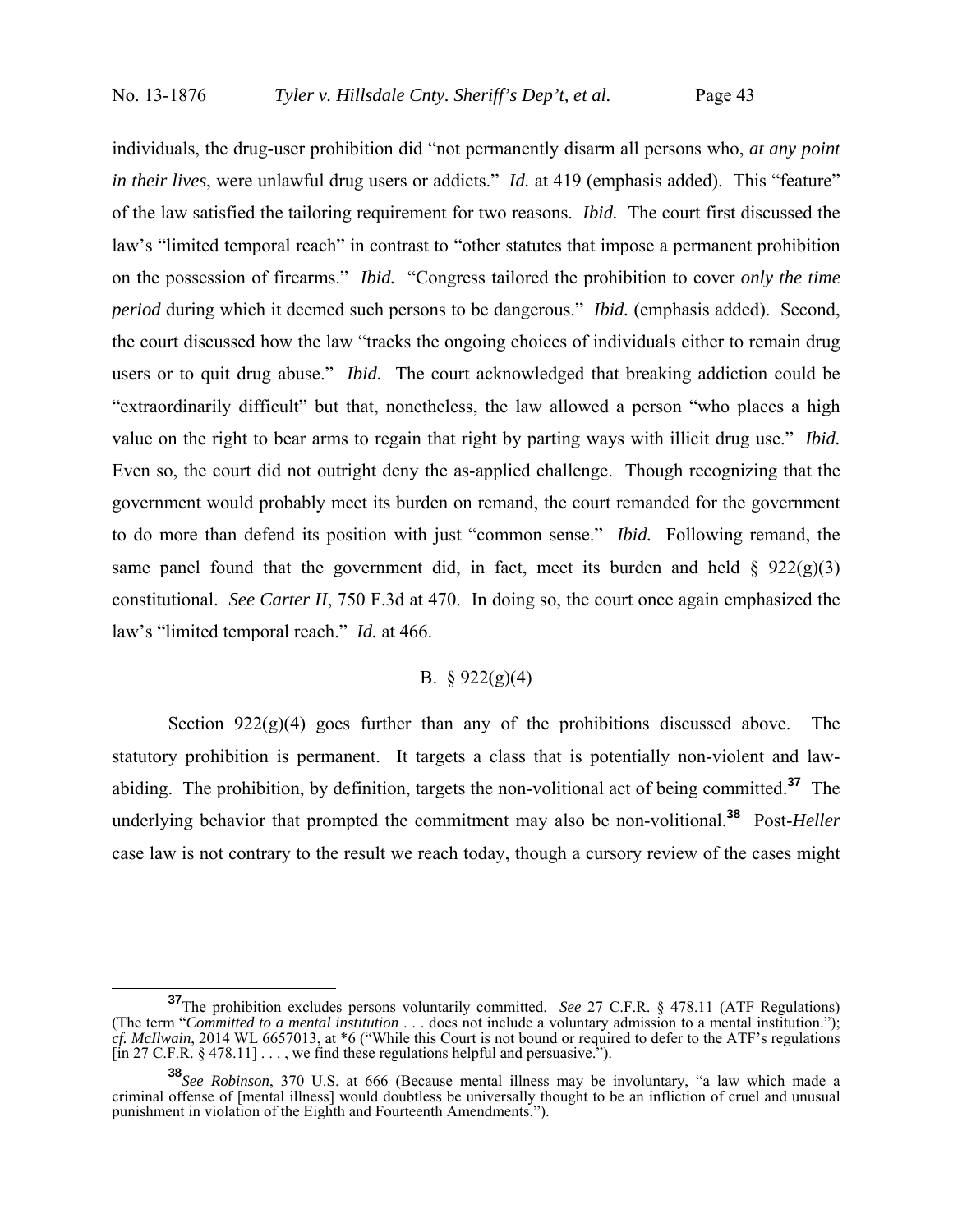individuals, the drug-user prohibition did "not permanently disarm all persons who, *at any point in their lives*, were unlawful drug users or addicts." *Id.* at 419 (emphasis added). This "feature" of the law satisfied the tailoring requirement for two reasons. *Ibid.* The court first discussed the law's "limited temporal reach" in contrast to "other statutes that impose a permanent prohibition on the possession of firearms." *Ibid.* "Congress tailored the prohibition to cover *only the time period* during which it deemed such persons to be dangerous." *Ibid.* (emphasis added). Second, the court discussed how the law "tracks the ongoing choices of individuals either to remain drug users or to quit drug abuse." *Ibid.* The court acknowledged that breaking addiction could be "extraordinarily difficult" but that, nonetheless, the law allowed a person "who places a high value on the right to bear arms to regain that right by parting ways with illicit drug use." *Ibid.* Even so, the court did not outright deny the as-applied challenge. Though recognizing that the government would probably meet its burden on remand, the court remanded for the government to do more than defend its position with just "common sense." *Ibid.* Following remand, the same panel found that the government did, in fact, meet its burden and held § 922(g)(3) constitutional. *See Carter II*, 750 F.3d at 470. In doing so, the court once again emphasized the law's "limited temporal reach." *Id.* at 466.

## B. § 922(g)(4)

Section 922(g)(4) goes further than any of the prohibitions discussed above. The statutory prohibition is permanent. It targets a class that is potentially non-violent and law-abiding. The prohibition, by definition, targets the non-volitional act of being committed.[37] The underlying behavior that prompted the commitment may also be non-volitional.[38] Post-*Heller* case law is not contrary to the result we reach today, though a cursory review of the cases might

---

[37] The prohibition excludes persons voluntarily committed. *See* 27 C.F.R. § 478.11 (ATF Regulations) (The term "*Committed to a mental institution* . . . does not include a voluntary admission to a mental institution."); *cf. McIlwain*, 2014 WL 6657013, at *6 ("While this Court is not bound or required to defer to the ATF's regulations [in 27 C.F.R. § 478.11] . . . , we find these regulations helpful and persuasive.").

[38] *See Robinson*, 370 U.S. at 666 (Because mental illness may be involuntary, "a law which made a criminal offense of [mental illness] would doubtless be universally thought to be an infliction of cruel and unusual punishment in violation of the Eighth and Fourteenth Amendments.").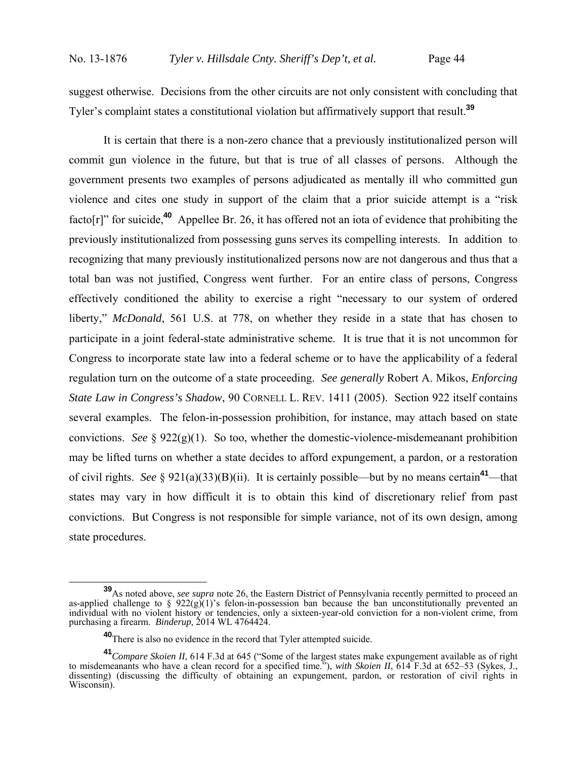suggest otherwise. Decisions from the other circuits are not only consistent with concluding that Tyler's complaint states a constitutional violation but affirmatively support that result.[39]

It is certain that there is a non-zero chance that a previously institutionalized person will commit gun violence in the future, but that is true of all classes of persons. Although the government presents two examples of persons adjudicated as mentally ill who committed gun violence and cites one study in support of the claim that a prior suicide attempt is a "risk facto[r]" for suicide,[40] Appellee Br. 26, it has offered not an iota of evidence that prohibiting the previously institutionalized from possessing guns serves its compelling interests. In addition to recognizing that many previously institutionalized persons now are not dangerous and thus that a total ban was not justified, Congress went further. For an entire class of persons, Congress effectively conditioned the ability to exercise a right "necessary to our system of ordered liberty," *McDonald*, 561 U.S. at 778, on whether they reside in a state that has chosen to participate in a joint federal-state administrative scheme. It is true that it is not uncommon for Congress to incorporate state law into a federal scheme or to have the applicability of a federal regulation turn on the outcome of a state proceeding. *See generally* Robert A. Mikos, *Enforcing State Law in Congress's Shadow*, 90 CORNELL L. REV. 1411 (2005). Section 922 itself contains several examples. The felon-in-possession prohibition, for instance, may attach based on state convictions. *See* § 922(g)(1). So too, whether the domestic-violence-misdemeanant prohibition may be lifted turns on whether a state decides to afford expungement, a pardon, or a restoration of civil rights. *See* § 921(a)(33)(B)(ii). It is certainly possible—but by no means certain[41]—that states may vary in how difficult it is to obtain this kind of discretionary relief from past convictions. But Congress is not responsible for simple variance, not of its own design, among state procedures.

---

[39] As noted above, *see supra* note 26, the Eastern District of Pennsylvania recently permitted to proceed an as-applied challenge to § 922(g)(1)'s felon-in-possession ban because the ban unconstitutionally prevented an individual with no violent history or tendencies, only a sixteen-year-old conviction for a non-violent crime, from purchasing a firearm. *Binderup*, 2014 WL 4764424.

[40] There is also no evidence in the record that Tyler attempted suicide.

[41] *Compare Skoien II*, 614 F.3d at 645 ("Some of the largest states make expungement available as of right to misdemeanants who have a clean record for a specified time."), *with Skoien II*, 614 F.3d at 652–53 (Sykes, J., dissenting) (discussing the difficulty of obtaining an expungement, pardon, or restoration of civil rights in Wisconsin).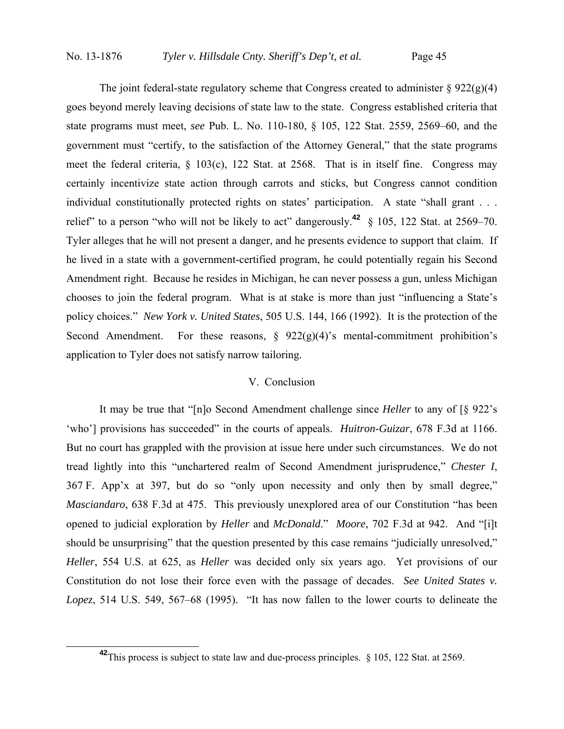The joint federal-state regulatory scheme that Congress created to administer § 922(g)(4) goes beyond merely leaving decisions of state law to the state. Congress established criteria that state programs must meet, *see* Pub. L. No. 110-180, § 105, 122 Stat. 2559, 2569–60, and the government must "certify, to the satisfaction of the Attorney General," that the state programs meet the federal criteria, § 103(c), 122 Stat. at 2568. That is in itself fine. Congress may certainly incentivize state action through carrots and sticks, but Congress cannot condition individual constitutionally protected rights on states' participation. A state "shall grant . . . relief" to a person "who will not be likely to act" dangerously.[42] § 105, 122 Stat. at 2569–70. Tyler alleges that he will not present a danger, and he presents evidence to support that claim. If he lived in a state with a government-certified program, he could potentially regain his Second Amendment right. Because he resides in Michigan, he can never possess a gun, unless Michigan chooses to join the federal program. What is at stake is more than just "influencing a State's policy choices." *New York v. United States*, 505 U.S. 144, 166 (1992). It is the protection of the Second Amendment. For these reasons, § 922(g)(4)'s mental-commitment prohibition's application to Tyler does not satisfy narrow tailoring.

## V. Conclusion

It may be true that "[n]o Second Amendment challenge since *Heller* to any of [§ 922's 'who'] provisions has succeeded" in the courts of appeals. *Huitron-Guizar*, 678 F.3d at 1166. But no court has grappled with the provision at issue here under such circumstances. We do not tread lightly into this "unchartered realm of Second Amendment jurisprudence," *Chester I*, 367 F. App'x at 397, but do so "only upon necessity and only then by small degree," *Masciandaro*, 638 F.3d at 475. This previously unexplored area of our Constitution "has been opened to judicial exploration by *Heller* and *McDonald*." *Moore*, 702 F.3d at 942. And "[i]t should be unsurprising" that the question presented by this case remains "judicially unresolved," *Heller*, 554 U.S. at 625, as *Heller* was decided only six years ago. Yet provisions of our Constitution do not lose their force even with the passage of decades. *See United States v. Lopez*, 514 U.S. 549, 567–68 (1995). "It has now fallen to the lower courts to delineate the

---

[42] This process is subject to state law and due-process principles. § 105, 122 Stat. at 2569.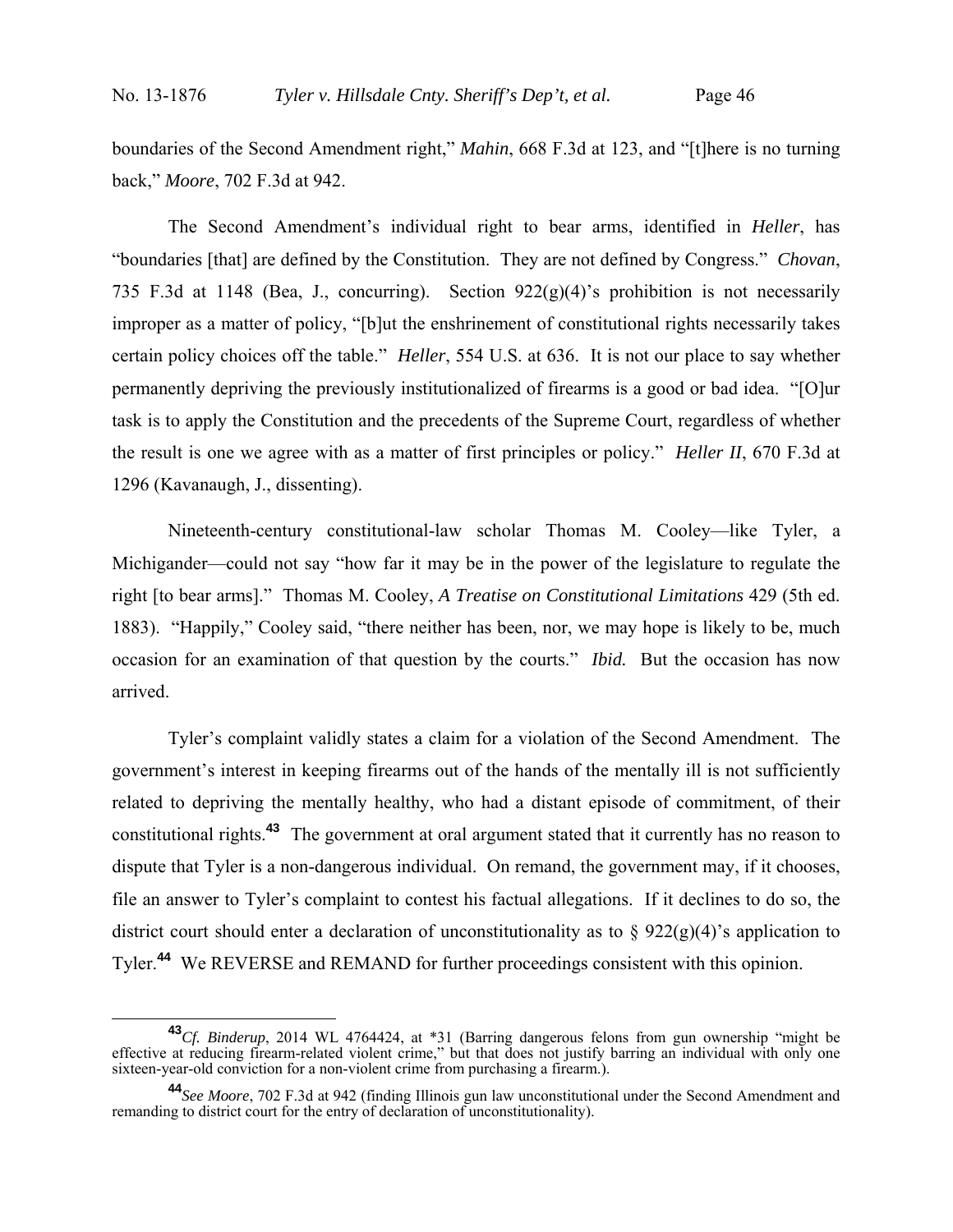boundaries of the Second Amendment right," *Mahin*, 668 F.3d at 123, and "[t]here is no turning back," *Moore*, 702 F.3d at 942.

The Second Amendment's individual right to bear arms, identified in *Heller*, has "boundaries [that] are defined by the Constitution. They are not defined by Congress." *Chovan*, 735 F.3d at 1148 (Bea, J., concurring). Section 922(g)(4)'s prohibition is not necessarily improper as a matter of policy, "[b]ut the enshrinement of constitutional rights necessarily takes certain policy choices off the table." *Heller*, 554 U.S. at 636. It is not our place to say whether permanently depriving the previously institutionalized of firearms is a good or bad idea. "[O]ur task is to apply the Constitution and the precedents of the Supreme Court, regardless of whether the result is one we agree with as a matter of first principles or policy." *Heller II*, 670 F.3d at 1296 (Kavanaugh, J., dissenting).

Nineteenth-century constitutional-law scholar Thomas M. Cooley—like Tyler, a Michigander—could not say "how far it may be in the power of the legislature to regulate the right [to bear arms]." Thomas M. Cooley, *A Treatise on Constitutional Limitations* 429 (5th ed. 1883). "Happily," Cooley said, "there neither has been, nor, we may hope is likely to be, much occasion for an examination of that question by the courts." *Ibid.* But the occasion has now arrived.

Tyler's complaint validly states a claim for a violation of the Second Amendment. The government's interest in keeping firearms out of the hands of the mentally ill is not sufficiently related to depriving the mentally healthy, who had a distant episode of commitment, of their constitutional rights.[43] The government at oral argument stated that it currently has no reason to dispute that Tyler is a non-dangerous individual. On remand, the government may, if it chooses, file an answer to Tyler's complaint to contest his factual allegations. If it declines to do so, the district court should enter a declaration of unconstitutionality as to § 922(g)(4)'s application to Tyler.[44] We REVERSE and REMAND for further proceedings consistent with this opinion.

---

[43] *Cf. Binderup*, 2014 WL 4764424, at *31 (Barring dangerous felons from gun ownership "might be effective at reducing firearm-related violent crime," but that does not justify barring an individual with only one sixteen-year-old conviction for a non-violent crime from purchasing a firearm.).

[44] *See Moore*, 702 F.3d at 942 (finding Illinois gun law unconstitutional under the Second Amendment and remanding to district court for the entry of declaration of unconstitutionality).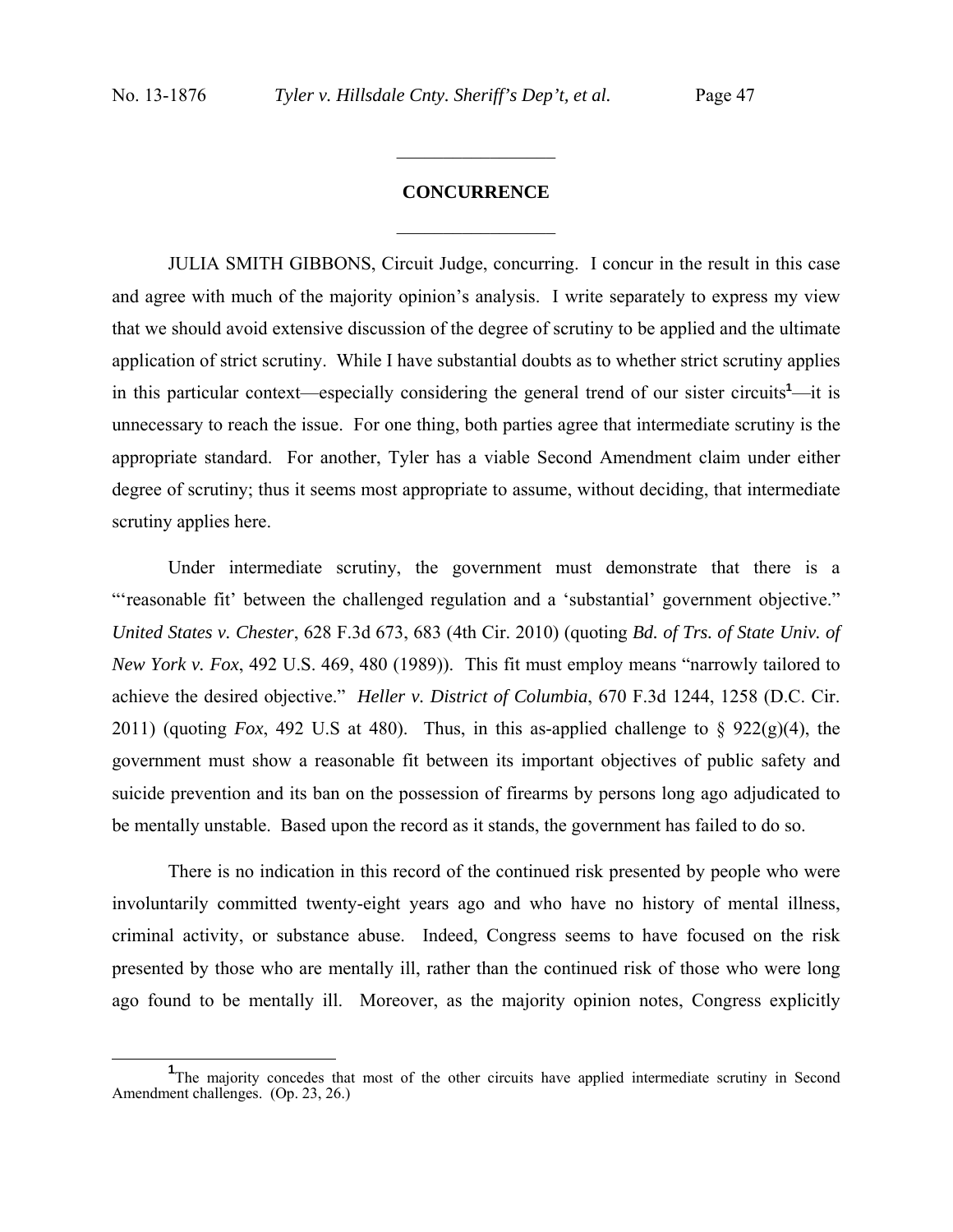## CONCURRENCE

JULIA SMITH GIBBONS, Circuit Judge, concurring. I concur in the result in this case and agree with much of the majority opinion's analysis. I write separately to express my view that we should avoid extensive discussion of the degree of scrutiny to be applied and the ultimate application of strict scrutiny. While I have substantial doubts as to whether strict scrutiny applies in this particular context—especially considering the general trend of our sister circuits[1]—it is unnecessary to reach the issue. For one thing, both parties agree that intermediate scrutiny is the appropriate standard. For another, Tyler has a viable Second Amendment claim under either degree of scrutiny; thus it seems most appropriate to assume, without deciding, that intermediate scrutiny applies here.

Under intermediate scrutiny, the government must demonstrate that there is a "'reasonable fit' between the challenged regulation and a 'substantial' government objective." *United States v. Chester*, 628 F.3d 673, 683 (4th Cir. 2010) (quoting *Bd. of Trs. of State Univ. of New York v. Fox*, 492 U.S. 469, 480 (1989)). This fit must employ means "narrowly tailored to achieve the desired objective." *Heller v. District of Columbia*, 670 F.3d 1244, 1258 (D.C. Cir. 2011) (quoting *Fox*, 492 U.S at 480). Thus, in this as-applied challenge to § 922(g)(4), the government must show a reasonable fit between its important objectives of public safety and suicide prevention and its ban on the possession of firearms by persons long ago adjudicated to be mentally unstable. Based upon the record as it stands, the government has failed to do so.

There is no indication in this record of the continued risk presented by people who were involuntarily committed twenty-eight years ago and who have no history of mental illness, criminal activity, or substance abuse. Indeed, Congress seems to have focused on the risk presented by those who are mentally ill, rather than the continued risk of those who were long ago found to be mentally ill. Moreover, as the majority opinion notes, Congress explicitly

[1] The majority concedes that most of the other circuits have applied intermediate scrutiny in Second Amendment challenges. (Op. 23, 26.)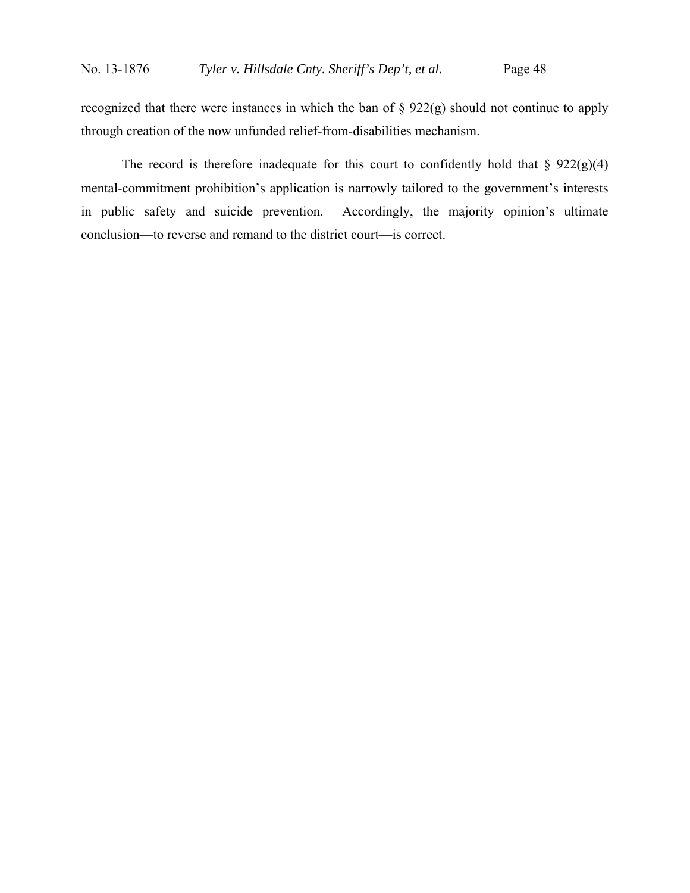recognized that there were instances in which the ban of § 922(g) should not continue to apply through creation of the now unfunded relief-from-disabilities mechanism.

The record is therefore inadequate for this court to confidently hold that § 922(g)(4) mental-commitment prohibition's application is narrowly tailored to the government's interests in public safety and suicide prevention. Accordingly, the majority opinion's ultimate conclusion—to reverse and remand to the district court—is correct.